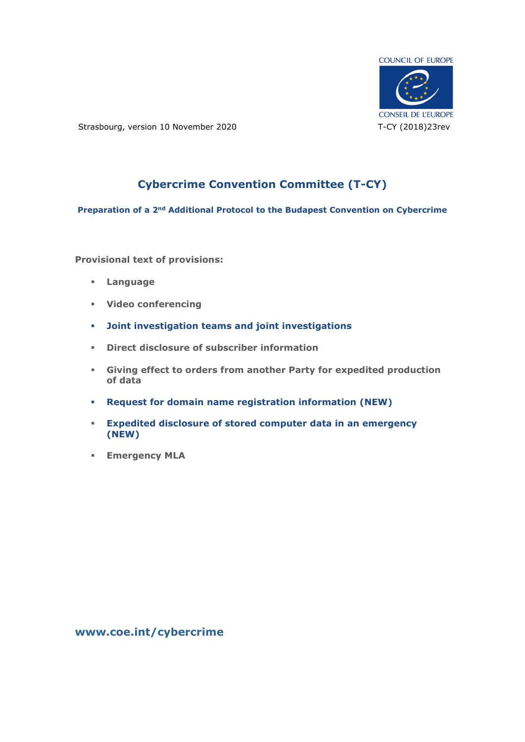COUNCIL OF EUROPE

CONSEIL DE L'EUROPE

Strasbourg, version 10 November 2020

T-CY (2018)23rev

# Cybercrime Convention Committee (T-CY)

## Preparation of a 2nd Additional Protocol to the Budapest Convention on Cybercrime

**Provisional text of provisions:**

- **Language**
- **Video conferencing**
- **Joint investigation teams and joint investigations**
- **Direct disclosure of subscriber information**
- **Giving effect to orders from another Party for expedited production of data**
- **Request for domain name registration information (NEW)**
- **Expedited disclosure of stored computer data in an emergency (NEW)**
- **Emergency MLA**

**www.coe.int/cybercrime**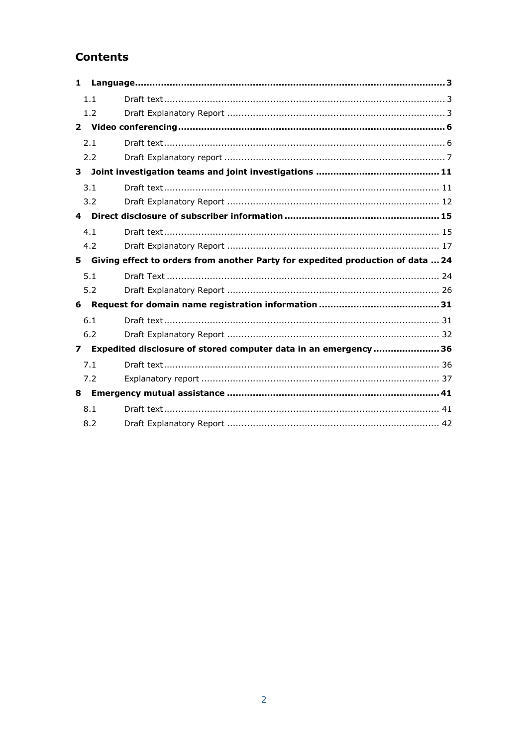## Contents

**1 Language** ........ **3**

- 1.1 Draft text ........ 3
- 1.2 Draft Explanatory Report ........ 3

**2 Video conferencing** ........ **6**

- 2.1 Draft text ........ 6
- 2.2 Draft Explanatory report ........ 7

**3 Joint investigation teams and joint investigations** ........ **11**

- 3.1 Draft text ........ 11
- 3.2 Draft Explanatory Report ........ 12

**4 Direct disclosure of subscriber information** ........ **15**

- 4.1 Draft text ........ 15
- 4.2 Draft Explanatory Report ........ 17

**5 Giving effect to orders from another Party for expedited production of data** ........ **24**

- 5.1 Draft Text ........ 24
- 5.2 Draft Explanatory Report ........ 26

**6 Request for domain name registration information** ........ **31**

- 6.1 Draft text ........ 31
- 6.2 Draft Explanatory Report ........ 32

**7 Expedited disclosure of stored computer data in an emergency** ........ **36**

- 7.1 Draft text ........ 36
- 7.2 Explanatory report ........ 37

**8 Emergency mutual assistance** ........ **41**

- 8.1 Draft text ........ 41
- 8.2 Draft Explanatory Report ........ 42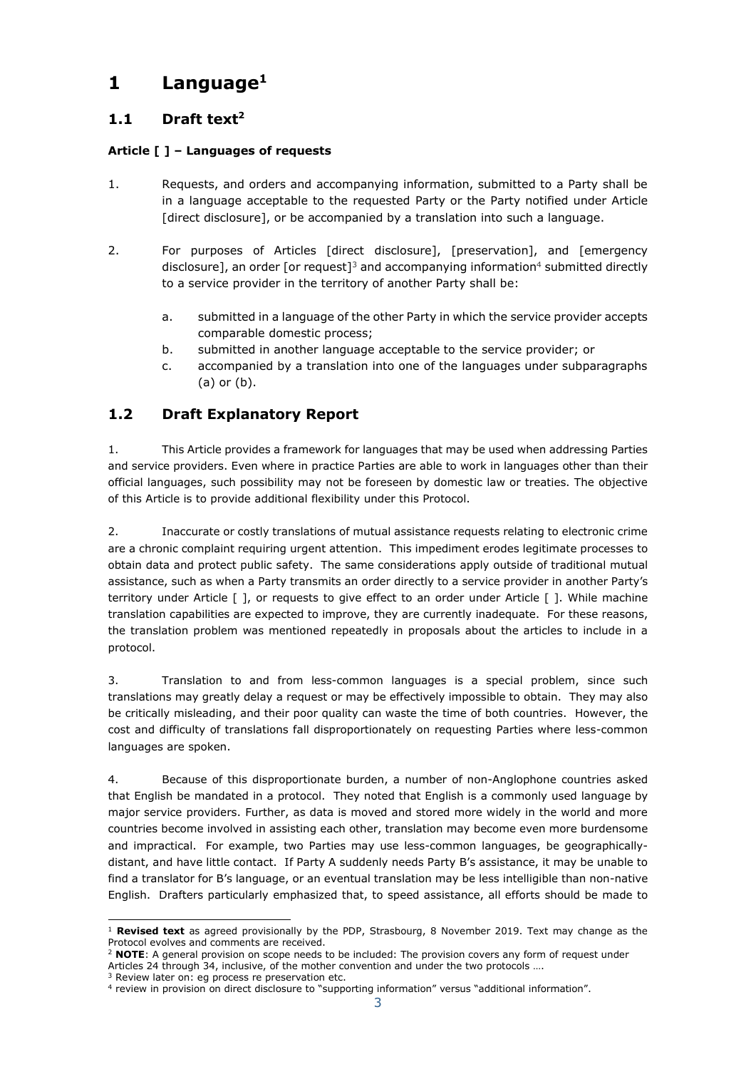# 1 Language[1]

## 1.1 Draft text[2]

**Article [ ] – Languages of requests**

1. Requests, and orders and accompanying information, submitted to a Party shall be in a language acceptable to the requested Party or the Party notified under Article [direct disclosure], or be accompanied by a translation into such a language.

2. For purposes of Articles [direct disclosure], [preservation], and [emergency disclosure], an order [or request][3] and accompanying information[4] submitted directly to a service provider in the territory of another Party shall be:

   a. submitted in a language of the other Party in which the service provider accepts comparable domestic process;
   b. submitted in another language acceptable to the service provider; or
   c. accompanied by a translation into one of the languages under subparagraphs (a) or (b).

## 1.2 Draft Explanatory Report

1. This Article provides a framework for languages that may be used when addressing Parties and service providers. Even where in practice Parties are able to work in languages other than their official languages, such possibility may not be foreseen by domestic law or treaties. The objective of this Article is to provide additional flexibility under this Protocol.

2. Inaccurate or costly translations of mutual assistance requests relating to electronic crime are a chronic complaint requiring urgent attention. This impediment erodes legitimate processes to obtain data and protect public safety. The same considerations apply outside of traditional mutual assistance, such as when a Party transmits an order directly to a service provider in another Party's territory under Article [ ], or requests to give effect to an order under Article [ ]. While machine translation capabilities are expected to improve, they are currently inadequate. For these reasons, the translation problem was mentioned repeatedly in proposals about the articles to include in a protocol.

3. Translation to and from less-common languages is a special problem, since such translations may greatly delay a request or may be effectively impossible to obtain. They may also be critically misleading, and their poor quality can waste the time of both countries. However, the cost and difficulty of translations fall disproportionately on requesting Parties where less-common languages are spoken.

4. Because of this disproportionate burden, a number of non-Anglophone countries asked that English be mandated in a protocol. They noted that English is a commonly used language by major service providers. Further, as data is moved and stored more widely in the world and more countries become involved in assisting each other, translation may become even more burdensome and impractical. For example, two Parties may use less-common languages, be geographically-distant, and have little contact. If Party A suddenly needs Party B's assistance, it may be unable to find a translator for B's language, or an eventual translation may be less intelligible than non-native English. Drafters particularly emphasized that, to speed assistance, all efforts should be made to

---

[1] **Revised text** as agreed provisionally by the PDP, Strasbourg, 8 November 2019. Text may change as the Protocol evolves and comments are received.

[2] **NOTE**: A general provision on scope needs to be included: The provision covers any form of request under Articles 24 through 34, inclusive, of the mother convention and under the two protocols ….

[3] Review later on: eg process re preservation etc.

[4] review in provision on direct disclosure to "supporting information" versus "additional information".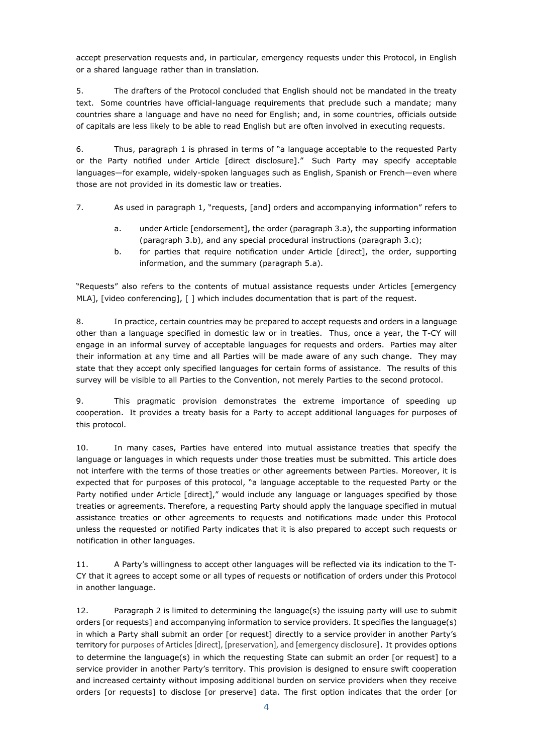accept preservation requests and, in particular, emergency requests under this Protocol, in English or a shared language rather than in translation.

5. The drafters of the Protocol concluded that English should not be mandated in the treaty text. Some countries have official-language requirements that preclude such a mandate; many countries share a language and have no need for English; and, in some countries, officials outside of capitals are less likely to be able to read English but are often involved in executing requests.

6. Thus, paragraph 1 is phrased in terms of "a language acceptable to the requested Party or the Party notified under Article [direct disclosure]." Such Party may specify acceptable languages—for example, widely-spoken languages such as English, Spanish or French—even where those are not provided in its domestic law or treaties.

7. As used in paragraph 1, "requests, [and] orders and accompanying information" refers to

a. under Article [endorsement], the order (paragraph 3.a), the supporting information (paragraph 3.b), and any special procedural instructions (paragraph 3.c);
b. for parties that require notification under Article [direct], the order, supporting information, and the summary (paragraph 5.a).

"Requests" also refers to the contents of mutual assistance requests under Articles [emergency MLA], [video conferencing], [ ] which includes documentation that is part of the request.

8. In practice, certain countries may be prepared to accept requests and orders in a language other than a language specified in domestic law or in treaties. Thus, once a year, the T-CY will engage in an informal survey of acceptable languages for requests and orders. Parties may alter their information at any time and all Parties will be made aware of any such change. They may state that they accept only specified languages for certain forms of assistance. The results of this survey will be visible to all Parties to the Convention, not merely Parties to the second protocol.

9. This pragmatic provision demonstrates the extreme importance of speeding up cooperation. It provides a treaty basis for a Party to accept additional languages for purposes of this protocol.

10. In many cases, Parties have entered into mutual assistance treaties that specify the language or languages in which requests under those treaties must be submitted. This article does not interfere with the terms of those treaties or other agreements between Parties. Moreover, it is expected that for purposes of this protocol, "a language acceptable to the requested Party or the Party notified under Article [direct]," would include any language or languages specified by those treaties or agreements. Therefore, a requesting Party should apply the language specified in mutual assistance treaties or other agreements to requests and notifications made under this Protocol unless the requested or notified Party indicates that it is also prepared to accept such requests or notification in other languages.

11. A Party's willingness to accept other languages will be reflected via its indication to the T-CY that it agrees to accept some or all types of requests or notification of orders under this Protocol in another language.

12. Paragraph 2 is limited to determining the language(s) the issuing party will use to submit orders [or requests] and accompanying information to service providers. It specifies the language(s) in which a Party shall submit an order [or request] directly to a service provider in another Party's territory for purposes of Articles [direct], [preservation], and [emergency disclosure]. It provides options to determine the language(s) in which the requesting State can submit an order [or request] to a service provider in another Party's territory. This provision is designed to ensure swift cooperation and increased certainty without imposing additional burden on service providers when they receive orders [or requests] to disclose [or preserve] data. The first option indicates that the order [or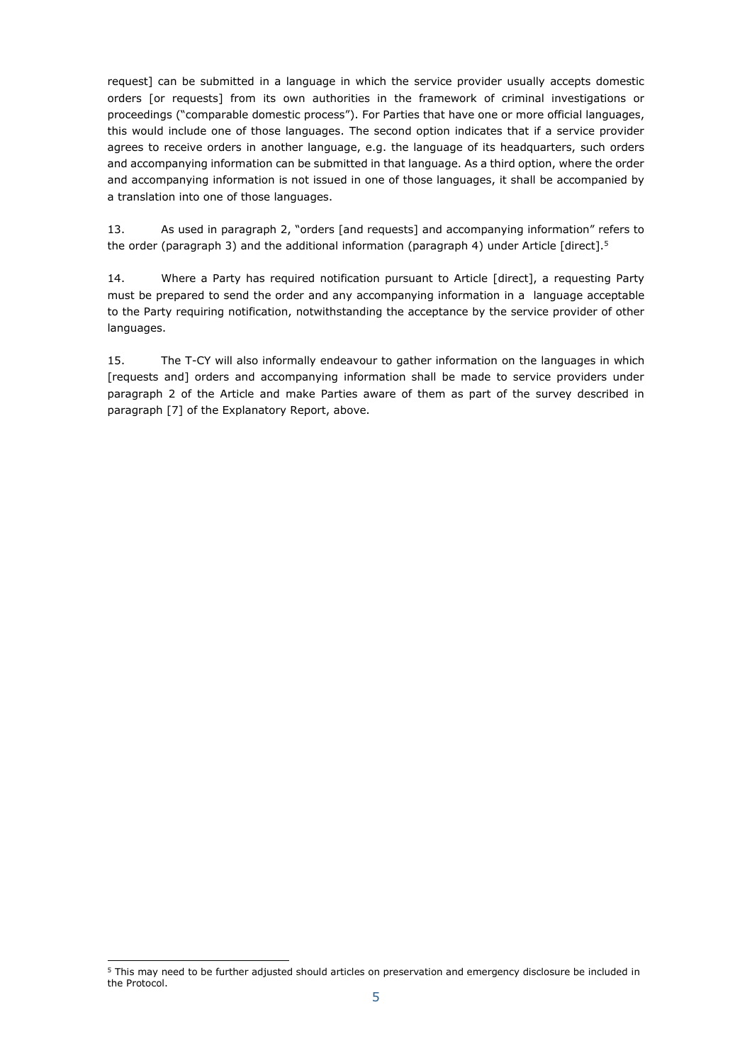request] can be submitted in a language in which the service provider usually accepts domestic orders [or requests] from its own authorities in the framework of criminal investigations or proceedings ("comparable domestic process"). For Parties that have one or more official languages, this would include one of those languages. The second option indicates that if a service provider agrees to receive orders in another language, e.g. the language of its headquarters, such orders and accompanying information can be submitted in that language. As a third option, where the order and accompanying information is not issued in one of those languages, it shall be accompanied by a translation into one of those languages.

13. As used in paragraph 2, "orders [and requests] and accompanying information" refers to the order (paragraph 3) and the additional information (paragraph 4) under Article [direct].[5]

14. Where a Party has required notification pursuant to Article [direct], a requesting Party must be prepared to send the order and any accompanying information in a language acceptable to the Party requiring notification, notwithstanding the acceptance by the service provider of other languages.

15. The T-CY will also informally endeavour to gather information on the languages in which [requests and] orders and accompanying information shall be made to service providers under paragraph 2 of the Article and make Parties aware of them as part of the survey described in paragraph [7] of the Explanatory Report, above.

[5] This may need to be further adjusted should articles on preservation and emergency disclosure be included in the Protocol.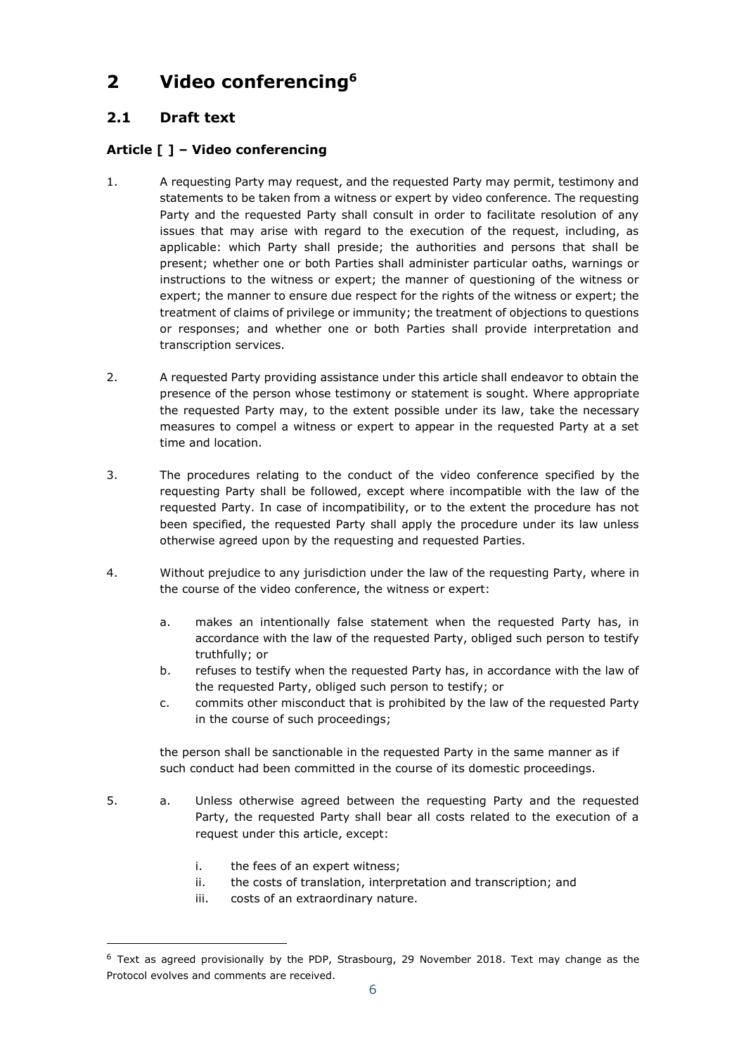# 2 Video conferencing[6]

## 2.1 Draft text

### Article [ ] – Video conferencing

1. A requesting Party may request, and the requested Party may permit, testimony and statements to be taken from a witness or expert by video conference. The requesting Party and the requested Party shall consult in order to facilitate resolution of any issues that may arise with regard to the execution of the request, including, as applicable: which Party shall preside; the authorities and persons that shall be present; whether one or both Parties shall administer particular oaths, warnings or instructions to the witness or expert; the manner of questioning of the witness or expert; the manner to ensure due respect for the rights of the witness or expert; the treatment of claims of privilege or immunity; the treatment of objections to questions or responses; and whether one or both Parties shall provide interpretation and transcription services.

2. A requested Party providing assistance under this article shall endeavor to obtain the presence of the person whose testimony or statement is sought. Where appropriate the requested Party may, to the extent possible under its law, take the necessary measures to compel a witness or expert to appear in the requested Party at a set time and location.

3. The procedures relating to the conduct of the video conference specified by the requesting Party shall be followed, except where incompatible with the law of the requested Party. In case of incompatibility, or to the extent the procedure has not been specified, the requested Party shall apply the procedure under its law unless otherwise agreed upon by the requesting and requested Parties.

4. Without prejudice to any jurisdiction under the law of the requesting Party, where in the course of the video conference, the witness or expert:

   a. makes an intentionally false statement when the requested Party has, in accordance with the law of the requested Party, obliged such person to testify truthfully; or
   b. refuses to testify when the requested Party has, in accordance with the law of the requested Party, obliged such person to testify; or
   c. commits other misconduct that is prohibited by the law of the requested Party in the course of such proceedings;

   the person shall be sanctionable in the requested Party in the same manner as if such conduct had been committed in the course of its domestic proceedings.

5. a. Unless otherwise agreed between the requesting Party and the requested Party, the requested Party shall bear all costs related to the execution of a request under this article, except:

      i. the fees of an expert witness;
      ii. the costs of translation, interpretation and transcription; and
      iii. costs of an extraordinary nature.

[6] Text as agreed provisionally by the PDP, Strasbourg, 29 November 2018. Text may change as the Protocol evolves and comments are received.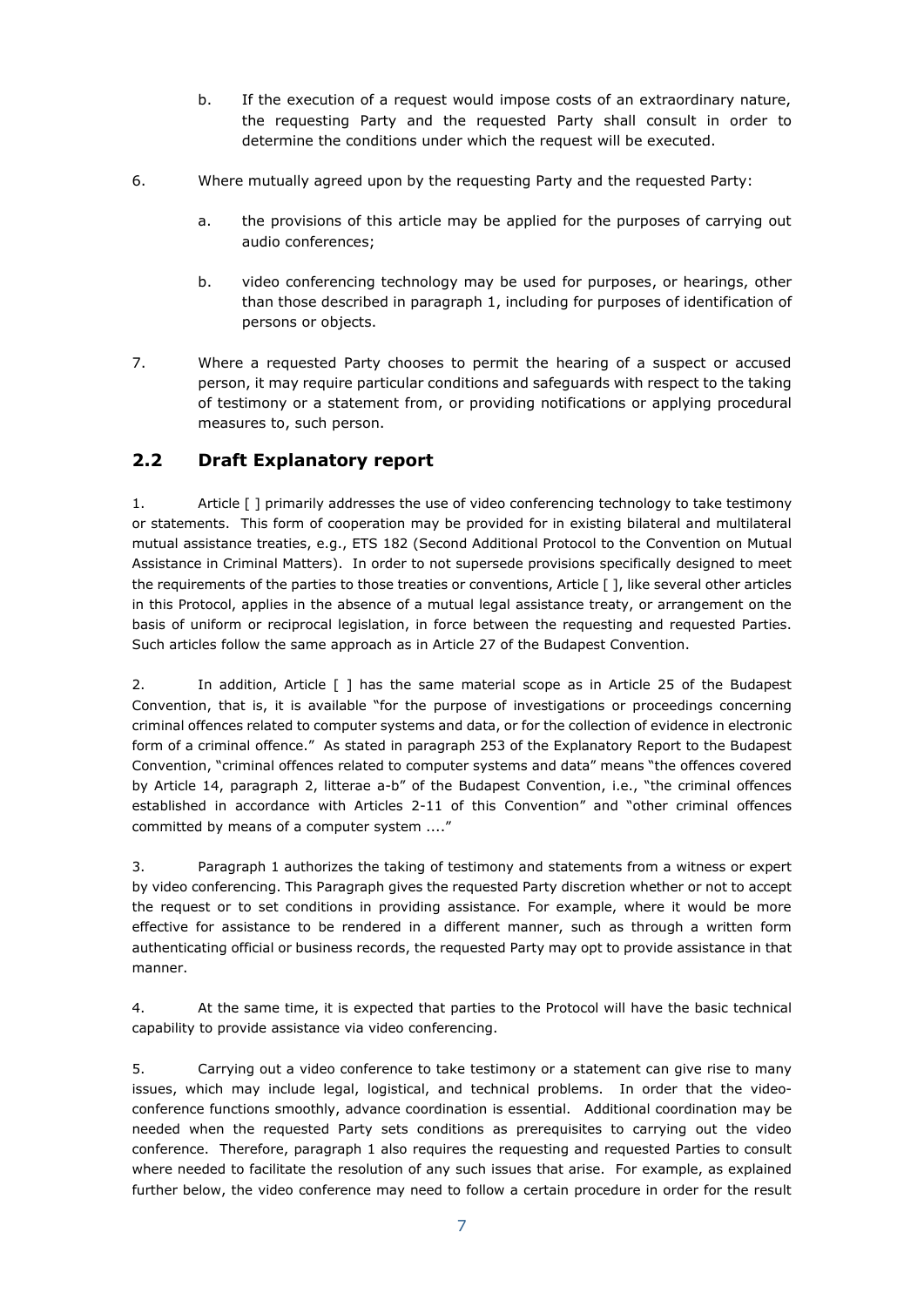b. If the execution of a request would impose costs of an extraordinary nature, the requesting Party and the requested Party shall consult in order to determine the conditions under which the request will be executed.

6. Where mutually agreed upon by the requesting Party and the requested Party:

   a. the provisions of this article may be applied for the purposes of carrying out audio conferences;

   b. video conferencing technology may be used for purposes, or hearings, other than those described in paragraph 1, including for purposes of identification of persons or objects.

7. Where a requested Party chooses to permit the hearing of a suspect or accused person, it may require particular conditions and safeguards with respect to the taking of testimony or a statement from, or providing notifications or applying procedural measures to, such person.

## 2.2 Draft Explanatory report

1. Article [ ] primarily addresses the use of video conferencing technology to take testimony or statements. This form of cooperation may be provided for in existing bilateral and multilateral mutual assistance treaties, e.g., ETS 182 (Second Additional Protocol to the Convention on Mutual Assistance in Criminal Matters). In order to not supersede provisions specifically designed to meet the requirements of the parties to those treaties or conventions, Article [ ], like several other articles in this Protocol, applies in the absence of a mutual legal assistance treaty, or arrangement on the basis of uniform or reciprocal legislation, in force between the requesting and requested Parties. Such articles follow the same approach as in Article 27 of the Budapest Convention.

2. In addition, Article [ ] has the same material scope as in Article 25 of the Budapest Convention, that is, it is available "for the purpose of investigations or proceedings concerning criminal offences related to computer systems and data, or for the collection of evidence in electronic form of a criminal offence." As stated in paragraph 253 of the Explanatory Report to the Budapest Convention, "criminal offences related to computer systems and data" means "the offences covered by Article 14, paragraph 2, litterae a-b" of the Budapest Convention, i.e., "the criminal offences established in accordance with Articles 2-11 of this Convention" and "other criminal offences committed by means of a computer system ...."

3. Paragraph 1 authorizes the taking of testimony and statements from a witness or expert by video conferencing. This Paragraph gives the requested Party discretion whether or not to accept the request or to set conditions in providing assistance. For example, where it would be more effective for assistance to be rendered in a different manner, such as through a written form authenticating official or business records, the requested Party may opt to provide assistance in that manner.

4. At the same time, it is expected that parties to the Protocol will have the basic technical capability to provide assistance via video conferencing.

5. Carrying out a video conference to take testimony or a statement can give rise to many issues, which may include legal, logistical, and technical problems. In order that the video-conference functions smoothly, advance coordination is essential. Additional coordination may be needed when the requested Party sets conditions as prerequisites to carrying out the video conference. Therefore, paragraph 1 also requires the requesting and requested Parties to consult where needed to facilitate the resolution of any such issues that arise. For example, as explained further below, the video conference may need to follow a certain procedure in order for the result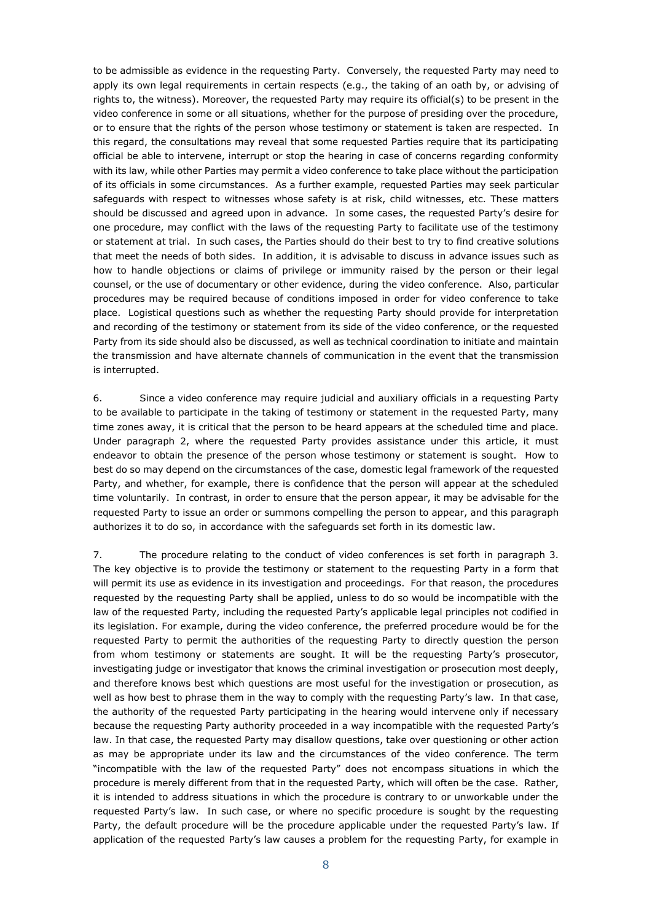to be admissible as evidence in the requesting Party. Conversely, the requested Party may need to apply its own legal requirements in certain respects (e.g., the taking of an oath by, or advising of rights to, the witness). Moreover, the requested Party may require its official(s) to be present in the video conference in some or all situations, whether for the purpose of presiding over the procedure, or to ensure that the rights of the person whose testimony or statement is taken are respected. In this regard, the consultations may reveal that some requested Parties require that its participating official be able to intervene, interrupt or stop the hearing in case of concerns regarding conformity with its law, while other Parties may permit a video conference to take place without the participation of its officials in some circumstances. As a further example, requested Parties may seek particular safeguards with respect to witnesses whose safety is at risk, child witnesses, etc. These matters should be discussed and agreed upon in advance. In some cases, the requested Party's desire for one procedure, may conflict with the laws of the requesting Party to facilitate use of the testimony or statement at trial. In such cases, the Parties should do their best to try to find creative solutions that meet the needs of both sides. In addition, it is advisable to discuss in advance issues such as how to handle objections or claims of privilege or immunity raised by the person or their legal counsel, or the use of documentary or other evidence, during the video conference. Also, particular procedures may be required because of conditions imposed in order for video conference to take place. Logistical questions such as whether the requesting Party should provide for interpretation and recording of the testimony or statement from its side of the video conference, or the requested Party from its side should also be discussed, as well as technical coordination to initiate and maintain the transmission and have alternate channels of communication in the event that the transmission is interrupted.

6. Since a video conference may require judicial and auxiliary officials in a requesting Party to be available to participate in the taking of testimony or statement in the requested Party, many time zones away, it is critical that the person to be heard appears at the scheduled time and place. Under paragraph 2, where the requested Party provides assistance under this article, it must endeavor to obtain the presence of the person whose testimony or statement is sought. How to best do so may depend on the circumstances of the case, domestic legal framework of the requested Party, and whether, for example, there is confidence that the person will appear at the scheduled time voluntarily. In contrast, in order to ensure that the person appear, it may be advisable for the requested Party to issue an order or summons compelling the person to appear, and this paragraph authorizes it to do so, in accordance with the safeguards set forth in its domestic law.

7. The procedure relating to the conduct of video conferences is set forth in paragraph 3. The key objective is to provide the testimony or statement to the requesting Party in a form that will permit its use as evidence in its investigation and proceedings. For that reason, the procedures requested by the requesting Party shall be applied, unless to do so would be incompatible with the law of the requested Party, including the requested Party's applicable legal principles not codified in its legislation. For example, during the video conference, the preferred procedure would be for the requested Party to permit the authorities of the requesting Party to directly question the person from whom testimony or statements are sought. It will be the requesting Party's prosecutor, investigating judge or investigator that knows the criminal investigation or prosecution most deeply, and therefore knows best which questions are most useful for the investigation or prosecution, as well as how best to phrase them in the way to comply with the requesting Party's law. In that case, the authority of the requested Party participating in the hearing would intervene only if necessary because the requesting Party authority proceeded in a way incompatible with the requested Party's law. In that case, the requested Party may disallow questions, take over questioning or other action as may be appropriate under its law and the circumstances of the video conference. The term "incompatible with the law of the requested Party" does not encompass situations in which the procedure is merely different from that in the requested Party, which will often be the case. Rather, it is intended to address situations in which the procedure is contrary to or unworkable under the requested Party's law. In such case, or where no specific procedure is sought by the requesting Party, the default procedure will be the procedure applicable under the requested Party's law. If application of the requested Party's law causes a problem for the requesting Party, for example in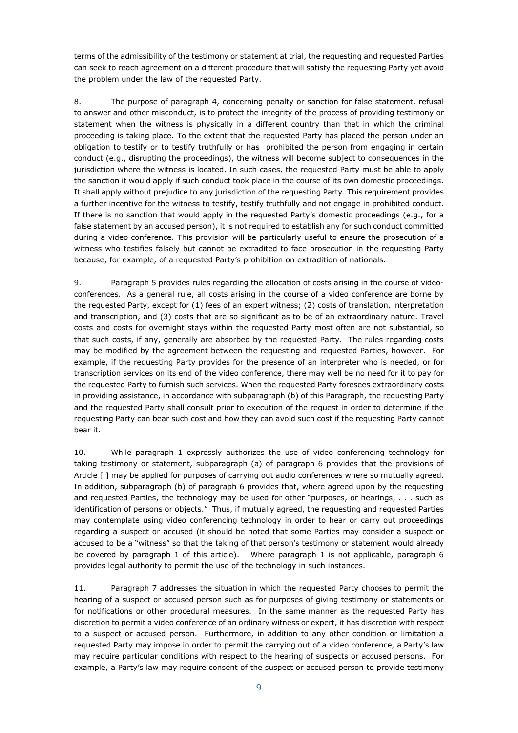terms of the admissibility of the testimony or statement at trial, the requesting and requested Parties can seek to reach agreement on a different procedure that will satisfy the requesting Party yet avoid the problem under the law of the requested Party.

8. The purpose of paragraph 4, concerning penalty or sanction for false statement, refusal to answer and other misconduct, is to protect the integrity of the process of providing testimony or statement when the witness is physically in a different country than that in which the criminal proceeding is taking place. To the extent that the requested Party has placed the person under an obligation to testify or to testify truthfully or has prohibited the person from engaging in certain conduct (e.g., disrupting the proceedings), the witness will become subject to consequences in the jurisdiction where the witness is located. In such cases, the requested Party must be able to apply the sanction it would apply if such conduct took place in the course of its own domestic proceedings. It shall apply without prejudice to any jurisdiction of the requesting Party. This requirement provides a further incentive for the witness to testify, testify truthfully and not engage in prohibited conduct. If there is no sanction that would apply in the requested Party's domestic proceedings (e.g., for a false statement by an accused person), it is not required to establish any for such conduct committed during a video conference. This provision will be particularly useful to ensure the prosecution of a witness who testifies falsely but cannot be extradited to face prosecution in the requesting Party because, for example, of a requested Party's prohibition on extradition of nationals.

9. Paragraph 5 provides rules regarding the allocation of costs arising in the course of video-conferences. As a general rule, all costs arising in the course of a video conference are borne by the requested Party, except for (1) fees of an expert witness; (2) costs of translation, interpretation and transcription, and (3) costs that are so significant as to be of an extraordinary nature. Travel costs and costs for overnight stays within the requested Party most often are not substantial, so that such costs, if any, generally are absorbed by the requested Party. The rules regarding costs may be modified by the agreement between the requesting and requested Parties, however. For example, if the requesting Party provides for the presence of an interpreter who is needed, or for transcription services on its end of the video conference, there may well be no need for it to pay for the requested Party to furnish such services. When the requested Party foresees extraordinary costs in providing assistance, in accordance with subparagraph (b) of this Paragraph, the requesting Party and the requested Party shall consult prior to execution of the request in order to determine if the requesting Party can bear such cost and how they can avoid such cost if the requesting Party cannot bear it.

10. While paragraph 1 expressly authorizes the use of video conferencing technology for taking testimony or statement, subparagraph (a) of paragraph 6 provides that the provisions of Article [ ] may be applied for purposes of carrying out audio conferences where so mutually agreed. In addition, subparagraph (b) of paragraph 6 provides that, where agreed upon by the requesting and requested Parties, the technology may be used for other "purposes, or hearings, . . . such as identification of persons or objects." Thus, if mutually agreed, the requesting and requested Parties may contemplate using video conferencing technology in order to hear or carry out proceedings regarding a suspect or accused (it should be noted that some Parties may consider a suspect or accused to be a "witness" so that the taking of that person's testimony or statement would already be covered by paragraph 1 of this article). Where paragraph 1 is not applicable, paragraph 6 provides legal authority to permit the use of the technology in such instances.

11. Paragraph 7 addresses the situation in which the requested Party chooses to permit the hearing of a suspect or accused person such as for purposes of giving testimony or statements or for notifications or other procedural measures. In the same manner as the requested Party has discretion to permit a video conference of an ordinary witness or expert, it has discretion with respect to a suspect or accused person. Furthermore, in addition to any other condition or limitation a requested Party may impose in order to permit the carrying out of a video conference, a Party's law may require particular conditions with respect to the hearing of suspects or accused persons. For example, a Party's law may require consent of the suspect or accused person to provide testimony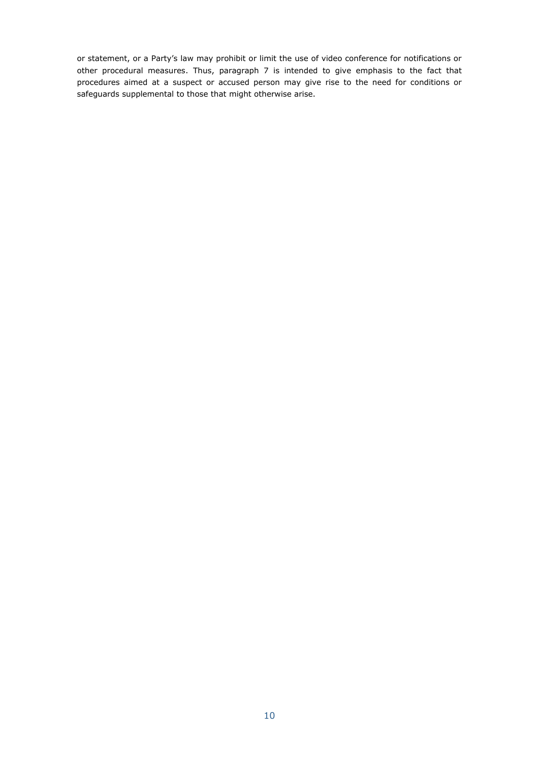or statement, or a Party's law may prohibit or limit the use of video conference for notifications or other procedural measures. Thus, paragraph 7 is intended to give emphasis to the fact that procedures aimed at a suspect or accused person may give rise to the need for conditions or safeguards supplemental to those that might otherwise arise.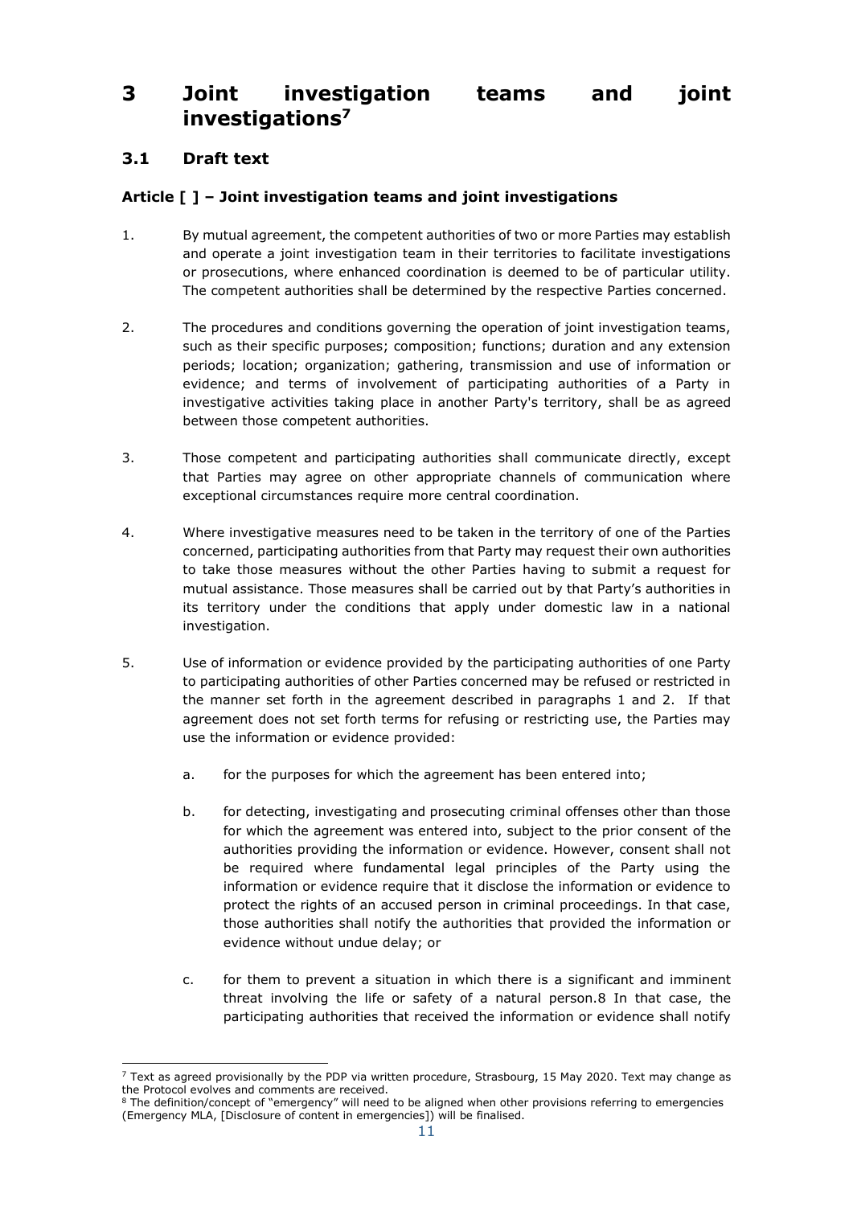# 3 Joint investigation teams and joint investigations[7]

## 3.1 Draft text

### Article [ ] – Joint investigation teams and joint investigations

1. By mutual agreement, the competent authorities of two or more Parties may establish and operate a joint investigation team in their territories to facilitate investigations or prosecutions, where enhanced coordination is deemed to be of particular utility. The competent authorities shall be determined by the respective Parties concerned.

2. The procedures and conditions governing the operation of joint investigation teams, such as their specific purposes; composition; functions; duration and any extension periods; location; organization; gathering, transmission and use of information or evidence; and terms of involvement of participating authorities of a Party in investigative activities taking place in another Party's territory, shall be as agreed between those competent authorities.

3. Those competent and participating authorities shall communicate directly, except that Parties may agree on other appropriate channels of communication where exceptional circumstances require more central coordination.

4. Where investigative measures need to be taken in the territory of one of the Parties concerned, participating authorities from that Party may request their own authorities to take those measures without the other Parties having to submit a request for mutual assistance. Those measures shall be carried out by that Party's authorities in its territory under the conditions that apply under domestic law in a national investigation.

5. Use of information or evidence provided by the participating authorities of one Party to participating authorities of other Parties concerned may be refused or restricted in the manner set forth in the agreement described in paragraphs 1 and 2. If that agreement does not set forth terms for refusing or restricting use, the Parties may use the information or evidence provided:

   a. for the purposes for which the agreement has been entered into;

   b. for detecting, investigating and prosecuting criminal offenses other than those for which the agreement was entered into, subject to the prior consent of the authorities providing the information or evidence. However, consent shall not be required where fundamental legal principles of the Party using the information or evidence require that it disclose the information or evidence to protect the rights of an accused person in criminal proceedings. In that case, those authorities shall notify the authorities that provided the information or evidence without undue delay; or

   c. for them to prevent a situation in which there is a significant and imminent threat involving the life or safety of a natural person.[8] In that case, the participating authorities that received the information or evidence shall notify

---

[7] Text as agreed provisionally by the PDP via written procedure, Strasbourg, 15 May 2020. Text may change as the Protocol evolves and comments are received.

[8] The definition/concept of "emergency" will need to be aligned when other provisions referring to emergencies (Emergency MLA, [Disclosure of content in emergencies]) will be finalised.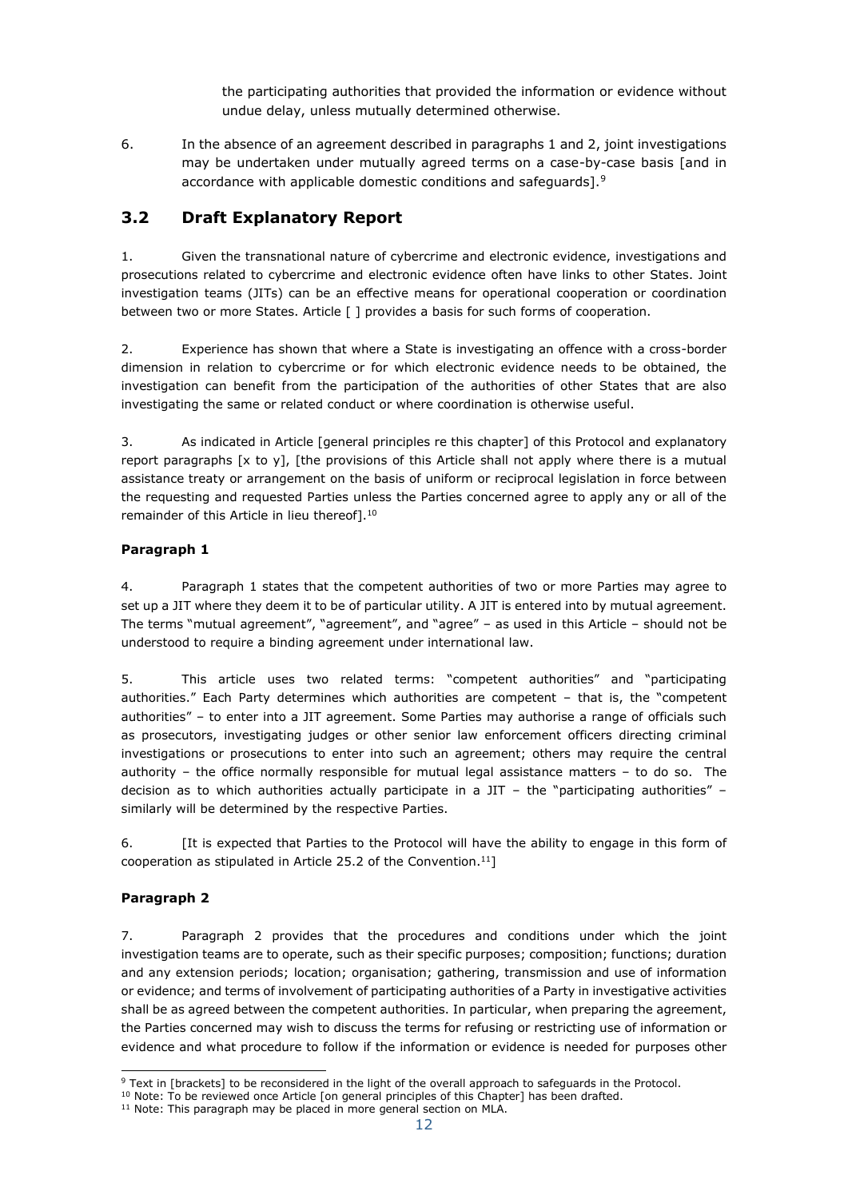the participating authorities that provided the information or evidence without undue delay, unless mutually determined otherwise.

6. In the absence of an agreement described in paragraphs 1 and 2, joint investigations may be undertaken under mutually agreed terms on a case-by-case basis [and in accordance with applicable domestic conditions and safeguards].[9]

## 3.2 Draft Explanatory Report

1. Given the transnational nature of cybercrime and electronic evidence, investigations and prosecutions related to cybercrime and electronic evidence often have links to other States. Joint investigation teams (JITs) can be an effective means for operational cooperation or coordination between two or more States. Article [ ] provides a basis for such forms of cooperation.

2. Experience has shown that where a State is investigating an offence with a cross-border dimension in relation to cybercrime or for which electronic evidence needs to be obtained, the investigation can benefit from the participation of the authorities of other States that are also investigating the same or related conduct or where coordination is otherwise useful.

3. As indicated in Article [general principles re this chapter] of this Protocol and explanatory report paragraphs [x to y], [the provisions of this Article shall not apply where there is a mutual assistance treaty or arrangement on the basis of uniform or reciprocal legislation in force between the requesting and requested Parties unless the Parties concerned agree to apply any or all of the remainder of this Article in lieu thereof].[10]

**Paragraph 1**

4. Paragraph 1 states that the competent authorities of two or more Parties may agree to set up a JIT where they deem it to be of particular utility. A JIT is entered into by mutual agreement. The terms "mutual agreement", "agreement", and "agree" – as used in this Article – should not be understood to require a binding agreement under international law.

5. This article uses two related terms: "competent authorities" and "participating authorities." Each Party determines which authorities are competent – that is, the "competent authorities" – to enter into a JIT agreement. Some Parties may authorise a range of officials such as prosecutors, investigating judges or other senior law enforcement officers directing criminal investigations or prosecutions to enter into such an agreement; others may require the central authority – the office normally responsible for mutual legal assistance matters – to do so. The decision as to which authorities actually participate in a JIT – the "participating authorities" – similarly will be determined by the respective Parties.

6. [It is expected that Parties to the Protocol will have the ability to engage in this form of cooperation as stipulated in Article 25.2 of the Convention.[11]]

**Paragraph 2**

7. Paragraph 2 provides that the procedures and conditions under which the joint investigation teams are to operate, such as their specific purposes; composition; functions; duration and any extension periods; location; organisation; gathering, transmission and use of information or evidence; and terms of involvement of participating authorities of a Party in investigative activities shall be as agreed between the competent authorities. In particular, when preparing the agreement, the Parties concerned may wish to discuss the terms for refusing or restricting use of information or evidence and what procedure to follow if the information or evidence is needed for purposes other

---

[9] Text in [brackets] to be reconsidered in the light of the overall approach to safeguards in the Protocol.

[10] Note: To be reviewed once Article [on general principles of this Chapter] has been drafted.

[11] Note: This paragraph may be placed in more general section on MLA.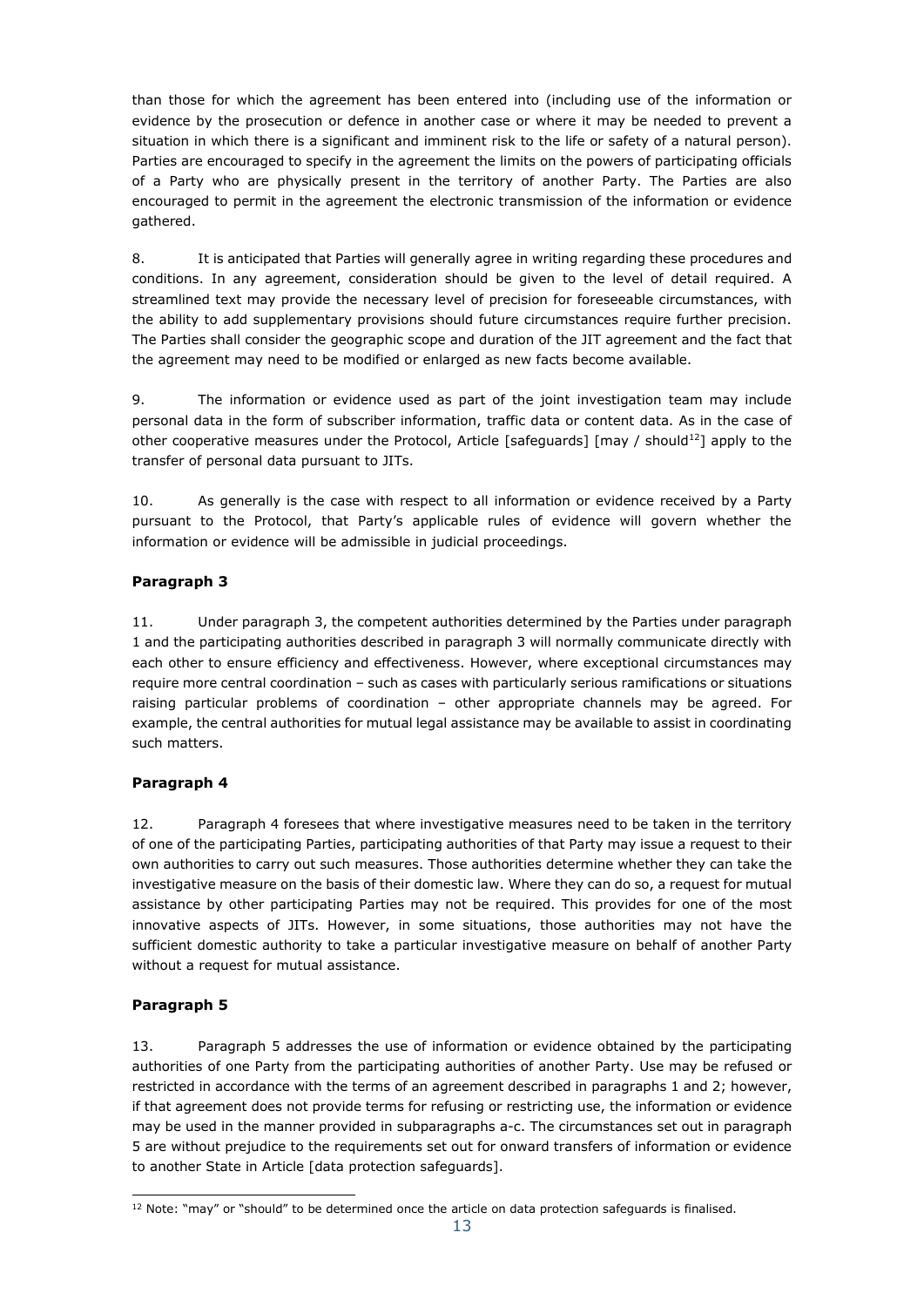than those for which the agreement has been entered into (including use of the information or evidence by the prosecution or defence in another case or where it may be needed to prevent a situation in which there is a significant and imminent risk to the life or safety of a natural person). Parties are encouraged to specify in the agreement the limits on the powers of participating officials of a Party who are physically present in the territory of another Party. The Parties are also encouraged to permit in the agreement the electronic transmission of the information or evidence gathered.

8. It is anticipated that Parties will generally agree in writing regarding these procedures and conditions. In any agreement, consideration should be given to the level of detail required. A streamlined text may provide the necessary level of precision for foreseeable circumstances, with the ability to add supplementary provisions should future circumstances require further precision. The Parties shall consider the geographic scope and duration of the JIT agreement and the fact that the agreement may need to be modified or enlarged as new facts become available.

9. The information or evidence used as part of the joint investigation team may include personal data in the form of subscriber information, traffic data or content data. As in the case of other cooperative measures under the Protocol, Article [safeguards] [may / should[12]] apply to the transfer of personal data pursuant to JITs.

10. As generally is the case with respect to all information or evidence received by a Party pursuant to the Protocol, that Party's applicable rules of evidence will govern whether the information or evidence will be admissible in judicial proceedings.

**Paragraph 3**

11. Under paragraph 3, the competent authorities determined by the Parties under paragraph 1 and the participating authorities described in paragraph 3 will normally communicate directly with each other to ensure efficiency and effectiveness. However, where exceptional circumstances may require more central coordination – such as cases with particularly serious ramifications or situations raising particular problems of coordination – other appropriate channels may be agreed. For example, the central authorities for mutual legal assistance may be available to assist in coordinating such matters.

**Paragraph 4**

12. Paragraph 4 foresees that where investigative measures need to be taken in the territory of one of the participating Parties, participating authorities of that Party may issue a request to their own authorities to carry out such measures. Those authorities determine whether they can take the investigative measure on the basis of their domestic law. Where they can do so, a request for mutual assistance by other participating Parties may not be required. This provides for one of the most innovative aspects of JITs. However, in some situations, those authorities may not have the sufficient domestic authority to take a particular investigative measure on behalf of another Party without a request for mutual assistance.

**Paragraph 5**

13. Paragraph 5 addresses the use of information or evidence obtained by the participating authorities of one Party from the participating authorities of another Party. Use may be refused or restricted in accordance with the terms of an agreement described in paragraphs 1 and 2; however, if that agreement does not provide terms for refusing or restricting use, the information or evidence may be used in the manner provided in subparagraphs a-c. The circumstances set out in paragraph 5 are without prejudice to the requirements set out for onward transfers of information or evidence to another State in Article [data protection safeguards].

[12] Note: "may" or "should" to be determined once the article on data protection safeguards is finalised.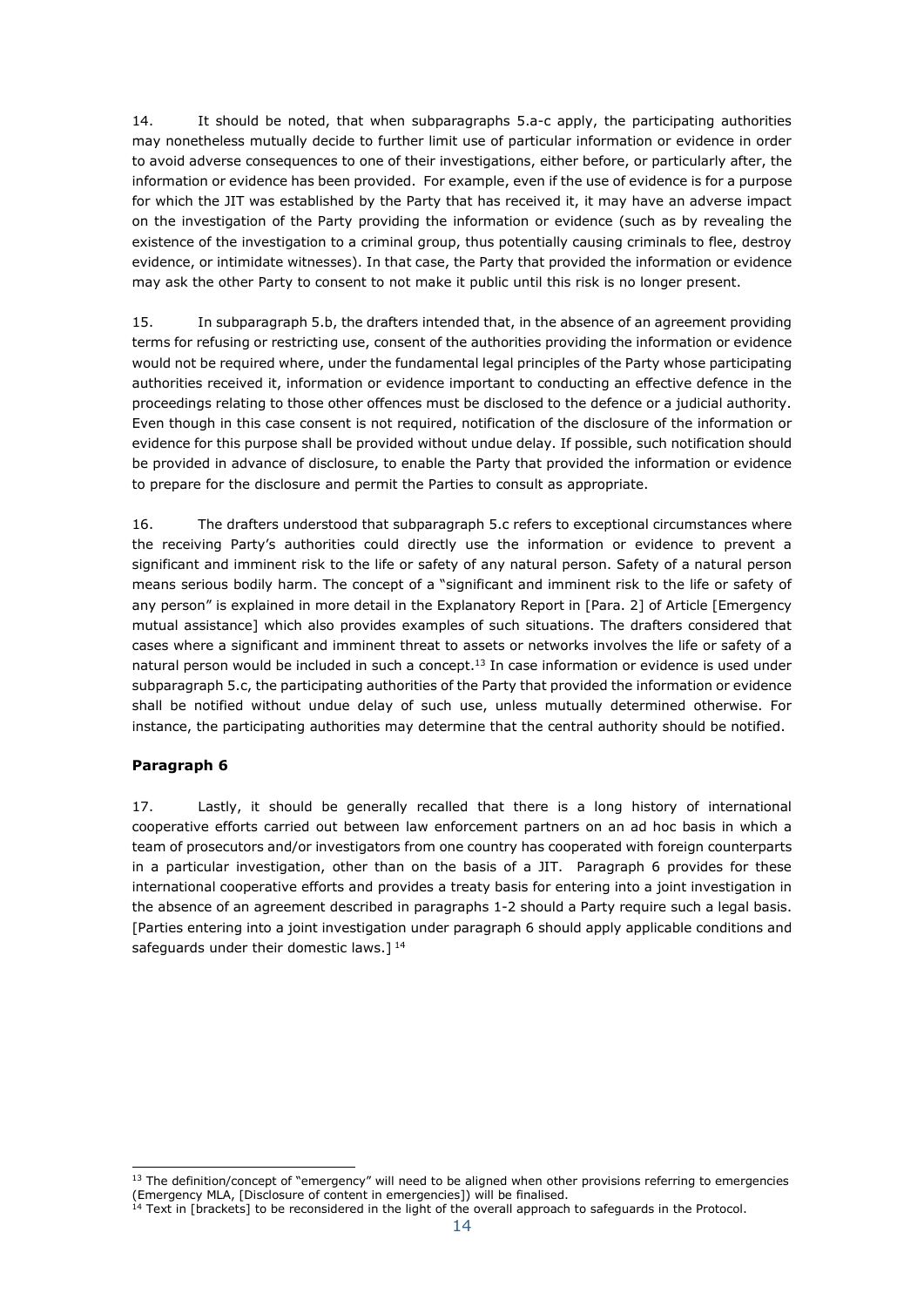14. It should be noted, that when subparagraphs 5.a-c apply, the participating authorities may nonetheless mutually decide to further limit use of particular information or evidence in order to avoid adverse consequences to one of their investigations, either before, or particularly after, the information or evidence has been provided. For example, even if the use of evidence is for a purpose for which the JIT was established by the Party that has received it, it may have an adverse impact on the investigation of the Party providing the information or evidence (such as by revealing the existence of the investigation to a criminal group, thus potentially causing criminals to flee, destroy evidence, or intimidate witnesses). In that case, the Party that provided the information or evidence may ask the other Party to consent to not make it public until this risk is no longer present.

15. In subparagraph 5.b, the drafters intended that, in the absence of an agreement providing terms for refusing or restricting use, consent of the authorities providing the information or evidence would not be required where, under the fundamental legal principles of the Party whose participating authorities received it, information or evidence important to conducting an effective defence in the proceedings relating to those other offences must be disclosed to the defence or a judicial authority. Even though in this case consent is not required, notification of the disclosure of the information or evidence for this purpose shall be provided without undue delay. If possible, such notification should be provided in advance of disclosure, to enable the Party that provided the information or evidence to prepare for the disclosure and permit the Parties to consult as appropriate.

16. The drafters understood that subparagraph 5.c refers to exceptional circumstances where the receiving Party's authorities could directly use the information or evidence to prevent a significant and imminent risk to the life or safety of any natural person. Safety of a natural person means serious bodily harm. The concept of a "significant and imminent risk to the life or safety of any person" is explained in more detail in the Explanatory Report in [Para. 2] of Article [Emergency mutual assistance] which also provides examples of such situations. The drafters considered that cases where a significant and imminent threat to assets or networks involves the life or safety of a natural person would be included in such a concept.[13] In case information or evidence is used under subparagraph 5.c, the participating authorities of the Party that provided the information or evidence shall be notified without undue delay of such use, unless mutually determined otherwise. For instance, the participating authorities may determine that the central authority should be notified.

**Paragraph 6**

17. Lastly, it should be generally recalled that there is a long history of international cooperative efforts carried out between law enforcement partners on an ad hoc basis in which a team of prosecutors and/or investigators from one country has cooperated with foreign counterparts in a particular investigation, other than on the basis of a JIT. Paragraph 6 provides for these international cooperative efforts and provides a treaty basis for entering into a joint investigation in the absence of an agreement described in paragraphs 1-2 should a Party require such a legal basis. [Parties entering into a joint investigation under paragraph 6 should apply applicable conditions and safeguards under their domestic laws.] [14]

---

[13] The definition/concept of "emergency" will need to be aligned when other provisions referring to emergencies (Emergency MLA, [Disclosure of content in emergencies]) will be finalised.

[14] Text in [brackets] to be reconsidered in the light of the overall approach to safeguards in the Protocol.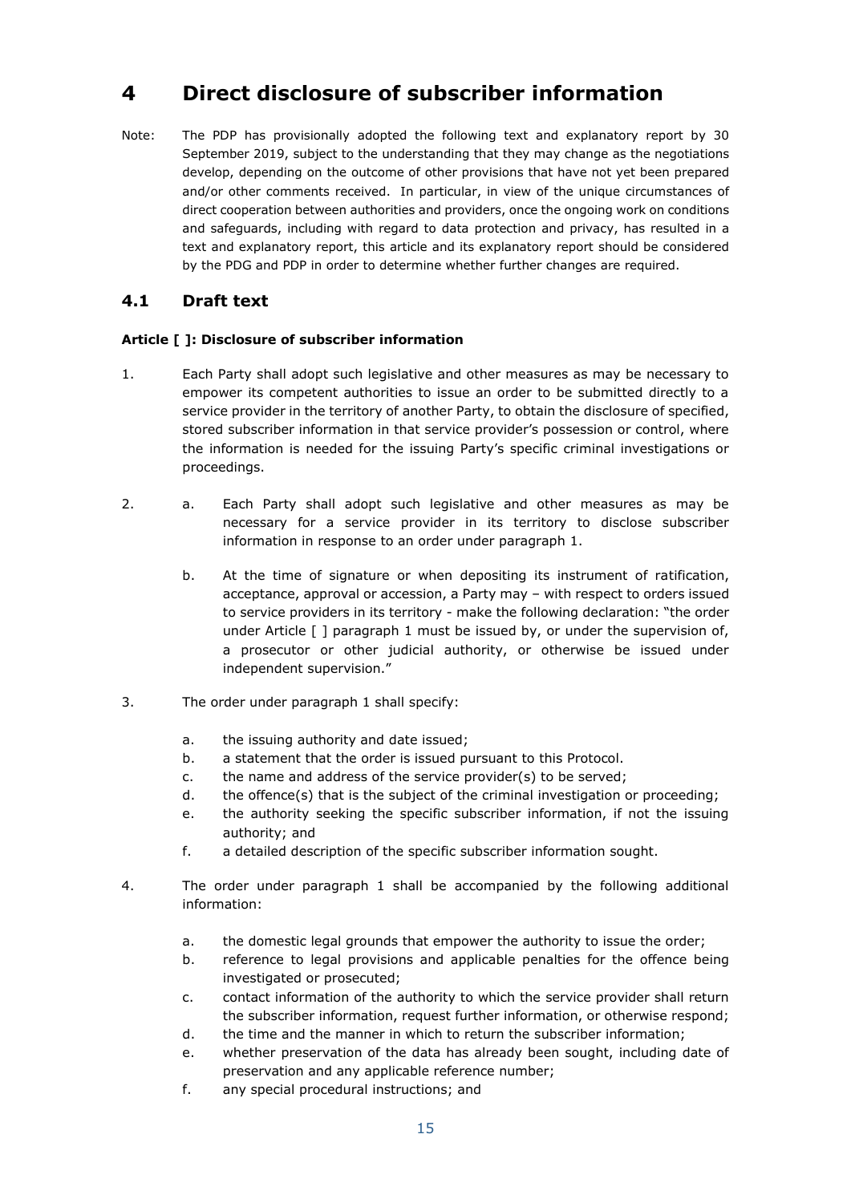# 4 Direct disclosure of subscriber information

Note: The PDP has provisionally adopted the following text and explanatory report by 30 September 2019, subject to the understanding that they may change as the negotiations develop, depending on the outcome of other provisions that have not yet been prepared and/or other comments received. In particular, in view of the unique circumstances of direct cooperation between authorities and providers, once the ongoing work on conditions and safeguards, including with regard to data protection and privacy, has resulted in a text and explanatory report, this article and its explanatory report should be considered by the PDG and PDP in order to determine whether further changes are required.

## 4.1 Draft text

**Article [ ]: Disclosure of subscriber information**

1. Each Party shall adopt such legislative and other measures as may be necessary to empower its competent authorities to issue an order to be submitted directly to a service provider in the territory of another Party, to obtain the disclosure of specified, stored subscriber information in that service provider's possession or control, where the information is needed for the issuing Party's specific criminal investigations or proceedings.

2.
   a. Each Party shall adopt such legislative and other measures as may be necessary for a service provider in its territory to disclose subscriber information in response to an order under paragraph 1.

   b. At the time of signature or when depositing its instrument of ratification, acceptance, approval or accession, a Party may – with respect to orders issued to service providers in its territory - make the following declaration: "the order under Article [ ] paragraph 1 must be issued by, or under the supervision of, a prosecutor or other judicial authority, or otherwise be issued under independent supervision."

3. The order under paragraph 1 shall specify:

   a. the issuing authority and date issued;
   b. a statement that the order is issued pursuant to this Protocol.
   c. the name and address of the service provider(s) to be served;
   d. the offence(s) that is the subject of the criminal investigation or proceeding;
   e. the authority seeking the specific subscriber information, if not the issuing authority; and
   f. a detailed description of the specific subscriber information sought.

4. The order under paragraph 1 shall be accompanied by the following additional information:

   a. the domestic legal grounds that empower the authority to issue the order;
   b. reference to legal provisions and applicable penalties for the offence being investigated or prosecuted;
   c. contact information of the authority to which the service provider shall return the subscriber information, request further information, or otherwise respond;
   d. the time and the manner in which to return the subscriber information;
   e. whether preservation of the data has already been sought, including date of preservation and any applicable reference number;
   f. any special procedural instructions; and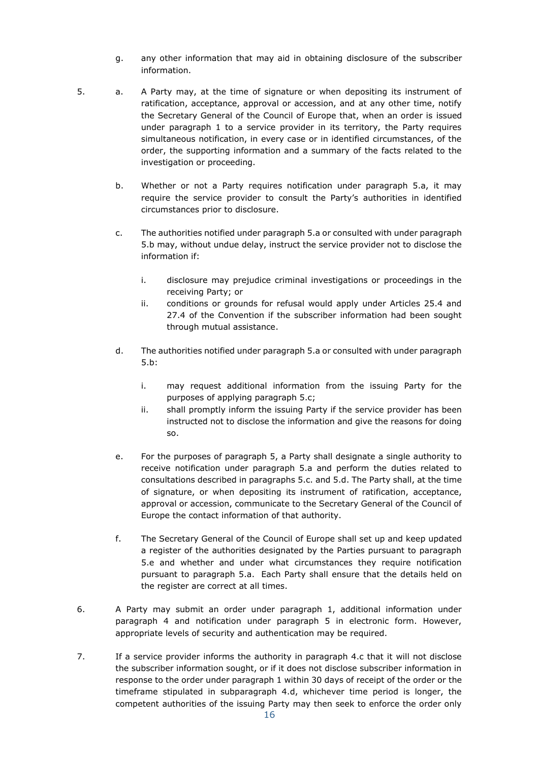g. any other information that may aid in obtaining disclosure of the subscriber information.

5. a. A Party may, at the time of signature or when depositing its instrument of ratification, acceptance, approval or accession, and at any other time, notify the Secretary General of the Council of Europe that, when an order is issued under paragraph 1 to a service provider in its territory, the Party requires simultaneous notification, in every case or in identified circumstances, of the order, the supporting information and a summary of the facts related to the investigation or proceeding.

   b. Whether or not a Party requires notification under paragraph 5.a, it may require the service provider to consult the Party's authorities in identified circumstances prior to disclosure.

   c. The authorities notified under paragraph 5.a or consulted with under paragraph 5.b may, without undue delay, instruct the service provider not to disclose the information if:

      i. disclosure may prejudice criminal investigations or proceedings in the receiving Party; or
      ii. conditions or grounds for refusal would apply under Articles 25.4 and 27.4 of the Convention if the subscriber information had been sought through mutual assistance.

   d. The authorities notified under paragraph 5.a or consulted with under paragraph 5.b:

      i. may request additional information from the issuing Party for the purposes of applying paragraph 5.c;
      ii. shall promptly inform the issuing Party if the service provider has been instructed not to disclose the information and give the reasons for doing so.

   e. For the purposes of paragraph 5, a Party shall designate a single authority to receive notification under paragraph 5.a and perform the duties related to consultations described in paragraphs 5.c. and 5.d. The Party shall, at the time of signature, or when depositing its instrument of ratification, acceptance, approval or accession, communicate to the Secretary General of the Council of Europe the contact information of that authority.

   f. The Secretary General of the Council of Europe shall set up and keep updated a register of the authorities designated by the Parties pursuant to paragraph 5.e and whether and under what circumstances they require notification pursuant to paragraph 5.a. Each Party shall ensure that the details held on the register are correct at all times.

6. A Party may submit an order under paragraph 1, additional information under paragraph 4 and notification under paragraph 5 in electronic form. However, appropriate levels of security and authentication may be required.

7. If a service provider informs the authority in paragraph 4.c that it will not disclose the subscriber information sought, or if it does not disclose subscriber information in response to the order under paragraph 1 within 30 days of receipt of the order or the timeframe stipulated in subparagraph 4.d, whichever time period is longer, the competent authorities of the issuing Party may then seek to enforce the order only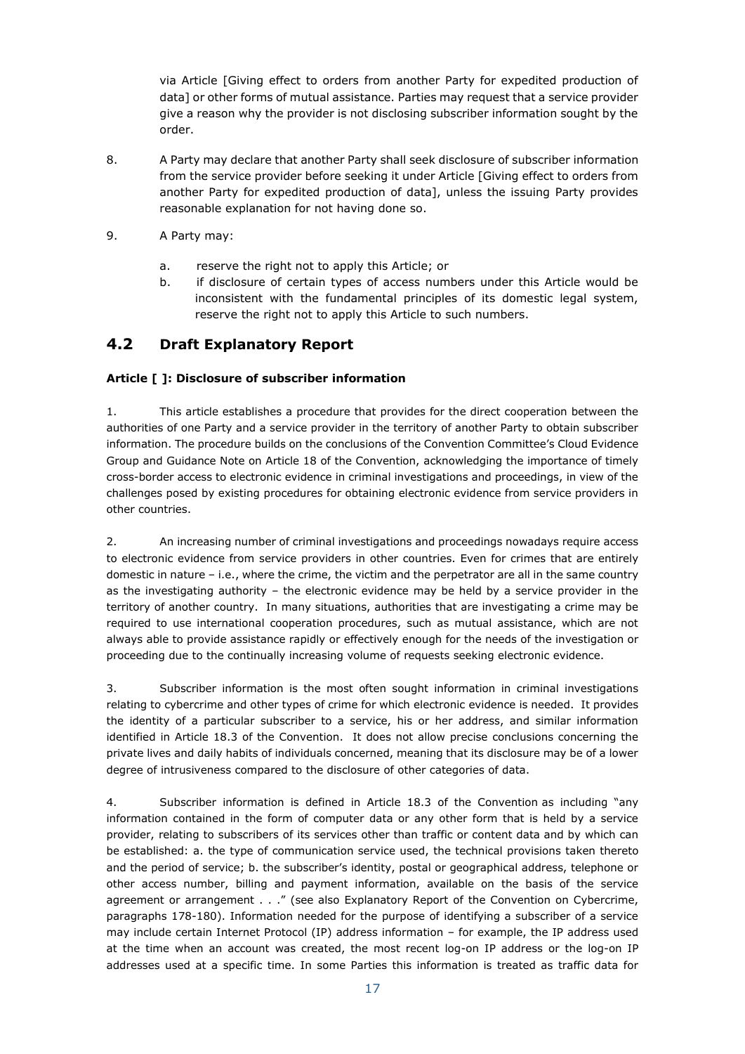via Article [Giving effect to orders from another Party for expedited production of data] or other forms of mutual assistance. Parties may request that a service provider give a reason why the provider is not disclosing subscriber information sought by the order.

8. A Party may declare that another Party shall seek disclosure of subscriber information from the service provider before seeking it under Article [Giving effect to orders from another Party for expedited production of data], unless the issuing Party provides reasonable explanation for not having done so.

9. A Party may:

   a. reserve the right not to apply this Article; or
   b. if disclosure of certain types of access numbers under this Article would be inconsistent with the fundamental principles of its domestic legal system, reserve the right not to apply this Article to such numbers.

## 4.2 Draft Explanatory Report

**Article [ ]: Disclosure of subscriber information**

1. This article establishes a procedure that provides for the direct cooperation between the authorities of one Party and a service provider in the territory of another Party to obtain subscriber information. The procedure builds on the conclusions of the Convention Committee's Cloud Evidence Group and Guidance Note on Article 18 of the Convention, acknowledging the importance of timely cross-border access to electronic evidence in criminal investigations and proceedings, in view of the challenges posed by existing procedures for obtaining electronic evidence from service providers in other countries.

2. An increasing number of criminal investigations and proceedings nowadays require access to electronic evidence from service providers in other countries. Even for crimes that are entirely domestic in nature – i.e., where the crime, the victim and the perpetrator are all in the same country as the investigating authority – the electronic evidence may be held by a service provider in the territory of another country. In many situations, authorities that are investigating a crime may be required to use international cooperation procedures, such as mutual assistance, which are not always able to provide assistance rapidly or effectively enough for the needs of the investigation or proceeding due to the continually increasing volume of requests seeking electronic evidence.

3. Subscriber information is the most often sought information in criminal investigations relating to cybercrime and other types of crime for which electronic evidence is needed. It provides the identity of a particular subscriber to a service, his or her address, and similar information identified in Article 18.3 of the Convention. It does not allow precise conclusions concerning the private lives and daily habits of individuals concerned, meaning that its disclosure may be of a lower degree of intrusiveness compared to the disclosure of other categories of data.

4. Subscriber information is defined in Article 18.3 of the Convention as including "any information contained in the form of computer data or any other form that is held by a service provider, relating to subscribers of its services other than traffic or content data and by which can be established: a. the type of communication service used, the technical provisions taken thereto and the period of service; b. the subscriber's identity, postal or geographical address, telephone or other access number, billing and payment information, available on the basis of the service agreement or arrangement . . ." (see also Explanatory Report of the Convention on Cybercrime, paragraphs 178-180). Information needed for the purpose of identifying a subscriber of a service may include certain Internet Protocol (IP) address information – for example, the IP address used at the time when an account was created, the most recent log-on IP address or the log-on IP addresses used at a specific time. In some Parties this information is treated as traffic data for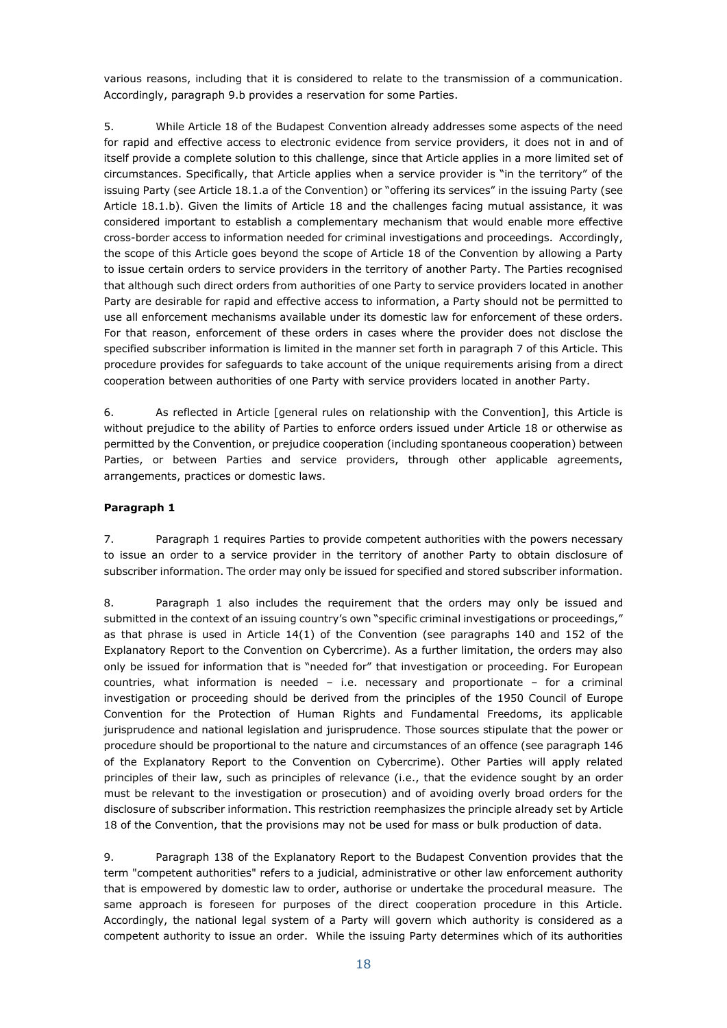various reasons, including that it is considered to relate to the transmission of a communication. Accordingly, paragraph 9.b provides a reservation for some Parties.

5. While Article 18 of the Budapest Convention already addresses some aspects of the need for rapid and effective access to electronic evidence from service providers, it does not in and of itself provide a complete solution to this challenge, since that Article applies in a more limited set of circumstances. Specifically, that Article applies when a service provider is "in the territory" of the issuing Party (see Article 18.1.a of the Convention) or "offering its services" in the issuing Party (see Article 18.1.b). Given the limits of Article 18 and the challenges facing mutual assistance, it was considered important to establish a complementary mechanism that would enable more effective cross-border access to information needed for criminal investigations and proceedings. Accordingly, the scope of this Article goes beyond the scope of Article 18 of the Convention by allowing a Party to issue certain orders to service providers in the territory of another Party. The Parties recognised that although such direct orders from authorities of one Party to service providers located in another Party are desirable for rapid and effective access to information, a Party should not be permitted to use all enforcement mechanisms available under its domestic law for enforcement of these orders. For that reason, enforcement of these orders in cases where the provider does not disclose the specified subscriber information is limited in the manner set forth in paragraph 7 of this Article. This procedure provides for safeguards to take account of the unique requirements arising from a direct cooperation between authorities of one Party with service providers located in another Party.

6. As reflected in Article [general rules on relationship with the Convention], this Article is without prejudice to the ability of Parties to enforce orders issued under Article 18 or otherwise as permitted by the Convention, or prejudice cooperation (including spontaneous cooperation) between Parties, or between Parties and service providers, through other applicable agreements, arrangements, practices or domestic laws.

**Paragraph 1**

7. Paragraph 1 requires Parties to provide competent authorities with the powers necessary to issue an order to a service provider in the territory of another Party to obtain disclosure of subscriber information. The order may only be issued for specified and stored subscriber information.

8. Paragraph 1 also includes the requirement that the orders may only be issued and submitted in the context of an issuing country's own "specific criminal investigations or proceedings," as that phrase is used in Article 14(1) of the Convention (see paragraphs 140 and 152 of the Explanatory Report to the Convention on Cybercrime). As a further limitation, the orders may also only be issued for information that is "needed for" that investigation or proceeding. For European countries, what information is needed – i.e. necessary and proportionate – for a criminal investigation or proceeding should be derived from the principles of the 1950 Council of Europe Convention for the Protection of Human Rights and Fundamental Freedoms, its applicable jurisprudence and national legislation and jurisprudence. Those sources stipulate that the power or procedure should be proportional to the nature and circumstances of an offence (see paragraph 146 of the Explanatory Report to the Convention on Cybercrime). Other Parties will apply related principles of their law, such as principles of relevance (i.e., that the evidence sought by an order must be relevant to the investigation or prosecution) and of avoiding overly broad orders for the disclosure of subscriber information. This restriction reemphasizes the principle already set by Article 18 of the Convention, that the provisions may not be used for mass or bulk production of data.

9. Paragraph 138 of the Explanatory Report to the Budapest Convention provides that the term "competent authorities" refers to a judicial, administrative or other law enforcement authority that is empowered by domestic law to order, authorise or undertake the procedural measure. The same approach is foreseen for purposes of the direct cooperation procedure in this Article. Accordingly, the national legal system of a Party will govern which authority is considered as a competent authority to issue an order. While the issuing Party determines which of its authorities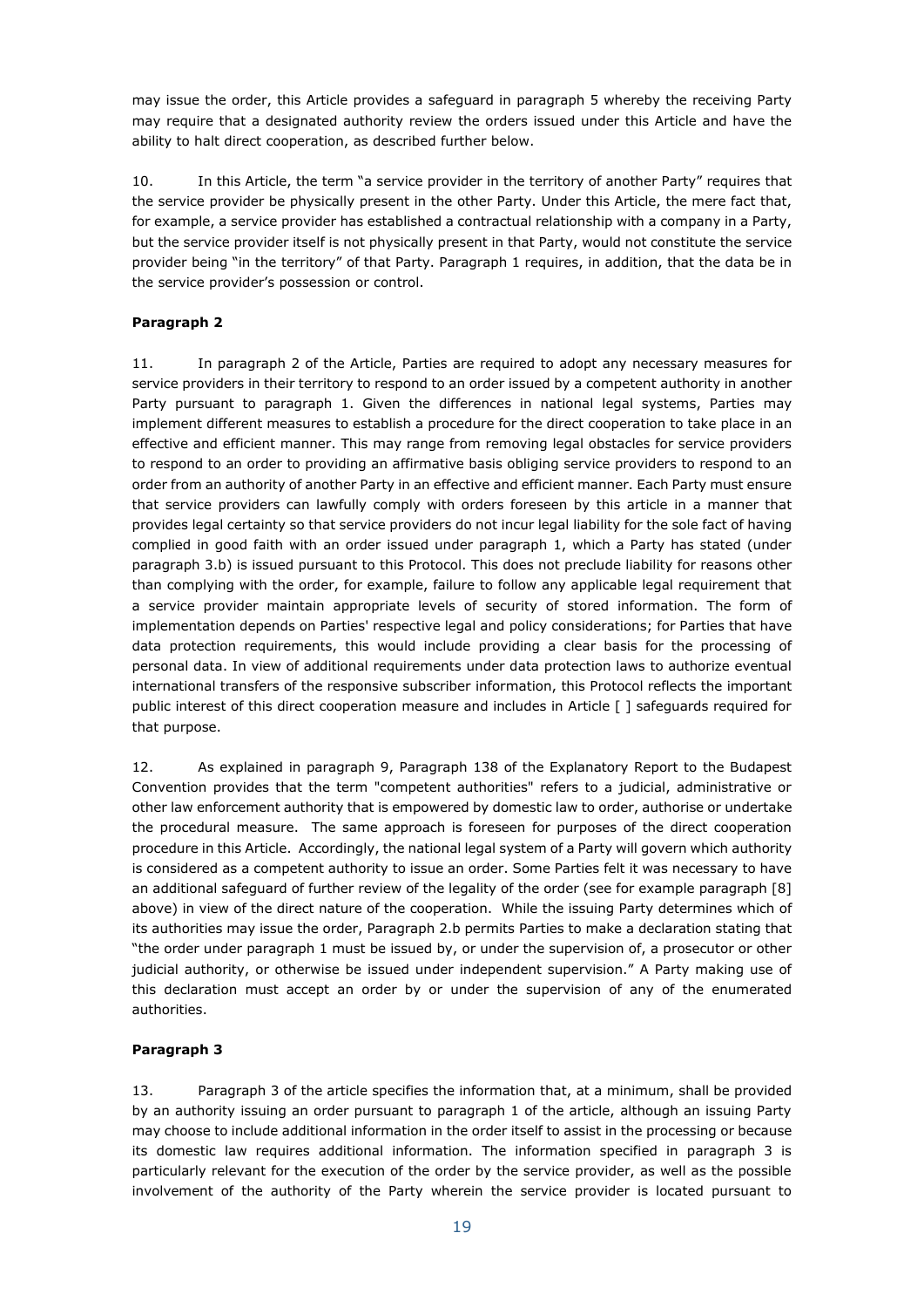may issue the order, this Article provides a safeguard in paragraph 5 whereby the receiving Party may require that a designated authority review the orders issued under this Article and have the ability to halt direct cooperation, as described further below.

10. In this Article, the term "a service provider in the territory of another Party" requires that the service provider be physically present in the other Party. Under this Article, the mere fact that, for example, a service provider has established a contractual relationship with a company in a Party, but the service provider itself is not physically present in that Party, would not constitute the service provider being "in the territory" of that Party. Paragraph 1 requires, in addition, that the data be in the service provider's possession or control.

**Paragraph 2**

11. In paragraph 2 of the Article, Parties are required to adopt any necessary measures for service providers in their territory to respond to an order issued by a competent authority in another Party pursuant to paragraph 1. Given the differences in national legal systems, Parties may implement different measures to establish a procedure for the direct cooperation to take place in an effective and efficient manner. This may range from removing legal obstacles for service providers to respond to an order to providing an affirmative basis obliging service providers to respond to an order from an authority of another Party in an effective and efficient manner. Each Party must ensure that service providers can lawfully comply with orders foreseen by this article in a manner that provides legal certainty so that service providers do not incur legal liability for the sole fact of having complied in good faith with an order issued under paragraph 1, which a Party has stated (under paragraph 3.b) is issued pursuant to this Protocol. This does not preclude liability for reasons other than complying with the order, for example, failure to follow any applicable legal requirement that a service provider maintain appropriate levels of security of stored information. The form of implementation depends on Parties' respective legal and policy considerations; for Parties that have data protection requirements, this would include providing a clear basis for the processing of personal data. In view of additional requirements under data protection laws to authorize eventual international transfers of the responsive subscriber information, this Protocol reflects the important public interest of this direct cooperation measure and includes in Article [ ] safeguards required for that purpose.

12. As explained in paragraph 9, Paragraph 138 of the Explanatory Report to the Budapest Convention provides that the term "competent authorities" refers to a judicial, administrative or other law enforcement authority that is empowered by domestic law to order, authorise or undertake the procedural measure. The same approach is foreseen for purposes of the direct cooperation procedure in this Article. Accordingly, the national legal system of a Party will govern which authority is considered as a competent authority to issue an order. Some Parties felt it was necessary to have an additional safeguard of further review of the legality of the order (see for example paragraph [8] above) in view of the direct nature of the cooperation. While the issuing Party determines which of its authorities may issue the order, Paragraph 2.b permits Parties to make a declaration stating that "the order under paragraph 1 must be issued by, or under the supervision of, a prosecutor or other judicial authority, or otherwise be issued under independent supervision." A Party making use of this declaration must accept an order by or under the supervision of any of the enumerated authorities.

**Paragraph 3**

13. Paragraph 3 of the article specifies the information that, at a minimum, shall be provided by an authority issuing an order pursuant to paragraph 1 of the article, although an issuing Party may choose to include additional information in the order itself to assist in the processing or because its domestic law requires additional information. The information specified in paragraph 3 is particularly relevant for the execution of the order by the service provider, as well as the possible involvement of the authority of the Party wherein the service provider is located pursuant to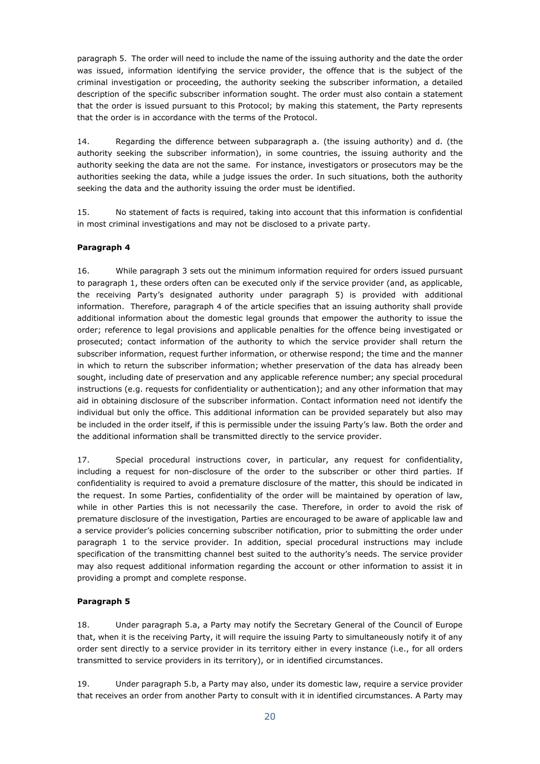paragraph 5. The order will need to include the name of the issuing authority and the date the order was issued, information identifying the service provider, the offence that is the subject of the criminal investigation or proceeding, the authority seeking the subscriber information, a detailed description of the specific subscriber information sought. The order must also contain a statement that the order is issued pursuant to this Protocol; by making this statement, the Party represents that the order is in accordance with the terms of the Protocol.

14. Regarding the difference between subparagraph a. (the issuing authority) and d. (the authority seeking the subscriber information), in some countries, the issuing authority and the authority seeking the data are not the same. For instance, investigators or prosecutors may be the authorities seeking the data, while a judge issues the order. In such situations, both the authority seeking the data and the authority issuing the order must be identified.

15. No statement of facts is required, taking into account that this information is confidential in most criminal investigations and may not be disclosed to a private party.

**Paragraph 4**

16. While paragraph 3 sets out the minimum information required for orders issued pursuant to paragraph 1, these orders often can be executed only if the service provider (and, as applicable, the receiving Party's designated authority under paragraph 5) is provided with additional information. Therefore, paragraph 4 of the article specifies that an issuing authority shall provide additional information about the domestic legal grounds that empower the authority to issue the order; reference to legal provisions and applicable penalties for the offence being investigated or prosecuted; contact information of the authority to which the service provider shall return the subscriber information, request further information, or otherwise respond; the time and the manner in which to return the subscriber information; whether preservation of the data has already been sought, including date of preservation and any applicable reference number; any special procedural instructions (e.g. requests for confidentiality or authentication); and any other information that may aid in obtaining disclosure of the subscriber information. Contact information need not identify the individual but only the office. This additional information can be provided separately but also may be included in the order itself, if this is permissible under the issuing Party's law. Both the order and the additional information shall be transmitted directly to the service provider.

17. Special procedural instructions cover, in particular, any request for confidentiality, including a request for non-disclosure of the order to the subscriber or other third parties. If confidentiality is required to avoid a premature disclosure of the matter, this should be indicated in the request. In some Parties, confidentiality of the order will be maintained by operation of law, while in other Parties this is not necessarily the case. Therefore, in order to avoid the risk of premature disclosure of the investigation, Parties are encouraged to be aware of applicable law and a service provider's policies concerning subscriber notification, prior to submitting the order under paragraph 1 to the service provider. In addition, special procedural instructions may include specification of the transmitting channel best suited to the authority's needs. The service provider may also request additional information regarding the account or other information to assist it in providing a prompt and complete response.

**Paragraph 5**

18. Under paragraph 5.a, a Party may notify the Secretary General of the Council of Europe that, when it is the receiving Party, it will require the issuing Party to simultaneously notify it of any order sent directly to a service provider in its territory either in every instance (i.e., for all orders transmitted to service providers in its territory), or in identified circumstances.

19. Under paragraph 5.b, a Party may also, under its domestic law, require a service provider that receives an order from another Party to consult with it in identified circumstances. A Party may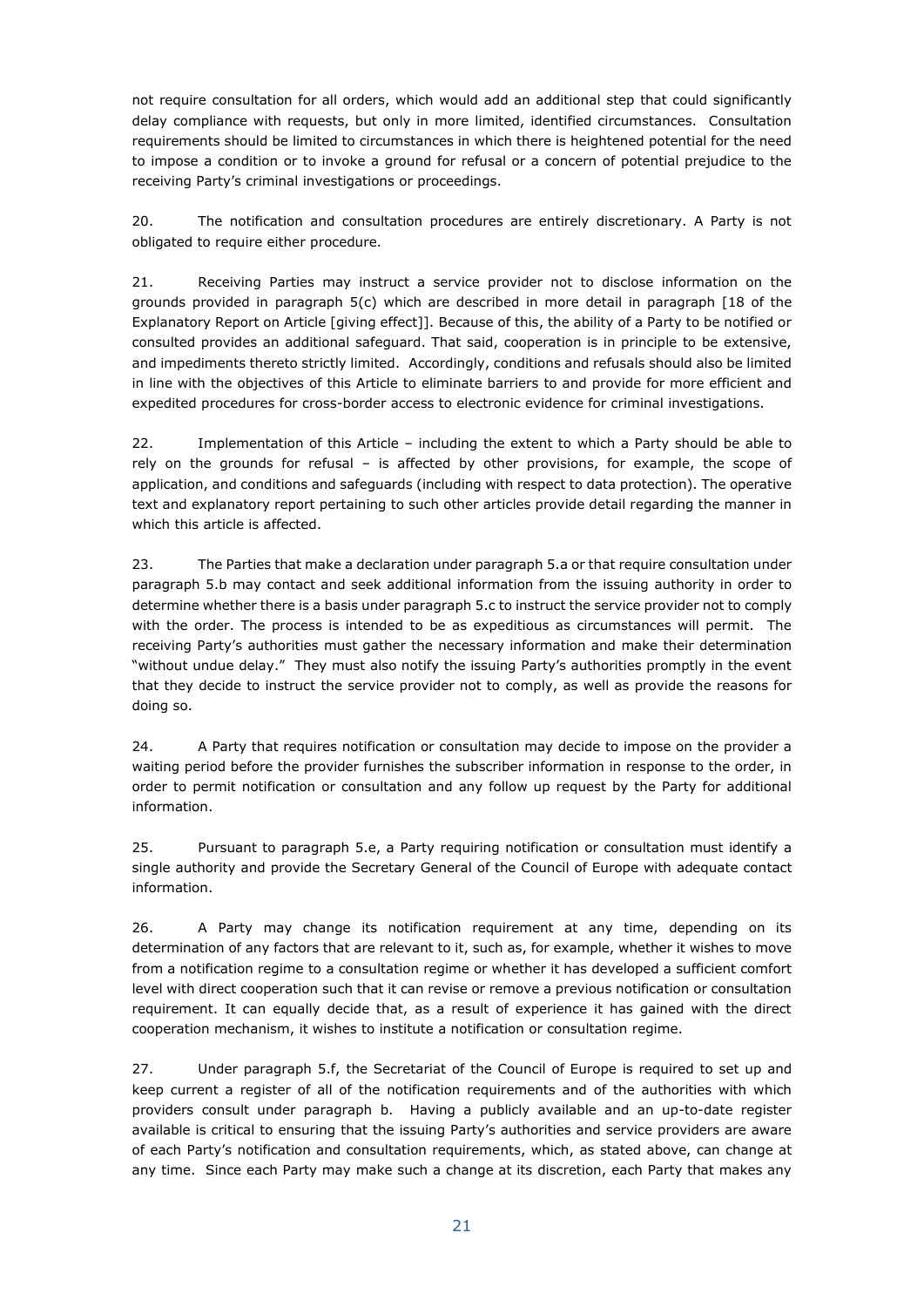not require consultation for all orders, which would add an additional step that could significantly delay compliance with requests, but only in more limited, identified circumstances. Consultation requirements should be limited to circumstances in which there is heightened potential for the need to impose a condition or to invoke a ground for refusal or a concern of potential prejudice to the receiving Party's criminal investigations or proceedings.

20. The notification and consultation procedures are entirely discretionary. A Party is not obligated to require either procedure.

21. Receiving Parties may instruct a service provider not to disclose information on the grounds provided in paragraph 5(c) which are described in more detail in paragraph [18 of the Explanatory Report on Article [giving effect]]. Because of this, the ability of a Party to be notified or consulted provides an additional safeguard. That said, cooperation is in principle to be extensive, and impediments thereto strictly limited. Accordingly, conditions and refusals should also be limited in line with the objectives of this Article to eliminate barriers to and provide for more efficient and expedited procedures for cross-border access to electronic evidence for criminal investigations.

22. Implementation of this Article – including the extent to which a Party should be able to rely on the grounds for refusal – is affected by other provisions, for example, the scope of application, and conditions and safeguards (including with respect to data protection). The operative text and explanatory report pertaining to such other articles provide detail regarding the manner in which this article is affected.

23. The Parties that make a declaration under paragraph 5.a or that require consultation under paragraph 5.b may contact and seek additional information from the issuing authority in order to determine whether there is a basis under paragraph 5.c to instruct the service provider not to comply with the order. The process is intended to be as expeditious as circumstances will permit. The receiving Party's authorities must gather the necessary information and make their determination "without undue delay." They must also notify the issuing Party's authorities promptly in the event that they decide to instruct the service provider not to comply, as well as provide the reasons for doing so.

24. A Party that requires notification or consultation may decide to impose on the provider a waiting period before the provider furnishes the subscriber information in response to the order, in order to permit notification or consultation and any follow up request by the Party for additional information.

25. Pursuant to paragraph 5.e, a Party requiring notification or consultation must identify a single authority and provide the Secretary General of the Council of Europe with adequate contact information.

26. A Party may change its notification requirement at any time, depending on its determination of any factors that are relevant to it, such as, for example, whether it wishes to move from a notification regime to a consultation regime or whether it has developed a sufficient comfort level with direct cooperation such that it can revise or remove a previous notification or consultation requirement. It can equally decide that, as a result of experience it has gained with the direct cooperation mechanism, it wishes to institute a notification or consultation regime.

27. Under paragraph 5.f, the Secretariat of the Council of Europe is required to set up and keep current a register of all of the notification requirements and of the authorities with which providers consult under paragraph b. Having a publicly available and an up-to-date register available is critical to ensuring that the issuing Party's authorities and service providers are aware of each Party's notification and consultation requirements, which, as stated above, can change at any time. Since each Party may make such a change at its discretion, each Party that makes any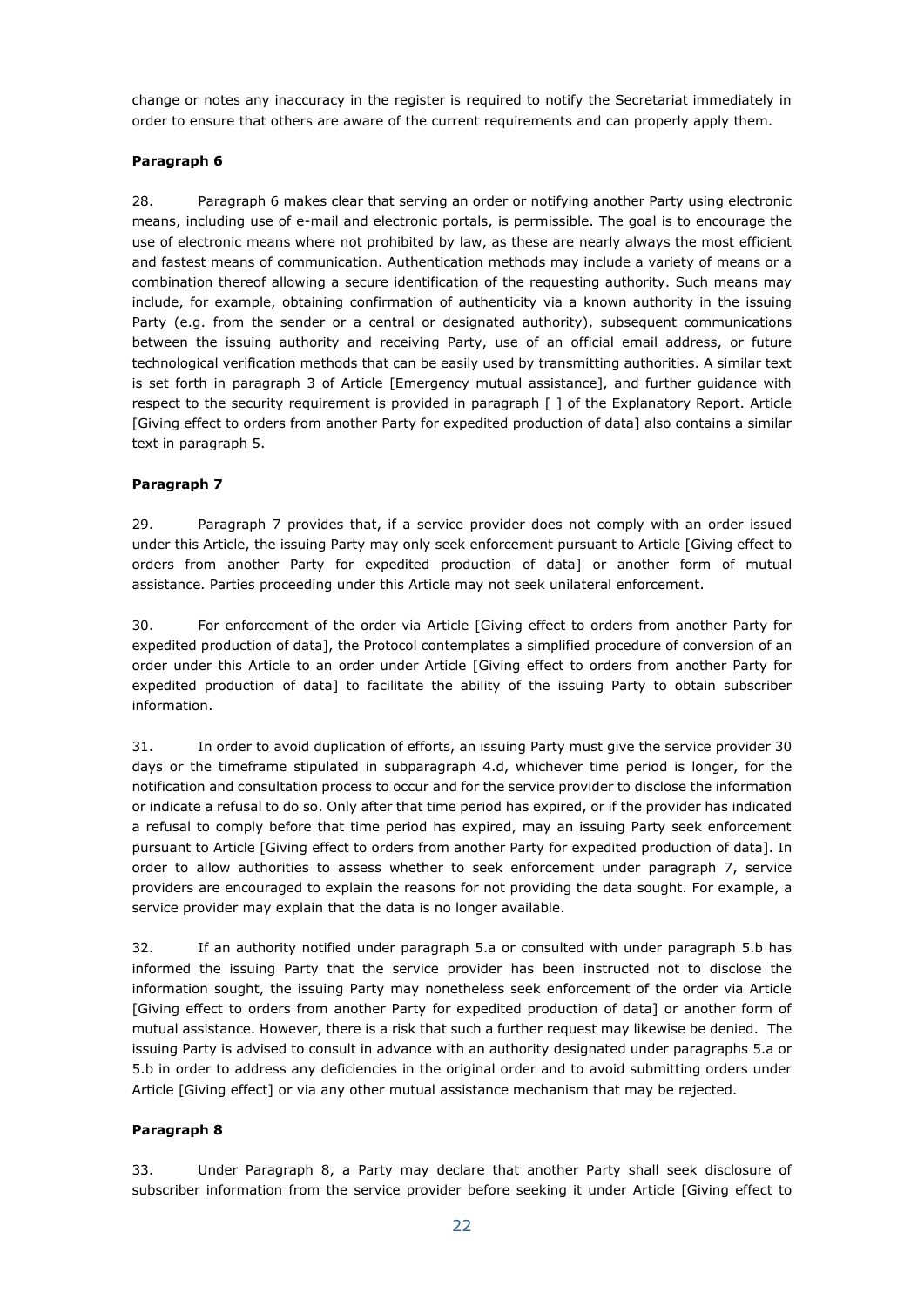change or notes any inaccuracy in the register is required to notify the Secretariat immediately in order to ensure that others are aware of the current requirements and can properly apply them.

**Paragraph 6**

28. Paragraph 6 makes clear that serving an order or notifying another Party using electronic means, including use of e-mail and electronic portals, is permissible. The goal is to encourage the use of electronic means where not prohibited by law, as these are nearly always the most efficient and fastest means of communication. Authentication methods may include a variety of means or a combination thereof allowing a secure identification of the requesting authority. Such means may include, for example, obtaining confirmation of authenticity via a known authority in the issuing Party (e.g. from the sender or a central or designated authority), subsequent communications between the issuing authority and receiving Party, use of an official email address, or future technological verification methods that can be easily used by transmitting authorities. A similar text is set forth in paragraph 3 of Article [Emergency mutual assistance], and further guidance with respect to the security requirement is provided in paragraph [ ] of the Explanatory Report. Article [Giving effect to orders from another Party for expedited production of data] also contains a similar text in paragraph 5.

**Paragraph 7**

29. Paragraph 7 provides that, if a service provider does not comply with an order issued under this Article, the issuing Party may only seek enforcement pursuant to Article [Giving effect to orders from another Party for expedited production of data] or another form of mutual assistance. Parties proceeding under this Article may not seek unilateral enforcement.

30. For enforcement of the order via Article [Giving effect to orders from another Party for expedited production of data], the Protocol contemplates a simplified procedure of conversion of an order under this Article to an order under Article [Giving effect to orders from another Party for expedited production of data] to facilitate the ability of the issuing Party to obtain subscriber information.

31. In order to avoid duplication of efforts, an issuing Party must give the service provider 30 days or the timeframe stipulated in subparagraph 4.d, whichever time period is longer, for the notification and consultation process to occur and for the service provider to disclose the information or indicate a refusal to do so. Only after that time period has expired, or if the provider has indicated a refusal to comply before that time period has expired, may an issuing Party seek enforcement pursuant to Article [Giving effect to orders from another Party for expedited production of data]. In order to allow authorities to assess whether to seek enforcement under paragraph 7, service providers are encouraged to explain the reasons for not providing the data sought. For example, a service provider may explain that the data is no longer available.

32. If an authority notified under paragraph 5.a or consulted with under paragraph 5.b has informed the issuing Party that the service provider has been instructed not to disclose the information sought, the issuing Party may nonetheless seek enforcement of the order via Article [Giving effect to orders from another Party for expedited production of data] or another form of mutual assistance. However, there is a risk that such a further request may likewise be denied. The issuing Party is advised to consult in advance with an authority designated under paragraphs 5.a or 5.b in order to address any deficiencies in the original order and to avoid submitting orders under Article [Giving effect] or via any other mutual assistance mechanism that may be rejected.

**Paragraph 8**

33. Under Paragraph 8, a Party may declare that another Party shall seek disclosure of subscriber information from the service provider before seeking it under Article [Giving effect to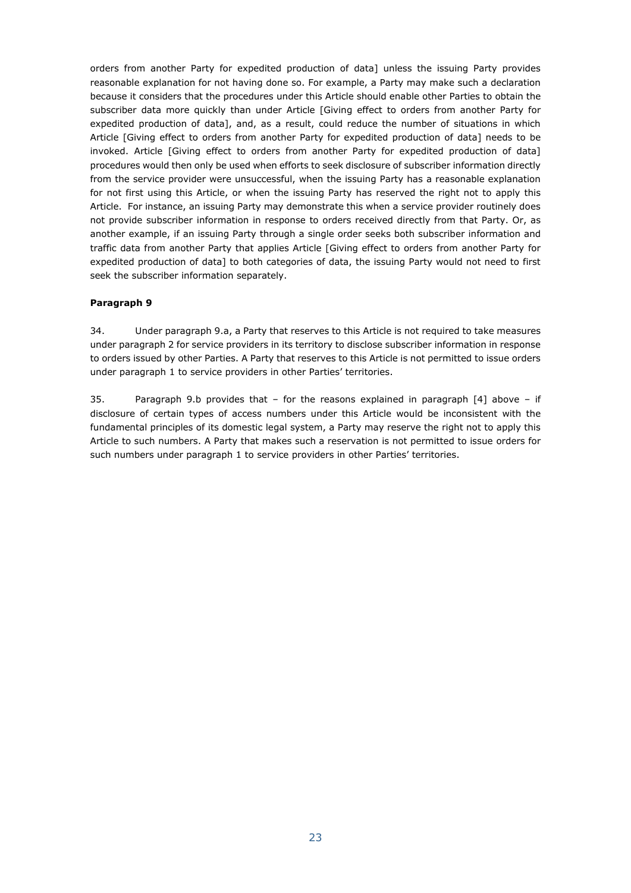orders from another Party for expedited production of data] unless the issuing Party provides reasonable explanation for not having done so. For example, a Party may make such a declaration because it considers that the procedures under this Article should enable other Parties to obtain the subscriber data more quickly than under Article [Giving effect to orders from another Party for expedited production of data], and, as a result, could reduce the number of situations in which Article [Giving effect to orders from another Party for expedited production of data] needs to be invoked. Article [Giving effect to orders from another Party for expedited production of data] procedures would then only be used when efforts to seek disclosure of subscriber information directly from the service provider were unsuccessful, when the issuing Party has a reasonable explanation for not first using this Article, or when the issuing Party has reserved the right not to apply this Article. For instance, an issuing Party may demonstrate this when a service provider routinely does not provide subscriber information in response to orders received directly from that Party. Or, as another example, if an issuing Party through a single order seeks both subscriber information and traffic data from another Party that applies Article [Giving effect to orders from another Party for expedited production of data] to both categories of data, the issuing Party would not need to first seek the subscriber information separately.

**Paragraph 9**

34. Under paragraph 9.a, a Party that reserves to this Article is not required to take measures under paragraph 2 for service providers in its territory to disclose subscriber information in response to orders issued by other Parties. A Party that reserves to this Article is not permitted to issue orders under paragraph 1 to service providers in other Parties' territories.

35. Paragraph 9.b provides that – for the reasons explained in paragraph [4] above – if disclosure of certain types of access numbers under this Article would be inconsistent with the fundamental principles of its domestic legal system, a Party may reserve the right not to apply this Article to such numbers. A Party that makes such a reservation is not permitted to issue orders for such numbers under paragraph 1 to service providers in other Parties' territories.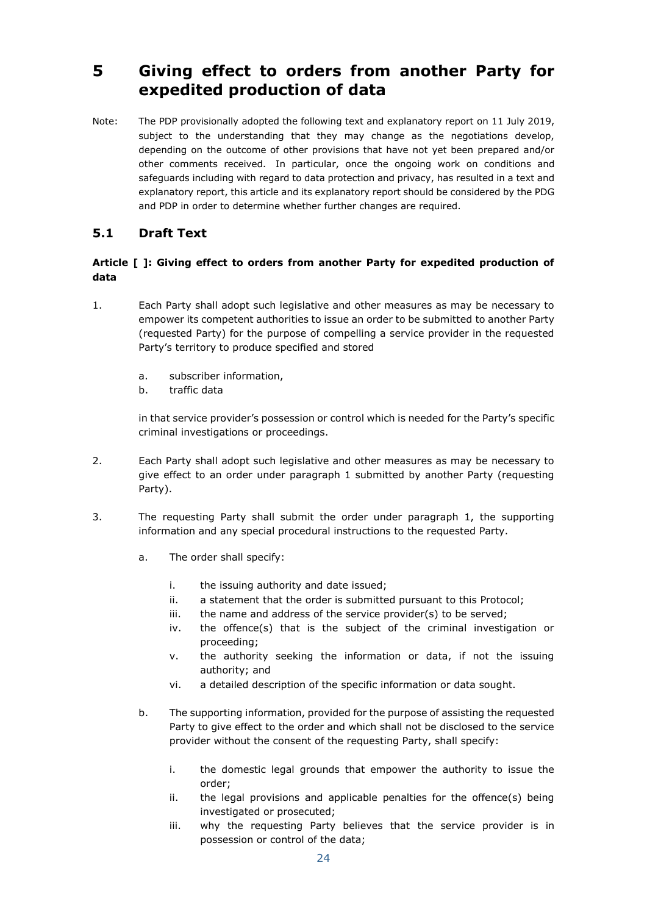# 5 Giving effect to orders from another Party for expedited production of data

Note: The PDP provisionally adopted the following text and explanatory report on 11 July 2019, subject to the understanding that they may change as the negotiations develop, depending on the outcome of other provisions that have not yet been prepared and/or other comments received. In particular, once the ongoing work on conditions and safeguards including with regard to data protection and privacy, has resulted in a text and explanatory report, this article and its explanatory report should be considered by the PDG and PDP in order to determine whether further changes are required.

## 5.1 Draft Text

**Article [ ]: Giving effect to orders from another Party for expedited production of data**

1. Each Party shall adopt such legislative and other measures as may be necessary to empower its competent authorities to issue an order to be submitted to another Party (requested Party) for the purpose of compelling a service provider in the requested Party's territory to produce specified and stored

   a. subscriber information,
   b. traffic data

   in that service provider's possession or control which is needed for the Party's specific criminal investigations or proceedings.

2. Each Party shall adopt such legislative and other measures as may be necessary to give effect to an order under paragraph 1 submitted by another Party (requesting Party).

3. The requesting Party shall submit the order under paragraph 1, the supporting information and any special procedural instructions to the requested Party.

   a. The order shall specify:

      i. the issuing authority and date issued;
      ii. a statement that the order is submitted pursuant to this Protocol;
      iii. the name and address of the service provider(s) to be served;
      iv. the offence(s) that is the subject of the criminal investigation or proceeding;
      v. the authority seeking the information or data, if not the issuing authority; and
      vi. a detailed description of the specific information or data sought.

   b. The supporting information, provided for the purpose of assisting the requested Party to give effect to the order and which shall not be disclosed to the service provider without the consent of the requesting Party, shall specify:

      i. the domestic legal grounds that empower the authority to issue the order;
      ii. the legal provisions and applicable penalties for the offence(s) being investigated or prosecuted;
      iii. why the requesting Party believes that the service provider is in possession or control of the data;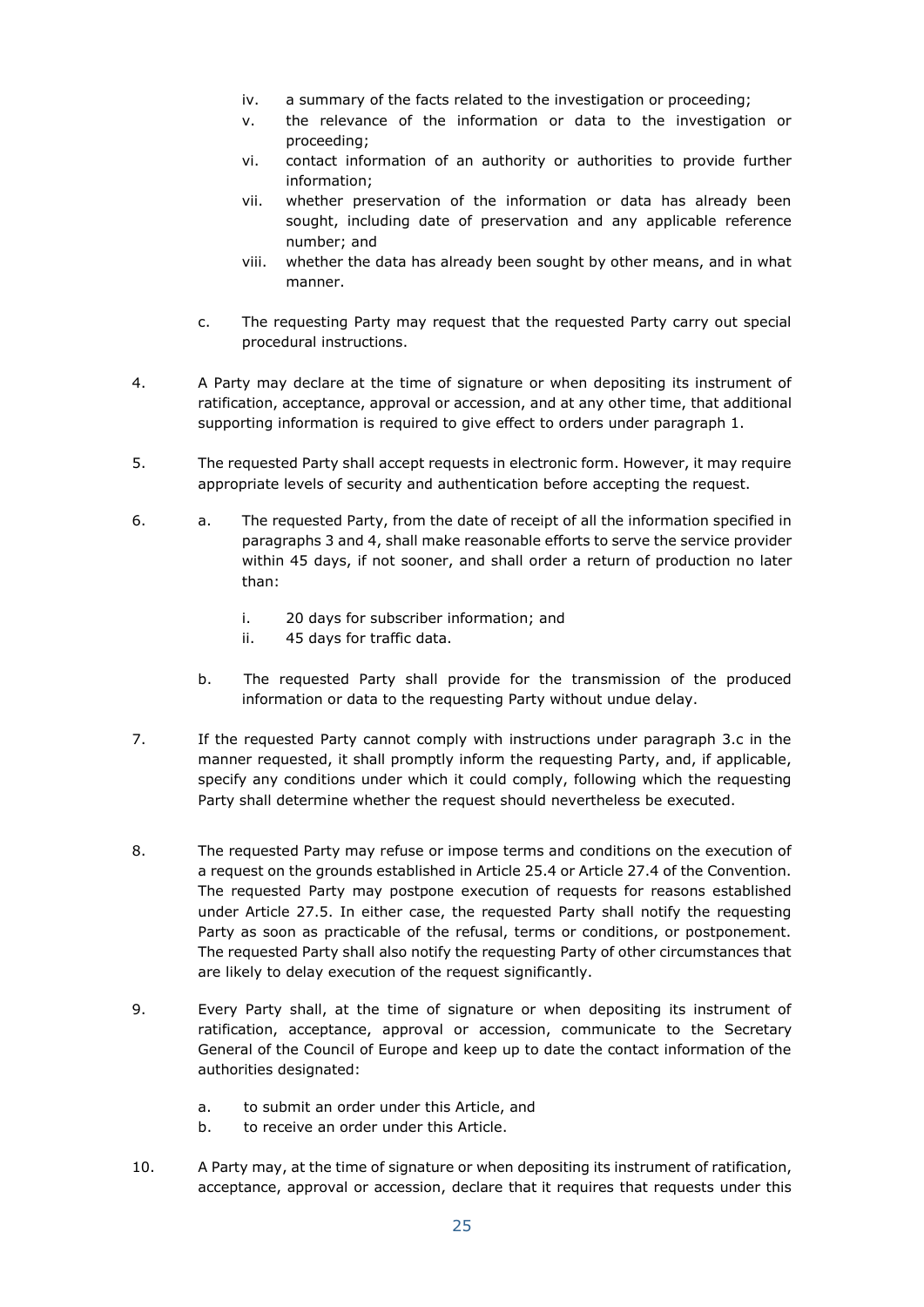iv. a summary of the facts related to the investigation or proceeding;
   v. the relevance of the information or data to the investigation or proceeding;
   vi. contact information of an authority or authorities to provide further information;
   vii. whether preservation of the information or data has already been sought, including date of preservation and any applicable reference number; and
   viii. whether the data has already been sought by other means, and in what manner.

 c. The requesting Party may request that the requested Party carry out special procedural instructions.

4. A Party may declare at the time of signature or when depositing its instrument of ratification, acceptance, approval or accession, and at any other time, that additional supporting information is required to give effect to orders under paragraph 1.

5. The requested Party shall accept requests in electronic form. However, it may require appropriate levels of security and authentication before accepting the request.

6. a. The requested Party, from the date of receipt of all the information specified in paragraphs 3 and 4, shall make reasonable efforts to serve the service provider within 45 days, if not sooner, and shall order a return of production no later than:

   i. 20 days for subscriber information; and
   ii. 45 days for traffic data.

 b. The requested Party shall provide for the transmission of the produced information or data to the requesting Party without undue delay.

7. If the requested Party cannot comply with instructions under paragraph 3.c in the manner requested, it shall promptly inform the requesting Party, and, if applicable, specify any conditions under which it could comply, following which the requesting Party shall determine whether the request should nevertheless be executed.

8. The requested Party may refuse or impose terms and conditions on the execution of a request on the grounds established in Article 25.4 or Article 27.4 of the Convention. The requested Party may postpone execution of requests for reasons established under Article 27.5. In either case, the requested Party shall notify the requesting Party as soon as practicable of the refusal, terms or conditions, or postponement. The requested Party shall also notify the requesting Party of other circumstances that are likely to delay execution of the request significantly.

9. Every Party shall, at the time of signature or when depositing its instrument of ratification, acceptance, approval or accession, communicate to the Secretary General of the Council of Europe and keep up to date the contact information of the authorities designated:

 a. to submit an order under this Article, and
 b. to receive an order under this Article.

10. A Party may, at the time of signature or when depositing its instrument of ratification, acceptance, approval or accession, declare that it requires that requests under this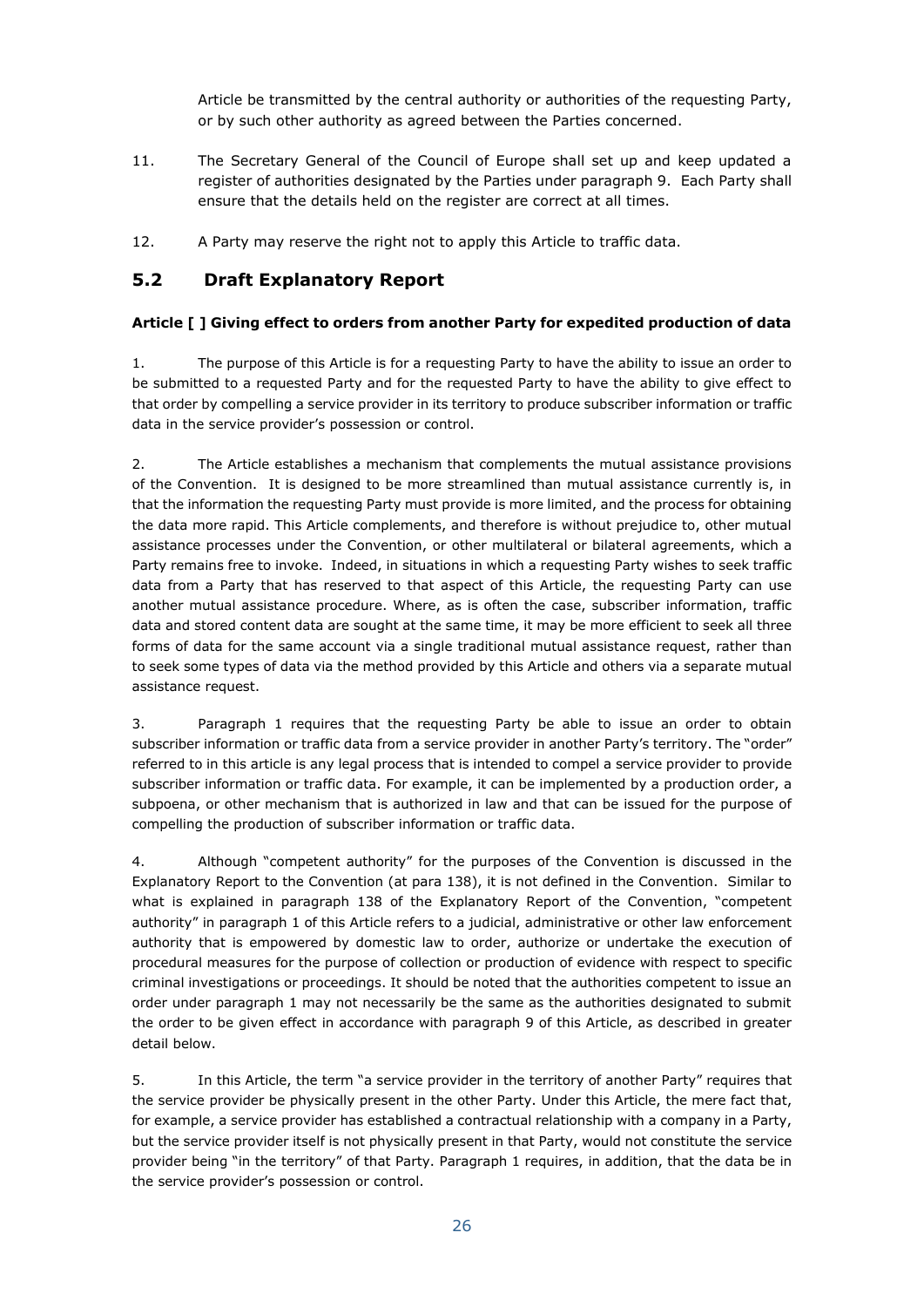Article be transmitted by the central authority or authorities of the requesting Party, or by such other authority as agreed between the Parties concerned.

11. The Secretary General of the Council of Europe shall set up and keep updated a register of authorities designated by the Parties under paragraph 9. Each Party shall ensure that the details held on the register are correct at all times.

12. A Party may reserve the right not to apply this Article to traffic data.

## 5.2 Draft Explanatory Report

**Article [ ] Giving effect to orders from another Party for expedited production of data**

1. The purpose of this Article is for a requesting Party to have the ability to issue an order to be submitted to a requested Party and for the requested Party to have the ability to give effect to that order by compelling a service provider in its territory to produce subscriber information or traffic data in the service provider's possession or control.

2. The Article establishes a mechanism that complements the mutual assistance provisions of the Convention. It is designed to be more streamlined than mutual assistance currently is, in that the information the requesting Party must provide is more limited, and the process for obtaining the data more rapid. This Article complements, and therefore is without prejudice to, other mutual assistance processes under the Convention, or other multilateral or bilateral agreements, which a Party remains free to invoke. Indeed, in situations in which a requesting Party wishes to seek traffic data from a Party that has reserved to that aspect of this Article, the requesting Party can use another mutual assistance procedure. Where, as is often the case, subscriber information, traffic data and stored content data are sought at the same time, it may be more efficient to seek all three forms of data for the same account via a single traditional mutual assistance request, rather than to seek some types of data via the method provided by this Article and others via a separate mutual assistance request.

3. Paragraph 1 requires that the requesting Party be able to issue an order to obtain subscriber information or traffic data from a service provider in another Party's territory. The "order" referred to in this article is any legal process that is intended to compel a service provider to provide subscriber information or traffic data. For example, it can be implemented by a production order, a subpoena, or other mechanism that is authorized in law and that can be issued for the purpose of compelling the production of subscriber information or traffic data.

4. Although "competent authority" for the purposes of the Convention is discussed in the Explanatory Report to the Convention (at para 138), it is not defined in the Convention. Similar to what is explained in paragraph 138 of the Explanatory Report of the Convention, "competent authority" in paragraph 1 of this Article refers to a judicial, administrative or other law enforcement authority that is empowered by domestic law to order, authorize or undertake the execution of procedural measures for the purpose of collection or production of evidence with respect to specific criminal investigations or proceedings. It should be noted that the authorities competent to issue an order under paragraph 1 may not necessarily be the same as the authorities designated to submit the order to be given effect in accordance with paragraph 9 of this Article, as described in greater detail below.

5. In this Article, the term "a service provider in the territory of another Party" requires that the service provider be physically present in the other Party. Under this Article, the mere fact that, for example, a service provider has established a contractual relationship with a company in a Party, but the service provider itself is not physically present in that Party, would not constitute the service provider being "in the territory" of that Party. Paragraph 1 requires, in addition, that the data be in the service provider's possession or control.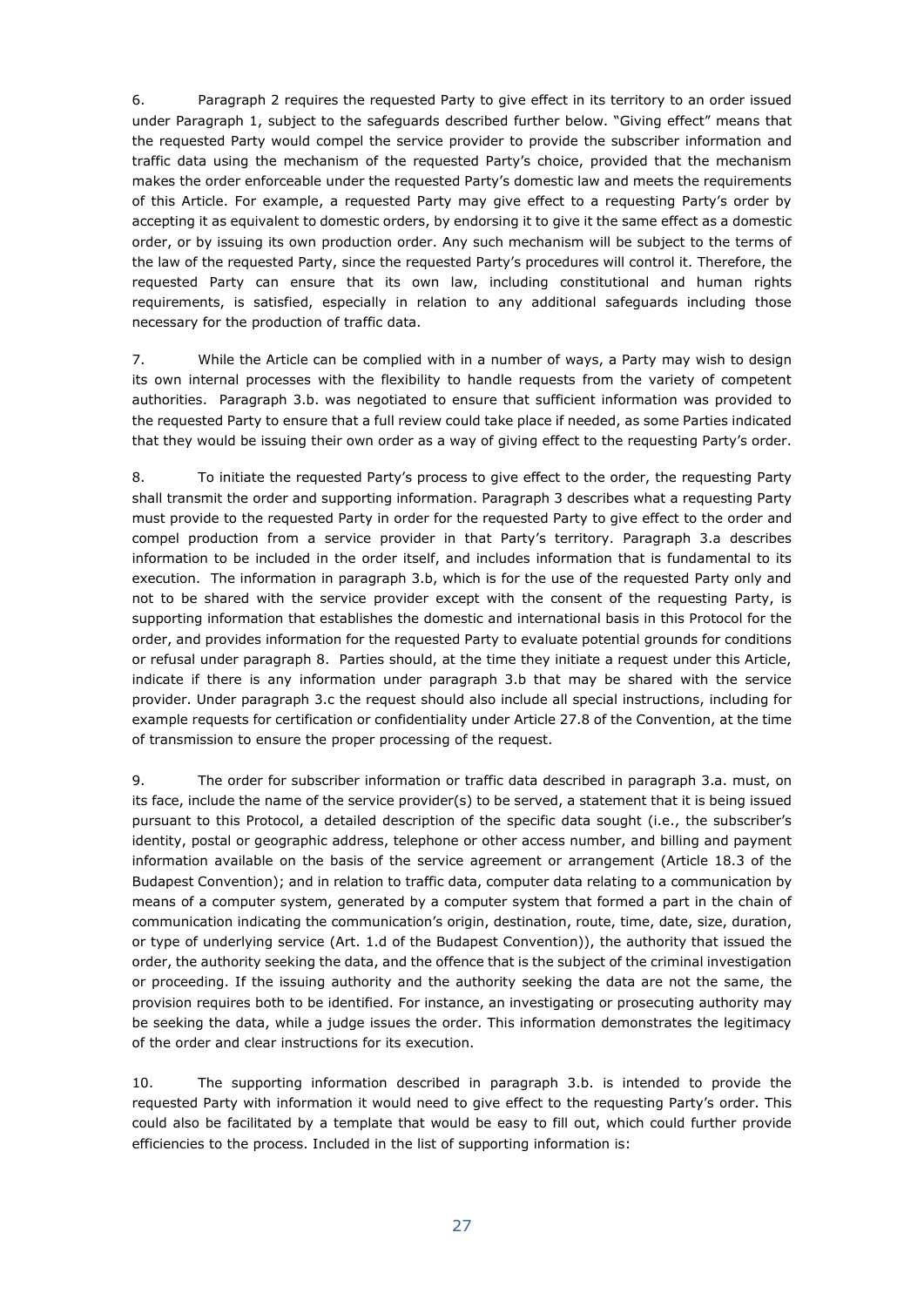6. Paragraph 2 requires the requested Party to give effect in its territory to an order issued under Paragraph 1, subject to the safeguards described further below. "Giving effect" means that the requested Party would compel the service provider to provide the subscriber information and traffic data using the mechanism of the requested Party's choice, provided that the mechanism makes the order enforceable under the requested Party's domestic law and meets the requirements of this Article. For example, a requested Party may give effect to a requesting Party's order by accepting it as equivalent to domestic orders, by endorsing it to give it the same effect as a domestic order, or by issuing its own production order. Any such mechanism will be subject to the terms of the law of the requested Party, since the requested Party's procedures will control it. Therefore, the requested Party can ensure that its own law, including constitutional and human rights requirements, is satisfied, especially in relation to any additional safeguards including those necessary for the production of traffic data.

7. While the Article can be complied with in a number of ways, a Party may wish to design its own internal processes with the flexibility to handle requests from the variety of competent authorities. Paragraph 3.b. was negotiated to ensure that sufficient information was provided to the requested Party to ensure that a full review could take place if needed, as some Parties indicated that they would be issuing their own order as a way of giving effect to the requesting Party's order.

8. To initiate the requested Party's process to give effect to the order, the requesting Party shall transmit the order and supporting information. Paragraph 3 describes what a requesting Party must provide to the requested Party in order for the requested Party to give effect to the order and compel production from a service provider in that Party's territory. Paragraph 3.a describes information to be included in the order itself, and includes information that is fundamental to its execution. The information in paragraph 3.b, which is for the use of the requested Party only and not to be shared with the service provider except with the consent of the requesting Party, is supporting information that establishes the domestic and international basis in this Protocol for the order, and provides information for the requested Party to evaluate potential grounds for conditions or refusal under paragraph 8. Parties should, at the time they initiate a request under this Article, indicate if there is any information under paragraph 3.b that may be shared with the service provider. Under paragraph 3.c the request should also include all special instructions, including for example requests for certification or confidentiality under Article 27.8 of the Convention, at the time of transmission to ensure the proper processing of the request.

9. The order for subscriber information or traffic data described in paragraph 3.a. must, on its face, include the name of the service provider(s) to be served, a statement that it is being issued pursuant to this Protocol, a detailed description of the specific data sought (i.e., the subscriber's identity, postal or geographic address, telephone or other access number, and billing and payment information available on the basis of the service agreement or arrangement (Article 18.3 of the Budapest Convention); and in relation to traffic data, computer data relating to a communication by means of a computer system, generated by a computer system that formed a part in the chain of communication indicating the communication's origin, destination, route, time, date, size, duration, or type of underlying service (Art. 1.d of the Budapest Convention)), the authority that issued the order, the authority seeking the data, and the offence that is the subject of the criminal investigation or proceeding. If the issuing authority and the authority seeking the data are not the same, the provision requires both to be identified. For instance, an investigating or prosecuting authority may be seeking the data, while a judge issues the order. This information demonstrates the legitimacy of the order and clear instructions for its execution.

10. The supporting information described in paragraph 3.b. is intended to provide the requested Party with information it would need to give effect to the requesting Party's order. This could also be facilitated by a template that would be easy to fill out, which could further provide efficiencies to the process. Included in the list of supporting information is: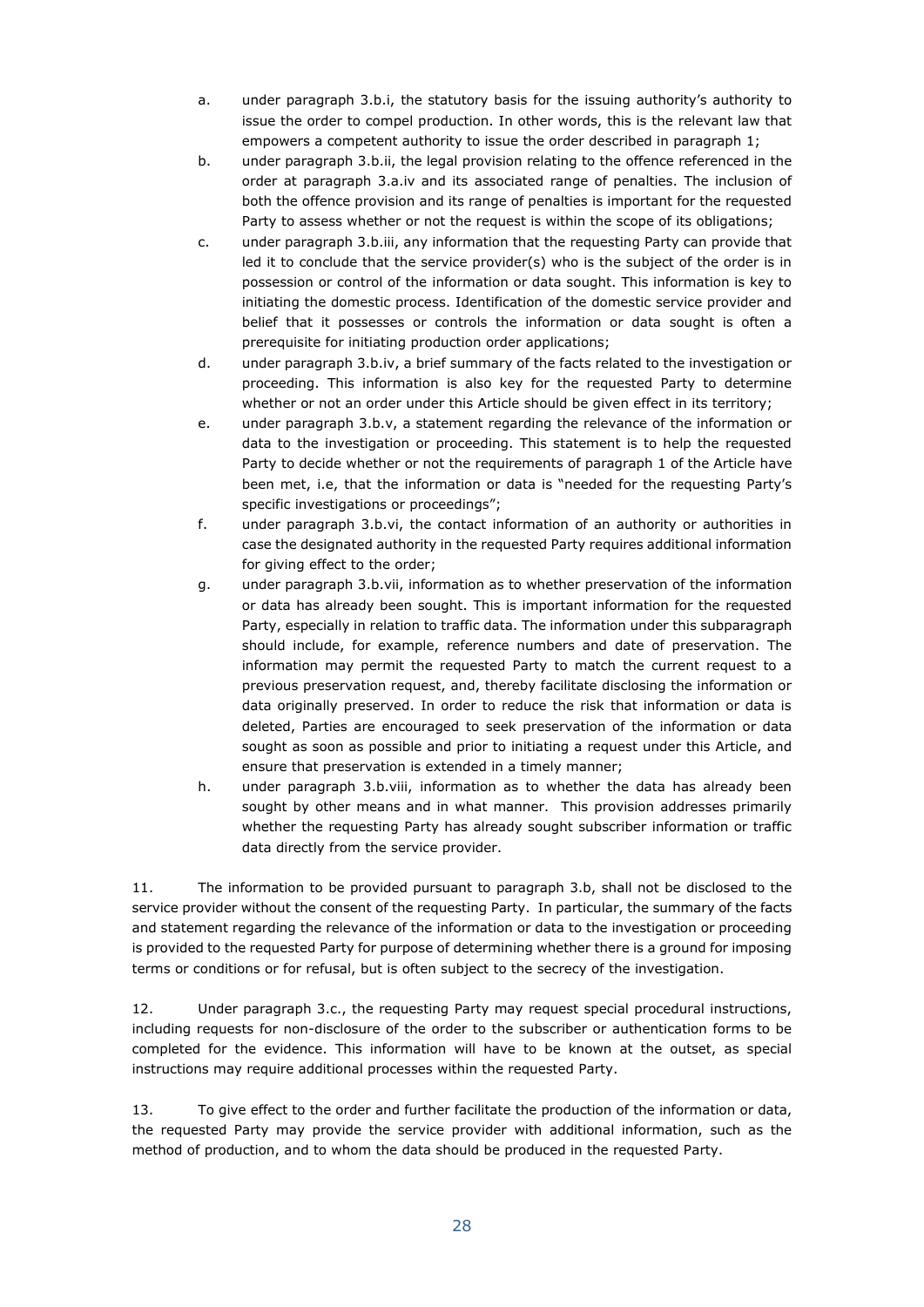a. under paragraph 3.b.i, the statutory basis for the issuing authority's authority to issue the order to compel production. In other words, this is the relevant law that empowers a competent authority to issue the order described in paragraph 1;

b. under paragraph 3.b.ii, the legal provision relating to the offence referenced in the order at paragraph 3.a.iv and its associated range of penalties. The inclusion of both the offence provision and its range of penalties is important for the requested Party to assess whether or not the request is within the scope of its obligations;

c. under paragraph 3.b.iii, any information that the requesting Party can provide that led it to conclude that the service provider(s) who is the subject of the order is in possession or control of the information or data sought. This information is key to initiating the domestic process. Identification of the domestic service provider and belief that it possesses or controls the information or data sought is often a prerequisite for initiating production order applications;

d. under paragraph 3.b.iv, a brief summary of the facts related to the investigation or proceeding. This information is also key for the requested Party to determine whether or not an order under this Article should be given effect in its territory;

e. under paragraph 3.b.v, a statement regarding the relevance of the information or data to the investigation or proceeding. This statement is to help the requested Party to decide whether or not the requirements of paragraph 1 of the Article have been met, i.e, that the information or data is "needed for the requesting Party's specific investigations or proceedings";

f. under paragraph 3.b.vi, the contact information of an authority or authorities in case the designated authority in the requested Party requires additional information for giving effect to the order;

g. under paragraph 3.b.vii, information as to whether preservation of the information or data has already been sought. This is important information for the requested Party, especially in relation to traffic data. The information under this subparagraph should include, for example, reference numbers and date of preservation. The information may permit the requested Party to match the current request to a previous preservation request, and, thereby facilitate disclosing the information or data originally preserved. In order to reduce the risk that information or data is deleted, Parties are encouraged to seek preservation of the information or data sought as soon as possible and prior to initiating a request under this Article, and ensure that preservation is extended in a timely manner;

h. under paragraph 3.b.viii, information as to whether the data has already been sought by other means and in what manner. This provision addresses primarily whether the requesting Party has already sought subscriber information or traffic data directly from the service provider.

11. The information to be provided pursuant to paragraph 3.b, shall not be disclosed to the service provider without the consent of the requesting Party. In particular, the summary of the facts and statement regarding the relevance of the information or data to the investigation or proceeding is provided to the requested Party for purpose of determining whether there is a ground for imposing terms or conditions or for refusal, but is often subject to the secrecy of the investigation.

12. Under paragraph 3.c., the requesting Party may request special procedural instructions, including requests for non-disclosure of the order to the subscriber or authentication forms to be completed for the evidence. This information will have to be known at the outset, as special instructions may require additional processes within the requested Party.

13. To give effect to the order and further facilitate the production of the information or data, the requested Party may provide the service provider with additional information, such as the method of production, and to whom the data should be produced in the requested Party.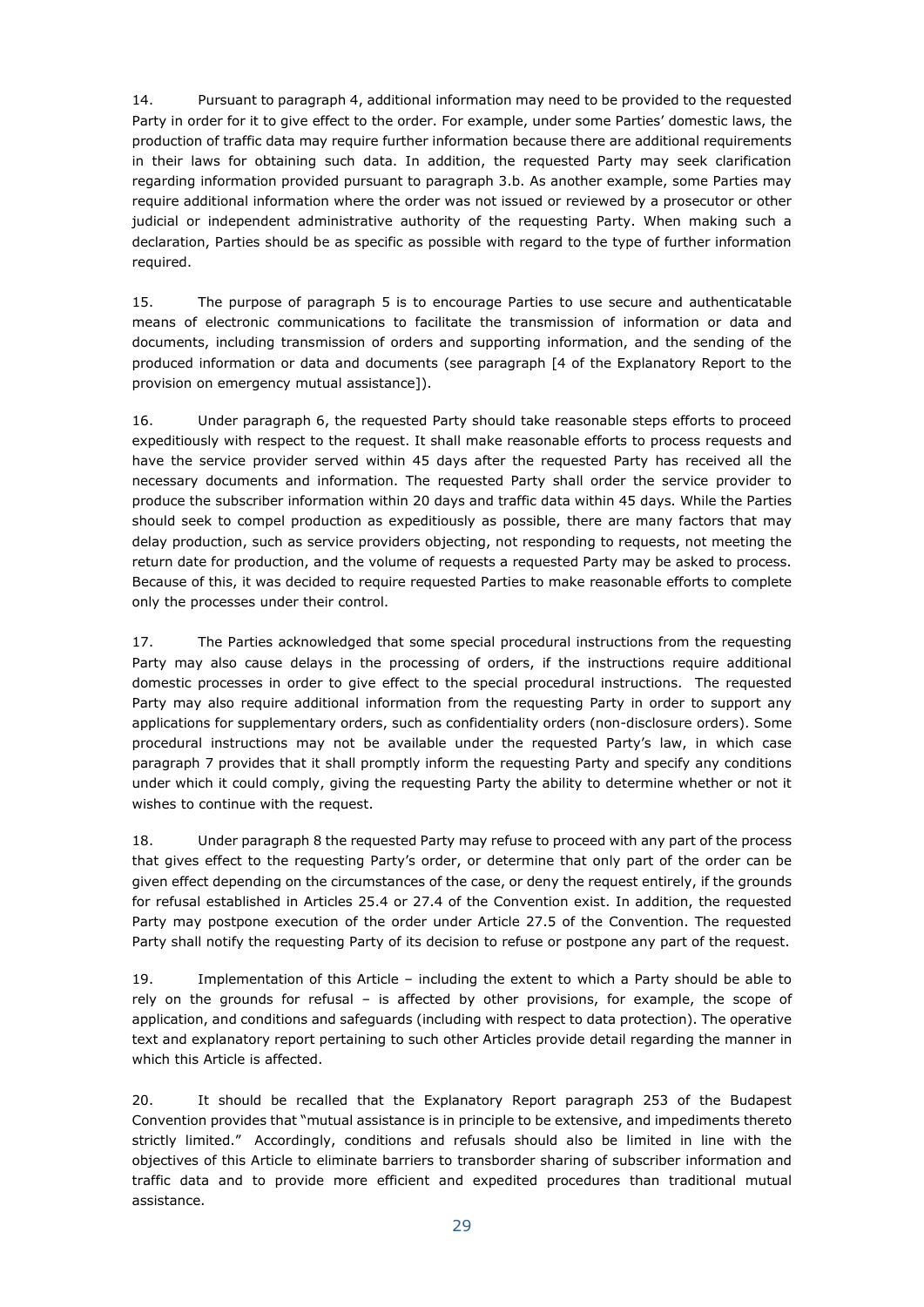14. Pursuant to paragraph 4, additional information may need to be provided to the requested Party in order for it to give effect to the order. For example, under some Parties' domestic laws, the production of traffic data may require further information because there are additional requirements in their laws for obtaining such data. In addition, the requested Party may seek clarification regarding information provided pursuant to paragraph 3.b. As another example, some Parties may require additional information where the order was not issued or reviewed by a prosecutor or other judicial or independent administrative authority of the requesting Party. When making such a declaration, Parties should be as specific as possible with regard to the type of further information required.

15. The purpose of paragraph 5 is to encourage Parties to use secure and authenticatable means of electronic communications to facilitate the transmission of information or data and documents, including transmission of orders and supporting information, and the sending of the produced information or data and documents (see paragraph [4 of the Explanatory Report to the provision on emergency mutual assistance]).

16. Under paragraph 6, the requested Party should take reasonable steps efforts to proceed expeditiously with respect to the request. It shall make reasonable efforts to process requests and have the service provider served within 45 days after the requested Party has received all the necessary documents and information. The requested Party shall order the service provider to produce the subscriber information within 20 days and traffic data within 45 days. While the Parties should seek to compel production as expeditiously as possible, there are many factors that may delay production, such as service providers objecting, not responding to requests, not meeting the return date for production, and the volume of requests a requested Party may be asked to process. Because of this, it was decided to require requested Parties to make reasonable efforts to complete only the processes under their control.

17. The Parties acknowledged that some special procedural instructions from the requesting Party may also cause delays in the processing of orders, if the instructions require additional domestic processes in order to give effect to the special procedural instructions. The requested Party may also require additional information from the requesting Party in order to support any applications for supplementary orders, such as confidentiality orders (non-disclosure orders). Some procedural instructions may not be available under the requested Party's law, in which case paragraph 7 provides that it shall promptly inform the requesting Party and specify any conditions under which it could comply, giving the requesting Party the ability to determine whether or not it wishes to continue with the request.

18. Under paragraph 8 the requested Party may refuse to proceed with any part of the process that gives effect to the requesting Party's order, or determine that only part of the order can be given effect depending on the circumstances of the case, or deny the request entirely, if the grounds for refusal established in Articles 25.4 or 27.4 of the Convention exist. In addition, the requested Party may postpone execution of the order under Article 27.5 of the Convention. The requested Party shall notify the requesting Party of its decision to refuse or postpone any part of the request.

19. Implementation of this Article – including the extent to which a Party should be able to rely on the grounds for refusal – is affected by other provisions, for example, the scope of application, and conditions and safeguards (including with respect to data protection). The operative text and explanatory report pertaining to such other Articles provide detail regarding the manner in which this Article is affected.

20. It should be recalled that the Explanatory Report paragraph 253 of the Budapest Convention provides that "mutual assistance is in principle to be extensive, and impediments thereto strictly limited." Accordingly, conditions and refusals should also be limited in line with the objectives of this Article to eliminate barriers to transborder sharing of subscriber information and traffic data and to provide more efficient and expedited procedures than traditional mutual assistance.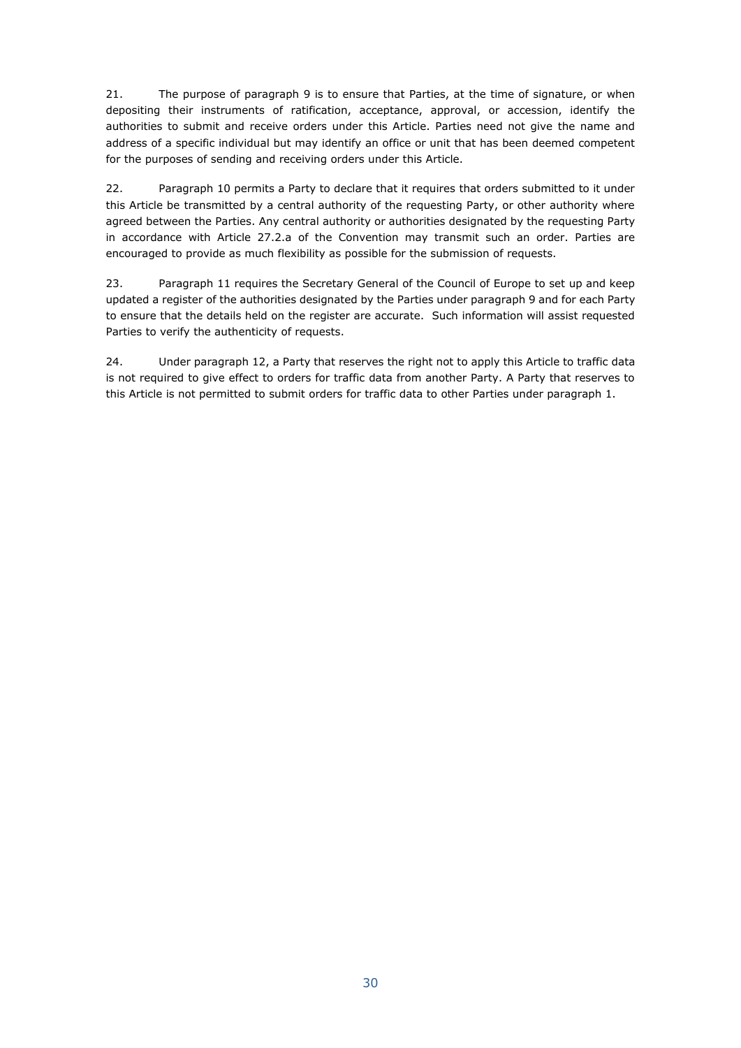21. The purpose of paragraph 9 is to ensure that Parties, at the time of signature, or when depositing their instruments of ratification, acceptance, approval, or accession, identify the authorities to submit and receive orders under this Article. Parties need not give the name and address of a specific individual but may identify an office or unit that has been deemed competent for the purposes of sending and receiving orders under this Article.

22. Paragraph 10 permits a Party to declare that it requires that orders submitted to it under this Article be transmitted by a central authority of the requesting Party, or other authority where agreed between the Parties. Any central authority or authorities designated by the requesting Party in accordance with Article 27.2.a of the Convention may transmit such an order. Parties are encouraged to provide as much flexibility as possible for the submission of requests.

23. Paragraph 11 requires the Secretary General of the Council of Europe to set up and keep updated a register of the authorities designated by the Parties under paragraph 9 and for each Party to ensure that the details held on the register are accurate. Such information will assist requested Parties to verify the authenticity of requests.

24. Under paragraph 12, a Party that reserves the right not to apply this Article to traffic data is not required to give effect to orders for traffic data from another Party. A Party that reserves to this Article is not permitted to submit orders for traffic data to other Parties under paragraph 1.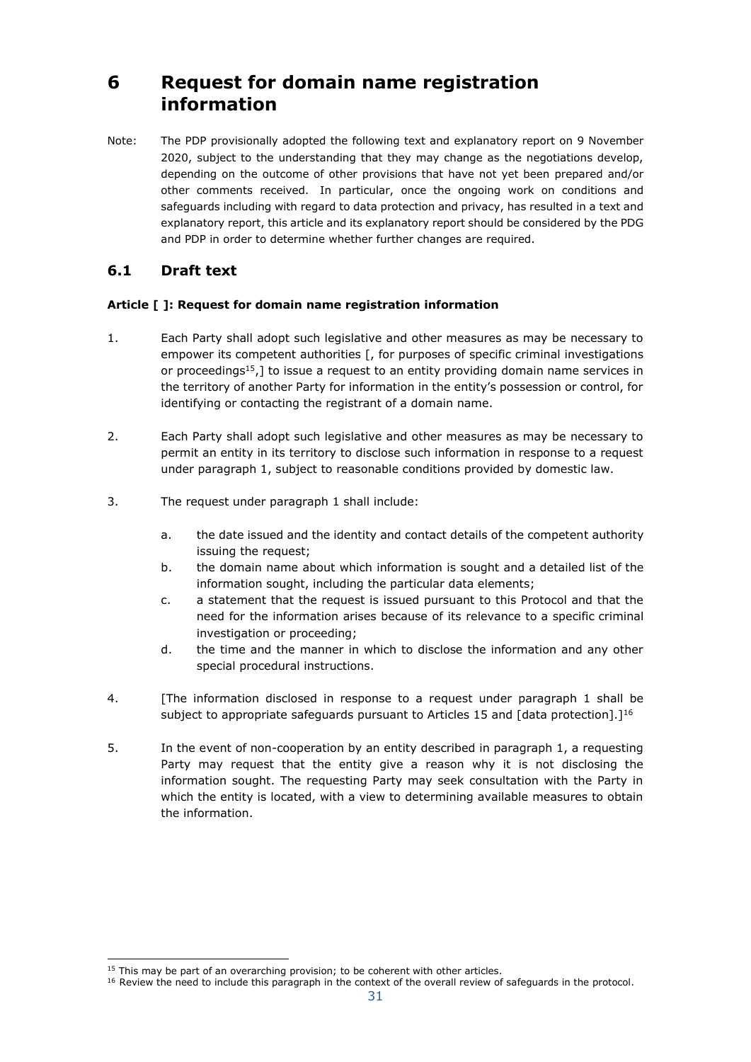# 6 Request for domain name registration information

Note: The PDP provisionally adopted the following text and explanatory report on 9 November 2020, subject to the understanding that they may change as the negotiations develop, depending on the outcome of other provisions that have not yet been prepared and/or other comments received. In particular, once the ongoing work on conditions and safeguards including with regard to data protection and privacy, has resulted in a text and explanatory report, this article and its explanatory report should be considered by the PDG and PDP in order to determine whether further changes are required.

## 6.1 Draft text

**Article [ ]: Request for domain name registration information**

1. Each Party shall adopt such legislative and other measures as may be necessary to empower its competent authorities [, for purposes of specific criminal investigations or proceedings[15],] to issue a request to an entity providing domain name services in the territory of another Party for information in the entity's possession or control, for identifying or contacting the registrant of a domain name.

2. Each Party shall adopt such legislative and other measures as may be necessary to permit an entity in its territory to disclose such information in response to a request under paragraph 1, subject to reasonable conditions provided by domestic law.

3. The request under paragraph 1 shall include:

   a. the date issued and the identity and contact details of the competent authority issuing the request;
   b. the domain name about which information is sought and a detailed list of the information sought, including the particular data elements;
   c. a statement that the request is issued pursuant to this Protocol and that the need for the information arises because of its relevance to a specific criminal investigation or proceeding;
   d. the time and the manner in which to disclose the information and any other special procedural instructions.

4. [The information disclosed in response to a request under paragraph 1 shall be subject to appropriate safeguards pursuant to Articles 15 and [data protection].][16]

5. In the event of non-cooperation by an entity described in paragraph 1, a requesting Party may request that the entity give a reason why it is not disclosing the information sought. The requesting Party may seek consultation with the Party in which the entity is located, with a view to determining available measures to obtain the information.

---

[15] This may be part of an overarching provision; to be coherent with other articles.

[16] Review the need to include this paragraph in the context of the overall review of safeguards in the protocol.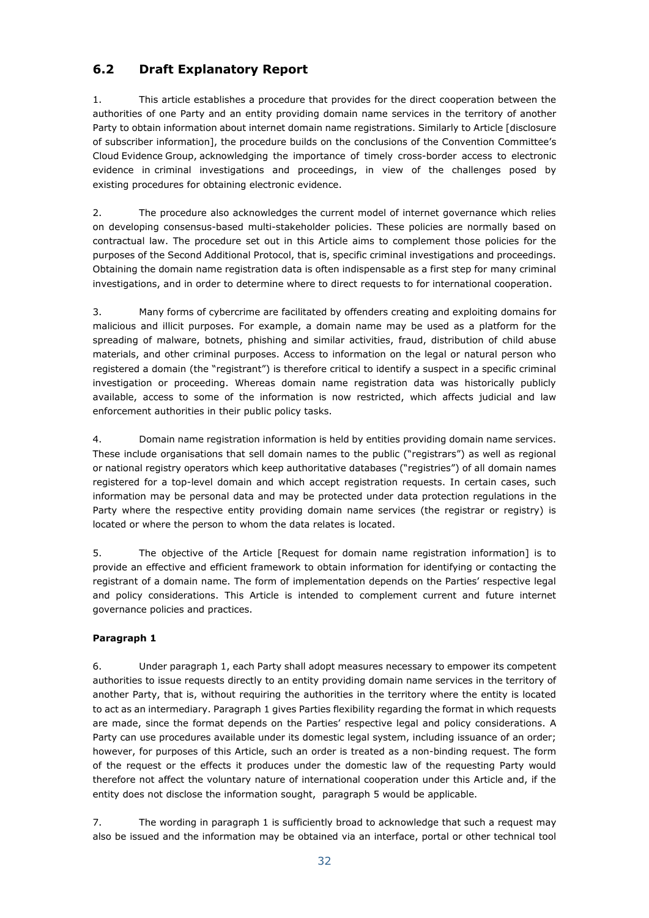## 6.2 Draft Explanatory Report

1. This article establishes a procedure that provides for the direct cooperation between the authorities of one Party and an entity providing domain name services in the territory of another Party to obtain information about internet domain name registrations. Similarly to Article [disclosure of subscriber information], the procedure builds on the conclusions of the Convention Committee's Cloud Evidence Group, acknowledging the importance of timely cross-border access to electronic evidence in criminal investigations and proceedings, in view of the challenges posed by existing procedures for obtaining electronic evidence.

2. The procedure also acknowledges the current model of internet governance which relies on developing consensus-based multi-stakeholder policies. These policies are normally based on contractual law. The procedure set out in this Article aims to complement those policies for the purposes of the Second Additional Protocol, that is, specific criminal investigations and proceedings. Obtaining the domain name registration data is often indispensable as a first step for many criminal investigations, and in order to determine where to direct requests to for international cooperation.

3. Many forms of cybercrime are facilitated by offenders creating and exploiting domains for malicious and illicit purposes. For example, a domain name may be used as a platform for the spreading of malware, botnets, phishing and similar activities, fraud, distribution of child abuse materials, and other criminal purposes. Access to information on the legal or natural person who registered a domain (the "registrant") is therefore critical to identify a suspect in a specific criminal investigation or proceeding. Whereas domain name registration data was historically publicly available, access to some of the information is now restricted, which affects judicial and law enforcement authorities in their public policy tasks.

4. Domain name registration information is held by entities providing domain name services. These include organisations that sell domain names to the public ("registrars") as well as regional or national registry operators which keep authoritative databases ("registries") of all domain names registered for a top-level domain and which accept registration requests. In certain cases, such information may be personal data and may be protected under data protection regulations in the Party where the respective entity providing domain name services (the registrar or registry) is located or where the person to whom the data relates is located.

5. The objective of the Article [Request for domain name registration information] is to provide an effective and efficient framework to obtain information for identifying or contacting the registrant of a domain name. The form of implementation depends on the Parties' respective legal and policy considerations. This Article is intended to complement current and future internet governance policies and practices.

**Paragraph 1**

6. Under paragraph 1, each Party shall adopt measures necessary to empower its competent authorities to issue requests directly to an entity providing domain name services in the territory of another Party, that is, without requiring the authorities in the territory where the entity is located to act as an intermediary. Paragraph 1 gives Parties flexibility regarding the format in which requests are made, since the format depends on the Parties' respective legal and policy considerations. A Party can use procedures available under its domestic legal system, including issuance of an order; however, for purposes of this Article, such an order is treated as a non-binding request. The form of the request or the effects it produces under the domestic law of the requesting Party would therefore not affect the voluntary nature of international cooperation under this Article and, if the entity does not disclose the information sought, paragraph 5 would be applicable.

7. The wording in paragraph 1 is sufficiently broad to acknowledge that such a request may also be issued and the information may be obtained via an interface, portal or other technical tool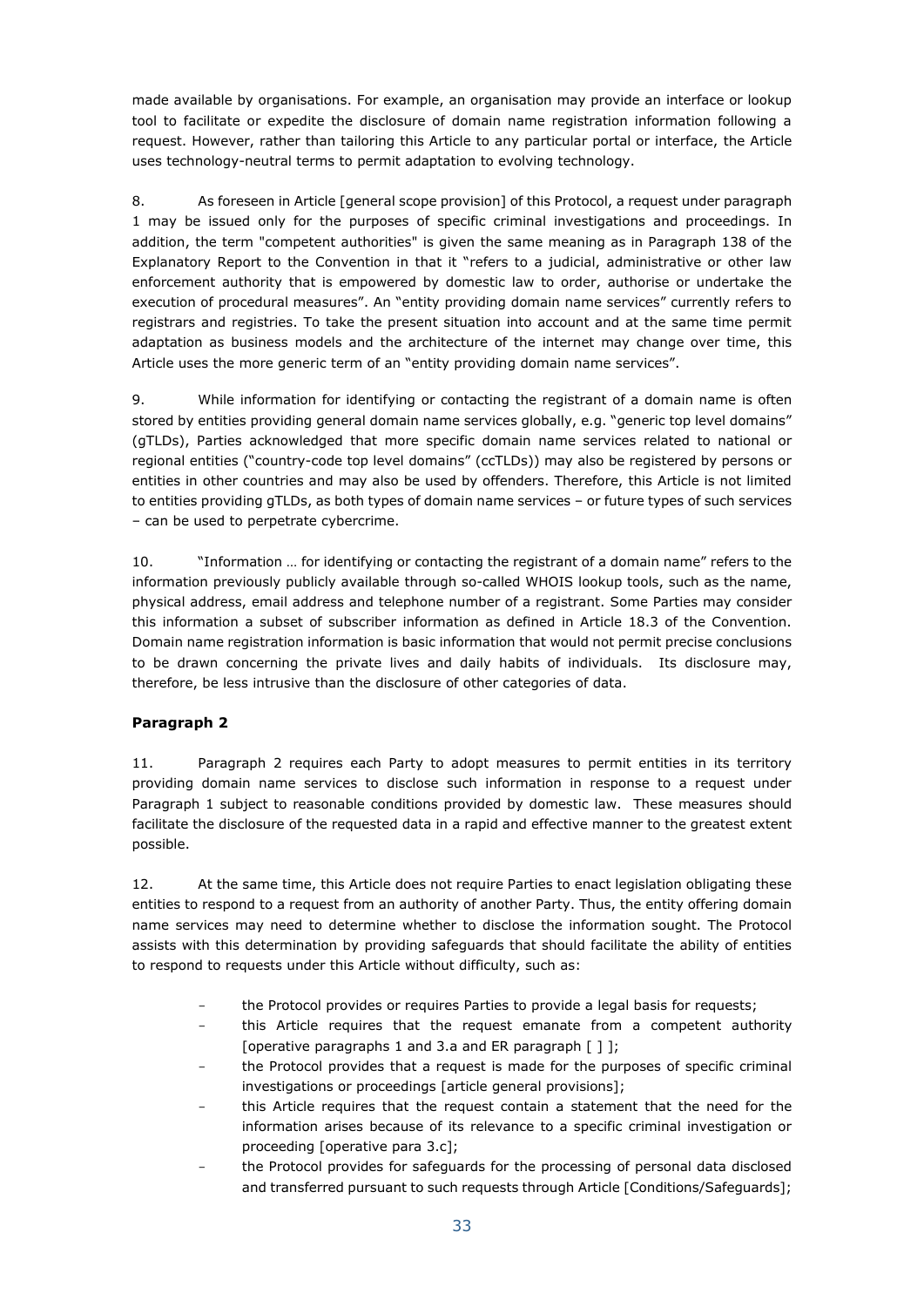made available by organisations. For example, an organisation may provide an interface or lookup tool to facilitate or expedite the disclosure of domain name registration information following a request. However, rather than tailoring this Article to any particular portal or interface, the Article uses technology-neutral terms to permit adaptation to evolving technology.

8. As foreseen in Article [general scope provision] of this Protocol, a request under paragraph 1 may be issued only for the purposes of specific criminal investigations and proceedings. In addition, the term "competent authorities" is given the same meaning as in Paragraph 138 of the Explanatory Report to the Convention in that it "refers to a judicial, administrative or other law enforcement authority that is empowered by domestic law to order, authorise or undertake the execution of procedural measures". An "entity providing domain name services" currently refers to registrars and registries. To take the present situation into account and at the same time permit adaptation as business models and the architecture of the internet may change over time, this Article uses the more generic term of an "entity providing domain name services".

9. While information for identifying or contacting the registrant of a domain name is often stored by entities providing general domain name services globally, e.g. "generic top level domains" (gTLDs), Parties acknowledged that more specific domain name services related to national or regional entities ("country-code top level domains" (ccTLDs)) may also be registered by persons or entities in other countries and may also be used by offenders. Therefore, this Article is not limited to entities providing gTLDs, as both types of domain name services – or future types of such services – can be used to perpetrate cybercrime.

10. "Information … for identifying or contacting the registrant of a domain name" refers to the information previously publicly available through so-called WHOIS lookup tools, such as the name, physical address, email address and telephone number of a registrant. Some Parties may consider this information a subset of subscriber information as defined in Article 18.3 of the Convention. Domain name registration information is basic information that would not permit precise conclusions to be drawn concerning the private lives and daily habits of individuals. Its disclosure may, therefore, be less intrusive than the disclosure of other categories of data.

**Paragraph 2**

11. Paragraph 2 requires each Party to adopt measures to permit entities in its territory providing domain name services to disclose such information in response to a request under Paragraph 1 subject to reasonable conditions provided by domestic law. These measures should facilitate the disclosure of the requested data in a rapid and effective manner to the greatest extent possible.

12. At the same time, this Article does not require Parties to enact legislation obligating these entities to respond to a request from an authority of another Party. Thus, the entity offering domain name services may need to determine whether to disclose the information sought. The Protocol assists with this determination by providing safeguards that should facilitate the ability of entities to respond to requests under this Article without difficulty, such as:

- the Protocol provides or requires Parties to provide a legal basis for requests;
- this Article requires that the request emanate from a competent authority [operative paragraphs 1 and 3.a and ER paragraph [ ] ];
- the Protocol provides that a request is made for the purposes of specific criminal investigations or proceedings [article general provisions];
- this Article requires that the request contain a statement that the need for the information arises because of its relevance to a specific criminal investigation or proceeding [operative para 3.c];
- the Protocol provides for safeguards for the processing of personal data disclosed and transferred pursuant to such requests through Article [Conditions/Safeguards];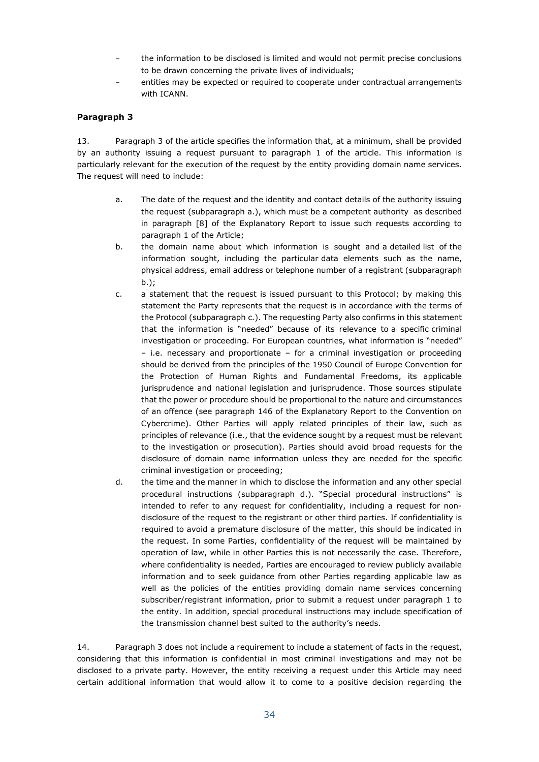- the information to be disclosed is limited and would not permit precise conclusions to be drawn concerning the private lives of individuals;
- entities may be expected or required to cooperate under contractual arrangements with ICANN.

**Paragraph 3**

13. Paragraph 3 of the article specifies the information that, at a minimum, shall be provided by an authority issuing a request pursuant to paragraph 1 of the article. This information is particularly relevant for the execution of the request by the entity providing domain name services. The request will need to include:

a. The date of the request and the identity and contact details of the authority issuing the request (subparagraph a.), which must be a competent authority as described in paragraph [8] of the Explanatory Report to issue such requests according to paragraph 1 of the Article;

b. the domain name about which information is sought and a detailed list of the information sought, including the particular data elements such as the name, physical address, email address or telephone number of a registrant (subparagraph b.);

c. a statement that the request is issued pursuant to this Protocol; by making this statement the Party represents that the request is in accordance with the terms of the Protocol (subparagraph c.). The requesting Party also confirms in this statement that the information is "needed" because of its relevance to a specific criminal investigation or proceeding. For European countries, what information is "needed" – i.e. necessary and proportionate – for a criminal investigation or proceeding should be derived from the principles of the 1950 Council of Europe Convention for the Protection of Human Rights and Fundamental Freedoms, its applicable jurisprudence and national legislation and jurisprudence. Those sources stipulate that the power or procedure should be proportional to the nature and circumstances of an offence (see paragraph 146 of the Explanatory Report to the Convention on Cybercrime). Other Parties will apply related principles of their law, such as principles of relevance (i.e., that the evidence sought by a request must be relevant to the investigation or prosecution). Parties should avoid broad requests for the disclosure of domain name information unless they are needed for the specific criminal investigation or proceeding;

d. the time and the manner in which to disclose the information and any other special procedural instructions (subparagraph d.). "Special procedural instructions" is intended to refer to any request for confidentiality, including a request for non-disclosure of the request to the registrant or other third parties. If confidentiality is required to avoid a premature disclosure of the matter, this should be indicated in the request. In some Parties, confidentiality of the request will be maintained by operation of law, while in other Parties this is not necessarily the case. Therefore, where confidentiality is needed, Parties are encouraged to review publicly available information and to seek guidance from other Parties regarding applicable law as well as the policies of the entities providing domain name services concerning subscriber/registrant information, prior to submit a request under paragraph 1 to the entity. In addition, special procedural instructions may include specification of the transmission channel best suited to the authority's needs.

14. Paragraph 3 does not include a requirement to include a statement of facts in the request, considering that this information is confidential in most criminal investigations and may not be disclosed to a private party. However, the entity receiving a request under this Article may need certain additional information that would allow it to come to a positive decision regarding the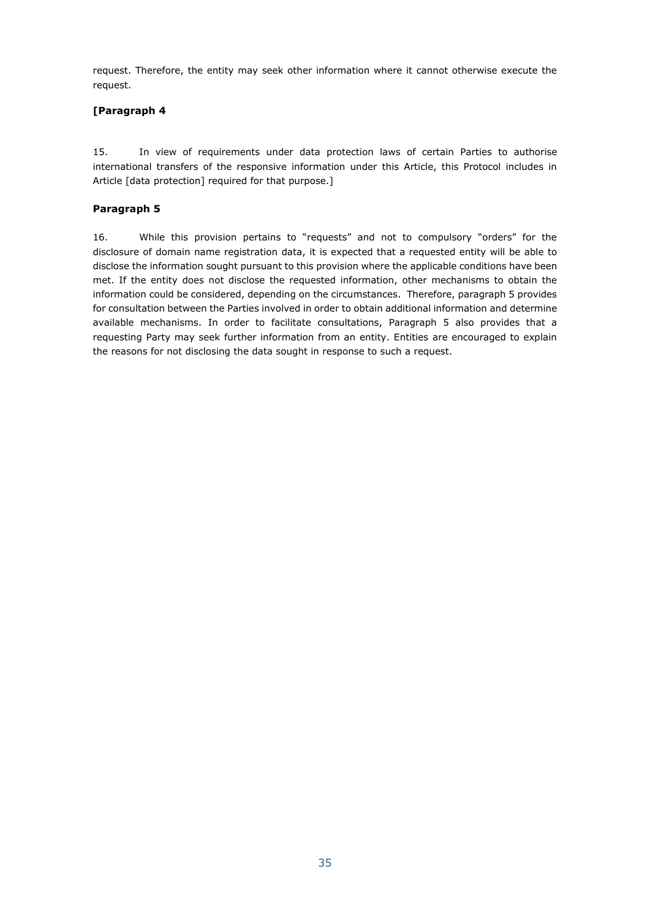request. Therefore, the entity may seek other information where it cannot otherwise execute the request.

**[Paragraph 4**

15. In view of requirements under data protection laws of certain Parties to authorise international transfers of the responsive information under this Article, this Protocol includes in Article [data protection] required for that purpose.]

**Paragraph 5**

16. While this provision pertains to "requests" and not to compulsory "orders" for the disclosure of domain name registration data, it is expected that a requested entity will be able to disclose the information sought pursuant to this provision where the applicable conditions have been met. If the entity does not disclose the requested information, other mechanisms to obtain the information could be considered, depending on the circumstances. Therefore, paragraph 5 provides for consultation between the Parties involved in order to obtain additional information and determine available mechanisms. In order to facilitate consultations, Paragraph 5 also provides that a requesting Party may seek further information from an entity. Entities are encouraged to explain the reasons for not disclosing the data sought in response to such a request.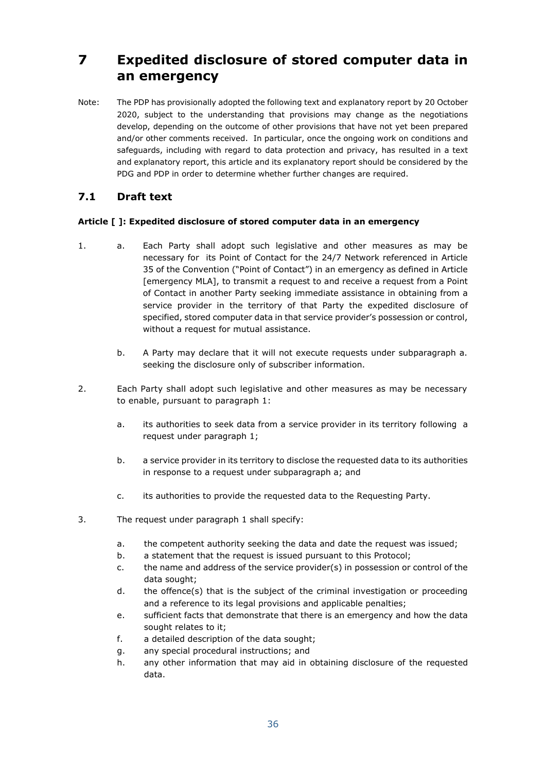# 7 Expedited disclosure of stored computer data in an emergency

Note: The PDP has provisionally adopted the following text and explanatory report by 20 October 2020, subject to the understanding that provisions may change as the negotiations develop, depending on the outcome of other provisions that have not yet been prepared and/or other comments received. In particular, once the ongoing work on conditions and safeguards, including with regard to data protection and privacy, has resulted in a text and explanatory report, this article and its explanatory report should be considered by the PDG and PDP in order to determine whether further changes are required.

## 7.1 Draft text

**Article [ ]: Expedited disclosure of stored computer data in an emergency**

1. a. Each Party shall adopt such legislative and other measures as may be necessary for its Point of Contact for the 24/7 Network referenced in Article 35 of the Convention ("Point of Contact") in an emergency as defined in Article [emergency MLA], to transmit a request to and receive a request from a Point of Contact in another Party seeking immediate assistance in obtaining from a service provider in the territory of that Party the expedited disclosure of specified, stored computer data in that service provider's possession or control, without a request for mutual assistance.

   b. A Party may declare that it will not execute requests under subparagraph a. seeking the disclosure only of subscriber information.

2. Each Party shall adopt such legislative and other measures as may be necessary to enable, pursuant to paragraph 1:

   a. its authorities to seek data from a service provider in its territory following a request under paragraph 1;

   b. a service provider in its territory to disclose the requested data to its authorities in response to a request under subparagraph a; and

   c. its authorities to provide the requested data to the Requesting Party.

3. The request under paragraph 1 shall specify:

   a. the competent authority seeking the data and date the request was issued;
   b. a statement that the request is issued pursuant to this Protocol;
   c. the name and address of the service provider(s) in possession or control of the data sought;
   d. the offence(s) that is the subject of the criminal investigation or proceeding and a reference to its legal provisions and applicable penalties;
   e. sufficient facts that demonstrate that there is an emergency and how the data sought relates to it;
   f. a detailed description of the data sought;
   g. any special procedural instructions; and
   h. any other information that may aid in obtaining disclosure of the requested data.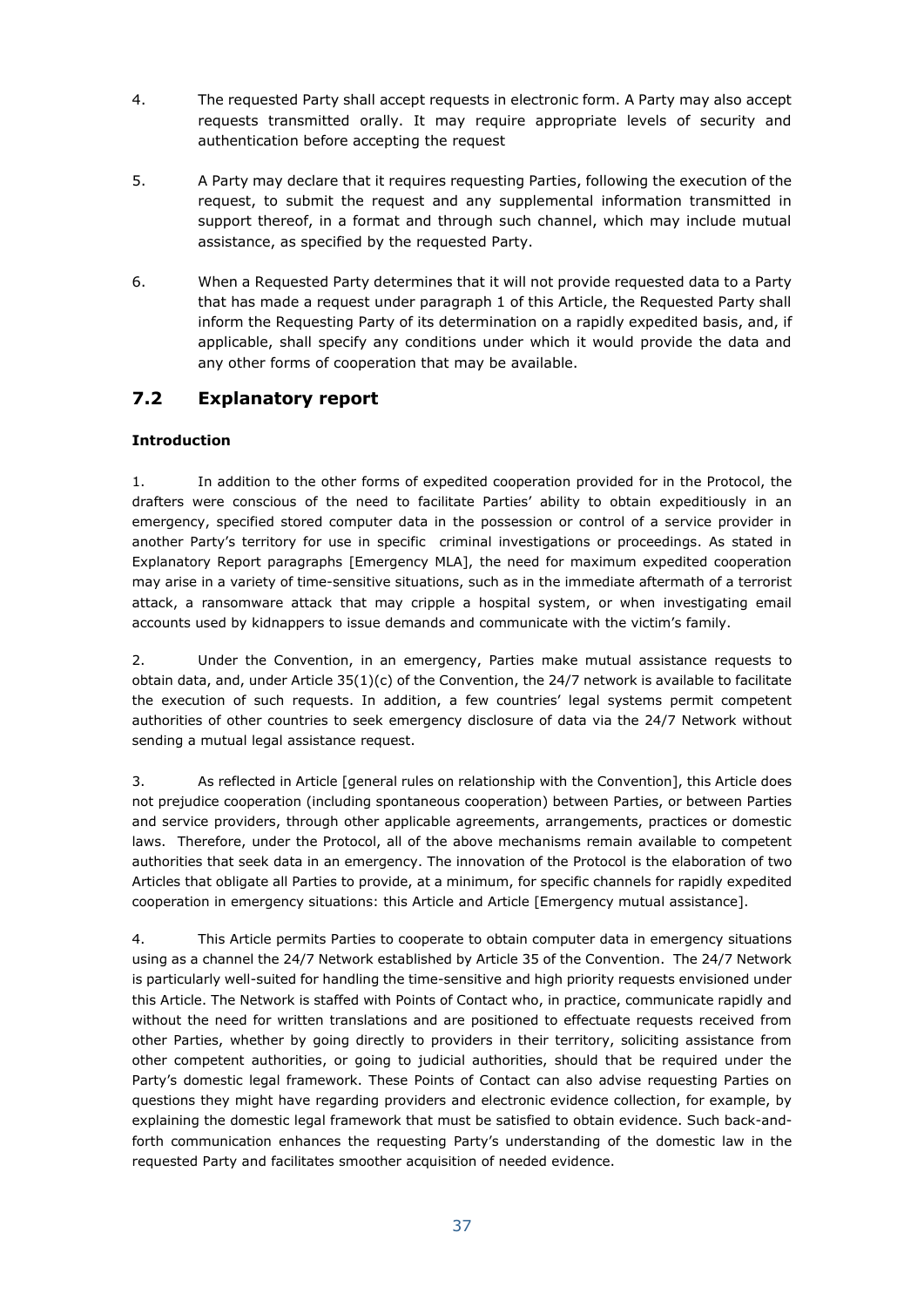4. The requested Party shall accept requests in electronic form. A Party may also accept requests transmitted orally. It may require appropriate levels of security and authentication before accepting the request

5. A Party may declare that it requires requesting Parties, following the execution of the request, to submit the request and any supplemental information transmitted in support thereof, in a format and through such channel, which may include mutual assistance, as specified by the requested Party.

6. When a Requested Party determines that it will not provide requested data to a Party that has made a request under paragraph 1 of this Article, the Requested Party shall inform the Requesting Party of its determination on a rapidly expedited basis, and, if applicable, shall specify any conditions under which it would provide the data and any other forms of cooperation that may be available.

## 7.2 Explanatory report

**Introduction**

1. In addition to the other forms of expedited cooperation provided for in the Protocol, the drafters were conscious of the need to facilitate Parties' ability to obtain expeditiously in an emergency, specified stored computer data in the possession or control of a service provider in another Party's territory for use in specific criminal investigations or proceedings. As stated in Explanatory Report paragraphs [Emergency MLA], the need for maximum expedited cooperation may arise in a variety of time-sensitive situations, such as in the immediate aftermath of a terrorist attack, a ransomware attack that may cripple a hospital system, or when investigating email accounts used by kidnappers to issue demands and communicate with the victim's family.

2. Under the Convention, in an emergency, Parties make mutual assistance requests to obtain data, and, under Article 35(1)(c) of the Convention, the 24/7 network is available to facilitate the execution of such requests. In addition, a few countries' legal systems permit competent authorities of other countries to seek emergency disclosure of data via the 24/7 Network without sending a mutual legal assistance request.

3. As reflected in Article [general rules on relationship with the Convention], this Article does not prejudice cooperation (including spontaneous cooperation) between Parties, or between Parties and service providers, through other applicable agreements, arrangements, practices or domestic laws. Therefore, under the Protocol, all of the above mechanisms remain available to competent authorities that seek data in an emergency. The innovation of the Protocol is the elaboration of two Articles that obligate all Parties to provide, at a minimum, for specific channels for rapidly expedited cooperation in emergency situations: this Article and Article [Emergency mutual assistance].

4. This Article permits Parties to cooperate to obtain computer data in emergency situations using as a channel the 24/7 Network established by Article 35 of the Convention. The 24/7 Network is particularly well-suited for handling the time-sensitive and high priority requests envisioned under this Article. The Network is staffed with Points of Contact who, in practice, communicate rapidly and without the need for written translations and are positioned to effectuate requests received from other Parties, whether by going directly to providers in their territory, soliciting assistance from other competent authorities, or going to judicial authorities, should that be required under the Party's domestic legal framework. These Points of Contact can also advise requesting Parties on questions they might have regarding providers and electronic evidence collection, for example, by explaining the domestic legal framework that must be satisfied to obtain evidence. Such back-and-forth communication enhances the requesting Party's understanding of the domestic law in the requested Party and facilitates smoother acquisition of needed evidence.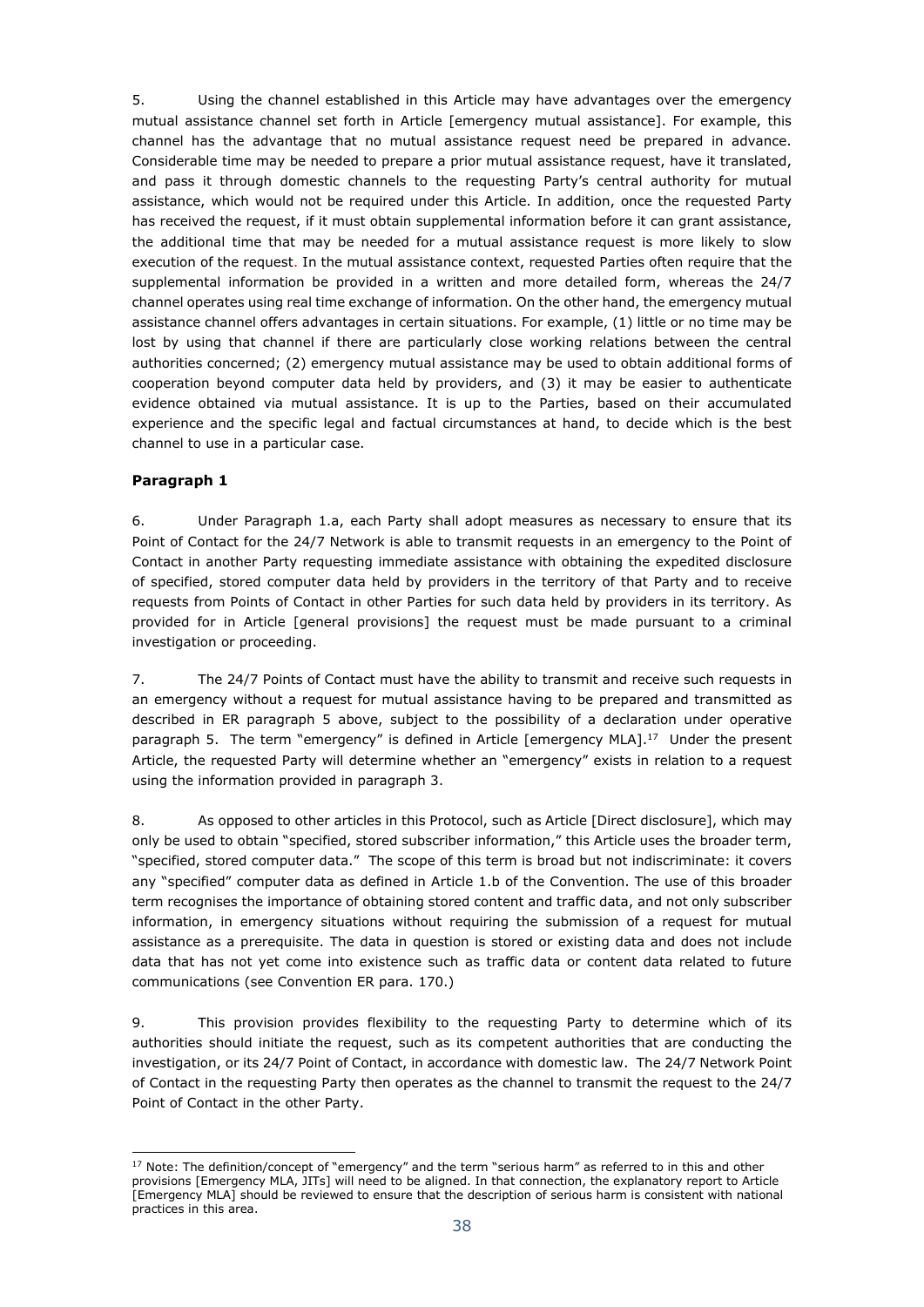5. Using the channel established in this Article may have advantages over the emergency mutual assistance channel set forth in Article [emergency mutual assistance]. For example, this channel has the advantage that no mutual assistance request need be prepared in advance. Considerable time may be needed to prepare a prior mutual assistance request, have it translated, and pass it through domestic channels to the requesting Party's central authority for mutual assistance, which would not be required under this Article. In addition, once the requested Party has received the request, if it must obtain supplemental information before it can grant assistance, the additional time that may be needed for a mutual assistance request is more likely to slow execution of the request. In the mutual assistance context, requested Parties often require that the supplemental information be provided in a written and more detailed form, whereas the 24/7 channel operates using real time exchange of information. On the other hand, the emergency mutual assistance channel offers advantages in certain situations. For example, (1) little or no time may be lost by using that channel if there are particularly close working relations between the central authorities concerned; (2) emergency mutual assistance may be used to obtain additional forms of cooperation beyond computer data held by providers, and (3) it may be easier to authenticate evidence obtained via mutual assistance. It is up to the Parties, based on their accumulated experience and the specific legal and factual circumstances at hand, to decide which is the best channel to use in a particular case.

**Paragraph 1**

6. Under Paragraph 1.a, each Party shall adopt measures as necessary to ensure that its Point of Contact for the 24/7 Network is able to transmit requests in an emergency to the Point of Contact in another Party requesting immediate assistance with obtaining the expedited disclosure of specified, stored computer data held by providers in the territory of that Party and to receive requests from Points of Contact in other Parties for such data held by providers in its territory. As provided for in Article [general provisions] the request must be made pursuant to a criminal investigation or proceeding.

7. The 24/7 Points of Contact must have the ability to transmit and receive such requests in an emergency without a request for mutual assistance having to be prepared and transmitted as described in ER paragraph 5 above, subject to the possibility of a declaration under operative paragraph 5. The term "emergency" is defined in Article [emergency MLA].[17] Under the present Article, the requested Party will determine whether an "emergency" exists in relation to a request using the information provided in paragraph 3.

8. As opposed to other articles in this Protocol, such as Article [Direct disclosure], which may only be used to obtain "specified, stored subscriber information," this Article uses the broader term, "specified, stored computer data." The scope of this term is broad but not indiscriminate: it covers any "specified" computer data as defined in Article 1.b of the Convention. The use of this broader term recognises the importance of obtaining stored content and traffic data, and not only subscriber information, in emergency situations without requiring the submission of a request for mutual assistance as a prerequisite. The data in question is stored or existing data and does not include data that has not yet come into existence such as traffic data or content data related to future communications (see Convention ER para. 170.)

9. This provision provides flexibility to the requesting Party to determine which of its authorities should initiate the request, such as its competent authorities that are conducting the investigation, or its 24/7 Point of Contact, in accordance with domestic law. The 24/7 Network Point of Contact in the requesting Party then operates as the channel to transmit the request to the 24/7 Point of Contact in the other Party.

[17] Note: The definition/concept of "emergency" and the term "serious harm" as referred to in this and other provisions [Emergency MLA, JITs] will need to be aligned. In that connection, the explanatory report to Article [Emergency MLA] should be reviewed to ensure that the description of serious harm is consistent with national practices in this area.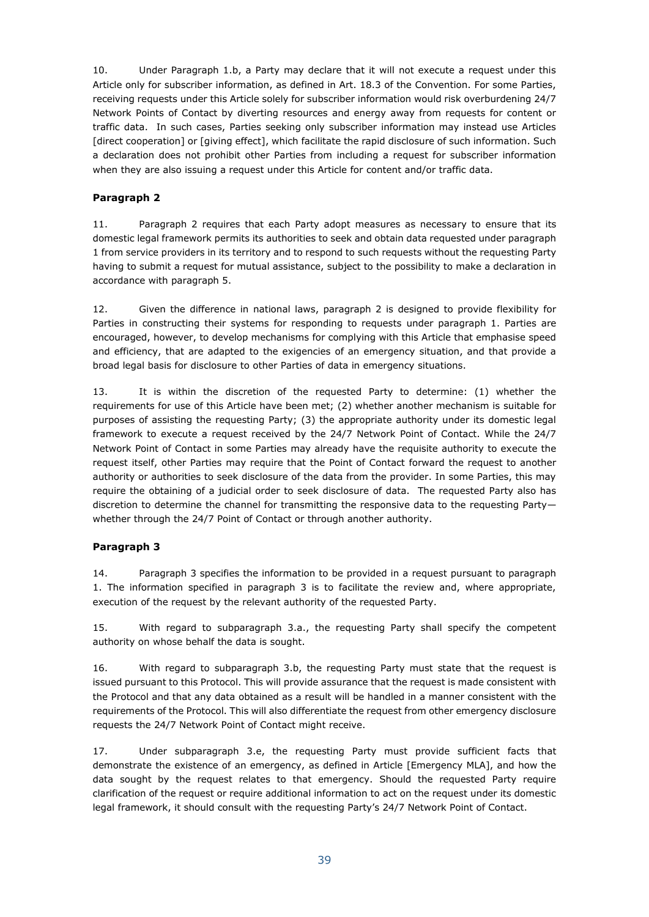10. Under Paragraph 1.b, a Party may declare that it will not execute a request under this Article only for subscriber information, as defined in Art. 18.3 of the Convention. For some Parties, receiving requests under this Article solely for subscriber information would risk overburdening 24/7 Network Points of Contact by diverting resources and energy away from requests for content or traffic data. In such cases, Parties seeking only subscriber information may instead use Articles [direct cooperation] or [giving effect], which facilitate the rapid disclosure of such information. Such a declaration does not prohibit other Parties from including a request for subscriber information when they are also issuing a request under this Article for content and/or traffic data.

**Paragraph 2**

11. Paragraph 2 requires that each Party adopt measures as necessary to ensure that its domestic legal framework permits its authorities to seek and obtain data requested under paragraph 1 from service providers in its territory and to respond to such requests without the requesting Party having to submit a request for mutual assistance, subject to the possibility to make a declaration in accordance with paragraph 5.

12. Given the difference in national laws, paragraph 2 is designed to provide flexibility for Parties in constructing their systems for responding to requests under paragraph 1. Parties are encouraged, however, to develop mechanisms for complying with this Article that emphasise speed and efficiency, that are adapted to the exigencies of an emergency situation, and that provide a broad legal basis for disclosure to other Parties of data in emergency situations.

13. It is within the discretion of the requested Party to determine: (1) whether the requirements for use of this Article have been met; (2) whether another mechanism is suitable for purposes of assisting the requesting Party; (3) the appropriate authority under its domestic legal framework to execute a request received by the 24/7 Network Point of Contact. While the 24/7 Network Point of Contact in some Parties may already have the requisite authority to execute the request itself, other Parties may require that the Point of Contact forward the request to another authority or authorities to seek disclosure of the data from the provider. In some Parties, this may require the obtaining of a judicial order to seek disclosure of data. The requested Party also has discretion to determine the channel for transmitting the responsive data to the requesting Party—whether through the 24/7 Point of Contact or through another authority.

**Paragraph 3**

14. Paragraph 3 specifies the information to be provided in a request pursuant to paragraph 1. The information specified in paragraph 3 is to facilitate the review and, where appropriate, execution of the request by the relevant authority of the requested Party.

15. With regard to subparagraph 3.a., the requesting Party shall specify the competent authority on whose behalf the data is sought.

16. With regard to subparagraph 3.b, the requesting Party must state that the request is issued pursuant to this Protocol. This will provide assurance that the request is made consistent with the Protocol and that any data obtained as a result will be handled in a manner consistent with the requirements of the Protocol. This will also differentiate the request from other emergency disclosure requests the 24/7 Network Point of Contact might receive.

17. Under subparagraph 3.e, the requesting Party must provide sufficient facts that demonstrate the existence of an emergency, as defined in Article [Emergency MLA], and how the data sought by the request relates to that emergency. Should the requested Party require clarification of the request or require additional information to act on the request under its domestic legal framework, it should consult with the requesting Party's 24/7 Network Point of Contact.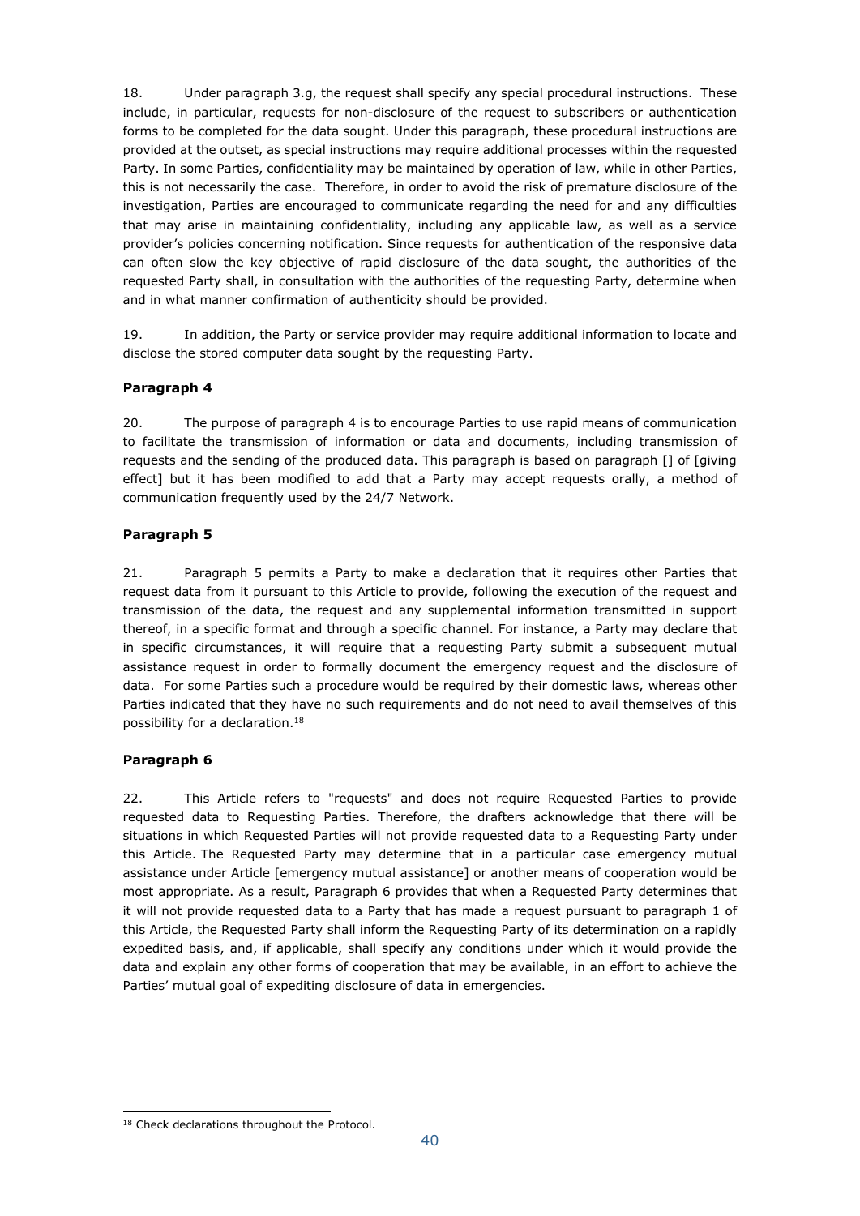18. Under paragraph 3.g, the request shall specify any special procedural instructions. These include, in particular, requests for non-disclosure of the request to subscribers or authentication forms to be completed for the data sought. Under this paragraph, these procedural instructions are provided at the outset, as special instructions may require additional processes within the requested Party. In some Parties, confidentiality may be maintained by operation of law, while in other Parties, this is not necessarily the case. Therefore, in order to avoid the risk of premature disclosure of the investigation, Parties are encouraged to communicate regarding the need for and any difficulties that may arise in maintaining confidentiality, including any applicable law, as well as a service provider's policies concerning notification. Since requests for authentication of the responsive data can often slow the key objective of rapid disclosure of the data sought, the authorities of the requested Party shall, in consultation with the authorities of the requesting Party, determine when and in what manner confirmation of authenticity should be provided.

19. In addition, the Party or service provider may require additional information to locate and disclose the stored computer data sought by the requesting Party.

**Paragraph 4**

20. The purpose of paragraph 4 is to encourage Parties to use rapid means of communication to facilitate the transmission of information or data and documents, including transmission of requests and the sending of the produced data. This paragraph is based on paragraph [] of [giving effect] but it has been modified to add that a Party may accept requests orally, a method of communication frequently used by the 24/7 Network.

**Paragraph 5**

21. Paragraph 5 permits a Party to make a declaration that it requires other Parties that request data from it pursuant to this Article to provide, following the execution of the request and transmission of the data, the request and any supplemental information transmitted in support thereof, in a specific format and through a specific channel. For instance, a Party may declare that in specific circumstances, it will require that a requesting Party submit a subsequent mutual assistance request in order to formally document the emergency request and the disclosure of data. For some Parties such a procedure would be required by their domestic laws, whereas other Parties indicated that they have no such requirements and do not need to avail themselves of this possibility for a declaration.[18]

**Paragraph 6**

22. This Article refers to "requests" and does not require Requested Parties to provide requested data to Requesting Parties. Therefore, the drafters acknowledge that there will be situations in which Requested Parties will not provide requested data to a Requesting Party under this Article. The Requested Party may determine that in a particular case emergency mutual assistance under Article [emergency mutual assistance] or another means of cooperation would be most appropriate. As a result, Paragraph 6 provides that when a Requested Party determines that it will not provide requested data to a Party that has made a request pursuant to paragraph 1 of this Article, the Requested Party shall inform the Requesting Party of its determination on a rapidly expedited basis, and, if applicable, shall specify any conditions under which it would provide the data and explain any other forms of cooperation that may be available, in an effort to achieve the Parties' mutual goal of expediting disclosure of data in emergencies.

[18] Check declarations throughout the Protocol.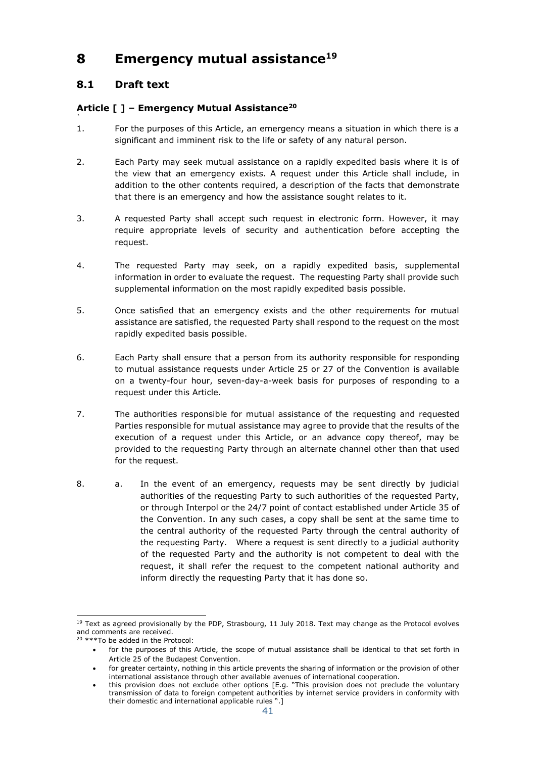# 8 Emergency mutual assistance[19]

## 8.1 Draft text

### Article [ ] – Emergency Mutual Assistance[20]

1. For the purposes of this Article, an emergency means a situation in which there is a significant and imminent risk to the life or safety of any natural person.

2. Each Party may seek mutual assistance on a rapidly expedited basis where it is of the view that an emergency exists. A request under this Article shall include, in addition to the other contents required, a description of the facts that demonstrate that there is an emergency and how the assistance sought relates to it.

3. A requested Party shall accept such request in electronic form. However, it may require appropriate levels of security and authentication before accepting the request.

4. The requested Party may seek, on a rapidly expedited basis, supplemental information in order to evaluate the request. The requesting Party shall provide such supplemental information on the most rapidly expedited basis possible.

5. Once satisfied that an emergency exists and the other requirements for mutual assistance are satisfied, the requested Party shall respond to the request on the most rapidly expedited basis possible.

6. Each Party shall ensure that a person from its authority responsible for responding to mutual assistance requests under Article 25 or 27 of the Convention is available on a twenty-four hour, seven-day-a-week basis for purposes of responding to a request under this Article.

7. The authorities responsible for mutual assistance of the requesting and requested Parties responsible for mutual assistance may agree to provide that the results of the execution of a request under this Article, or an advance copy thereof, may be provided to the requesting Party through an alternate channel other than that used for the request.

8. a. In the event of an emergency, requests may be sent directly by judicial authorities of the requesting Party to such authorities of the requested Party, or through Interpol or the 24/7 point of contact established under Article 35 of the Convention. In any such cases, a copy shall be sent at the same time to the central authority of the requested Party through the central authority of the requesting Party. Where a request is sent directly to a judicial authority of the requested Party and the authority is not competent to deal with the request, it shall refer the request to the competent national authority and inform directly the requesting Party that it has done so.

---

[19] Text as agreed provisionally by the PDP, Strasbourg, 11 July 2018. Text may change as the Protocol evolves and comments are received.

[20] ***To be added in the Protocol:

- for the purposes of this Article, the scope of mutual assistance shall be identical to that set forth in Article 25 of the Budapest Convention.
- for greater certainty, nothing in this article prevents the sharing of information or the provision of other international assistance through other available avenues of international cooperation.
- this provision does not exclude other options [E.g. "This provision does not preclude the voluntary transmission of data to foreign competent authorities by internet service providers in conformity with their domestic and international applicable rules ".]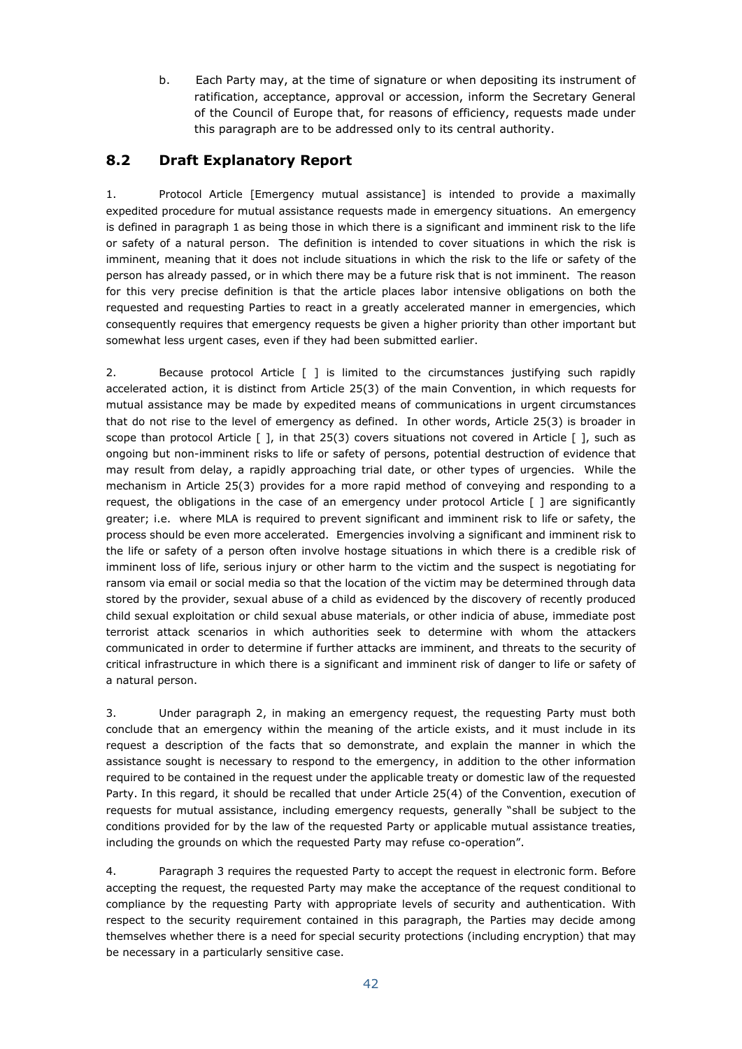b. Each Party may, at the time of signature or when depositing its instrument of ratification, acceptance, approval or accession, inform the Secretary General of the Council of Europe that, for reasons of efficiency, requests made under this paragraph are to be addressed only to its central authority.

## 8.2 Draft Explanatory Report

1. Protocol Article [Emergency mutual assistance] is intended to provide a maximally expedited procedure for mutual assistance requests made in emergency situations. An emergency is defined in paragraph 1 as being those in which there is a significant and imminent risk to the life or safety of a natural person. The definition is intended to cover situations in which the risk is imminent, meaning that it does not include situations in which the risk to the life or safety of the person has already passed, or in which there may be a future risk that is not imminent. The reason for this very precise definition is that the article places labor intensive obligations on both the requested and requesting Parties to react in a greatly accelerated manner in emergencies, which consequently requires that emergency requests be given a higher priority than other important but somewhat less urgent cases, even if they had been submitted earlier.

2. Because protocol Article [ ] is limited to the circumstances justifying such rapidly accelerated action, it is distinct from Article 25(3) of the main Convention, in which requests for mutual assistance may be made by expedited means of communications in urgent circumstances that do not rise to the level of emergency as defined. In other words, Article 25(3) is broader in scope than protocol Article [ ], in that 25(3) covers situations not covered in Article [ ], such as ongoing but non-imminent risks to life or safety of persons, potential destruction of evidence that may result from delay, a rapidly approaching trial date, or other types of urgencies. While the mechanism in Article 25(3) provides for a more rapid method of conveying and responding to a request, the obligations in the case of an emergency under protocol Article [ ] are significantly greater; i.e. where MLA is required to prevent significant and imminent risk to life or safety, the process should be even more accelerated. Emergencies involving a significant and imminent risk to the life or safety of a person often involve hostage situations in which there is a credible risk of imminent loss of life, serious injury or other harm to the victim and the suspect is negotiating for ransom via email or social media so that the location of the victim may be determined through data stored by the provider, sexual abuse of a child as evidenced by the discovery of recently produced child sexual exploitation or child sexual abuse materials, or other indicia of abuse, immediate post terrorist attack scenarios in which authorities seek to determine with whom the attackers communicated in order to determine if further attacks are imminent, and threats to the security of critical infrastructure in which there is a significant and imminent risk of danger to life or safety of a natural person.

3. Under paragraph 2, in making an emergency request, the requesting Party must both conclude that an emergency within the meaning of the article exists, and it must include in its request a description of the facts that so demonstrate, and explain the manner in which the assistance sought is necessary to respond to the emergency, in addition to the other information required to be contained in the request under the applicable treaty or domestic law of the requested Party. In this regard, it should be recalled that under Article 25(4) of the Convention, execution of requests for mutual assistance, including emergency requests, generally "shall be subject to the conditions provided for by the law of the requested Party or applicable mutual assistance treaties, including the grounds on which the requested Party may refuse co-operation".

4. Paragraph 3 requires the requested Party to accept the request in electronic form. Before accepting the request, the requested Party may make the acceptance of the request conditional to compliance by the requesting Party with appropriate levels of security and authentication. With respect to the security requirement contained in this paragraph, the Parties may decide among themselves whether there is a need for special security protections (including encryption) that may be necessary in a particularly sensitive case.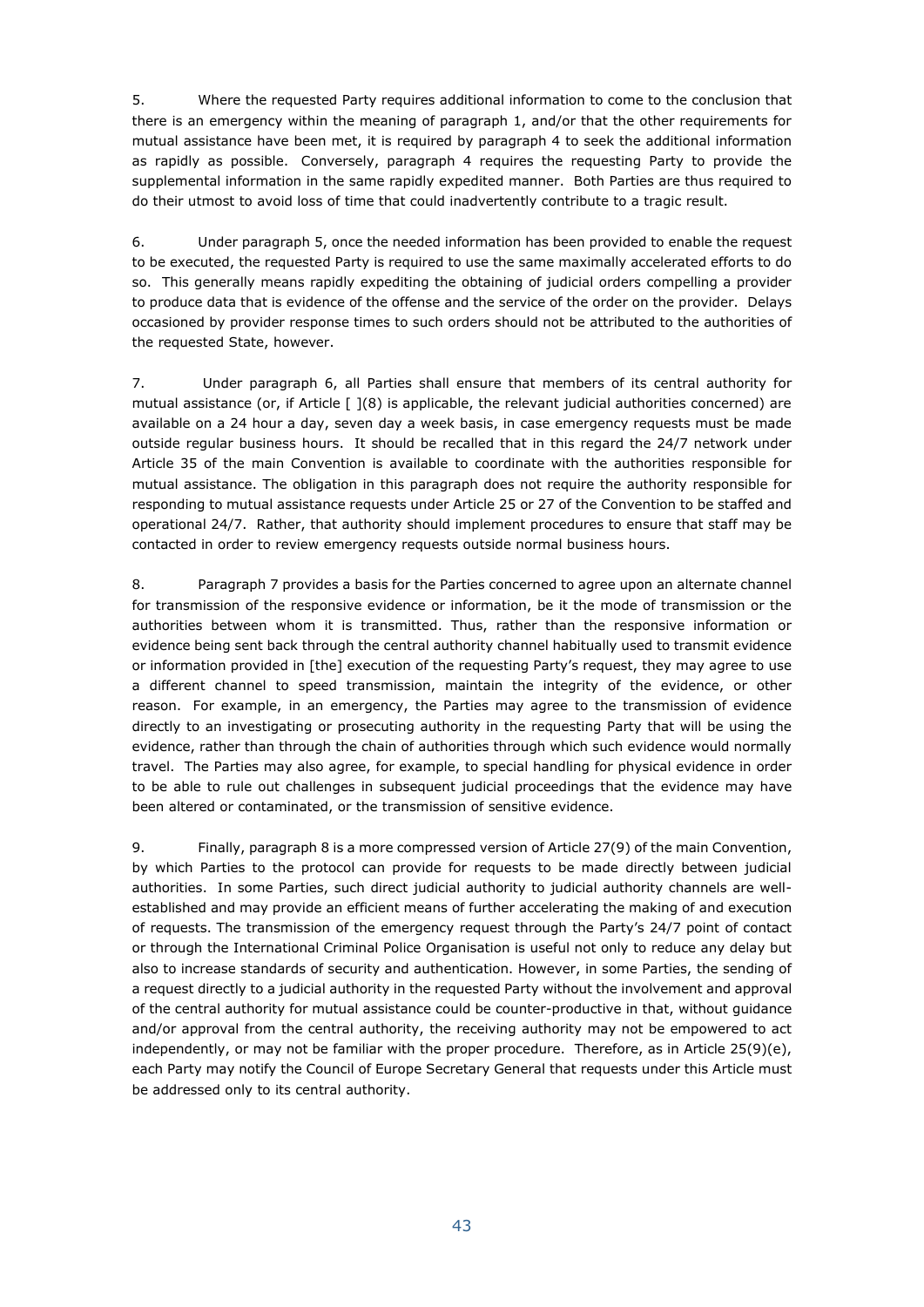5. Where the requested Party requires additional information to come to the conclusion that there is an emergency within the meaning of paragraph 1, and/or that the other requirements for mutual assistance have been met, it is required by paragraph 4 to seek the additional information as rapidly as possible. Conversely, paragraph 4 requires the requesting Party to provide the supplemental information in the same rapidly expedited manner. Both Parties are thus required to do their utmost to avoid loss of time that could inadvertently contribute to a tragic result.

6. Under paragraph 5, once the needed information has been provided to enable the request to be executed, the requested Party is required to use the same maximally accelerated efforts to do so. This generally means rapidly expediting the obtaining of judicial orders compelling a provider to produce data that is evidence of the offense and the service of the order on the provider. Delays occasioned by provider response times to such orders should not be attributed to the authorities of the requested State, however.

7. Under paragraph 6, all Parties shall ensure that members of its central authority for mutual assistance (or, if Article [ ](8) is applicable, the relevant judicial authorities concerned) are available on a 24 hour a day, seven day a week basis, in case emergency requests must be made outside regular business hours. It should be recalled that in this regard the 24/7 network under Article 35 of the main Convention is available to coordinate with the authorities responsible for mutual assistance. The obligation in this paragraph does not require the authority responsible for responding to mutual assistance requests under Article 25 or 27 of the Convention to be staffed and operational 24/7. Rather, that authority should implement procedures to ensure that staff may be contacted in order to review emergency requests outside normal business hours.

8. Paragraph 7 provides a basis for the Parties concerned to agree upon an alternate channel for transmission of the responsive evidence or information, be it the mode of transmission or the authorities between whom it is transmitted. Thus, rather than the responsive information or evidence being sent back through the central authority channel habitually used to transmit evidence or information provided in [the] execution of the requesting Party's request, they may agree to use a different channel to speed transmission, maintain the integrity of the evidence, or other reason. For example, in an emergency, the Parties may agree to the transmission of evidence directly to an investigating or prosecuting authority in the requesting Party that will be using the evidence, rather than through the chain of authorities through which such evidence would normally travel. The Parties may also agree, for example, to special handling for physical evidence in order to be able to rule out challenges in subsequent judicial proceedings that the evidence may have been altered or contaminated, or the transmission of sensitive evidence.

9. Finally, paragraph 8 is a more compressed version of Article 27(9) of the main Convention, by which Parties to the protocol can provide for requests to be made directly between judicial authorities. In some Parties, such direct judicial authority to judicial authority channels are well-established and may provide an efficient means of further accelerating the making of and execution of requests. The transmission of the emergency request through the Party's 24/7 point of contact or through the International Criminal Police Organisation is useful not only to reduce any delay but also to increase standards of security and authentication. However, in some Parties, the sending of a request directly to a judicial authority in the requested Party without the involvement and approval of the central authority for mutual assistance could be counter-productive in that, without guidance and/or approval from the central authority, the receiving authority may not be empowered to act independently, or may not be familiar with the proper procedure. Therefore, as in Article 25(9)(e), each Party may notify the Council of Europe Secretary General that requests under this Article must be addressed only to its central authority.